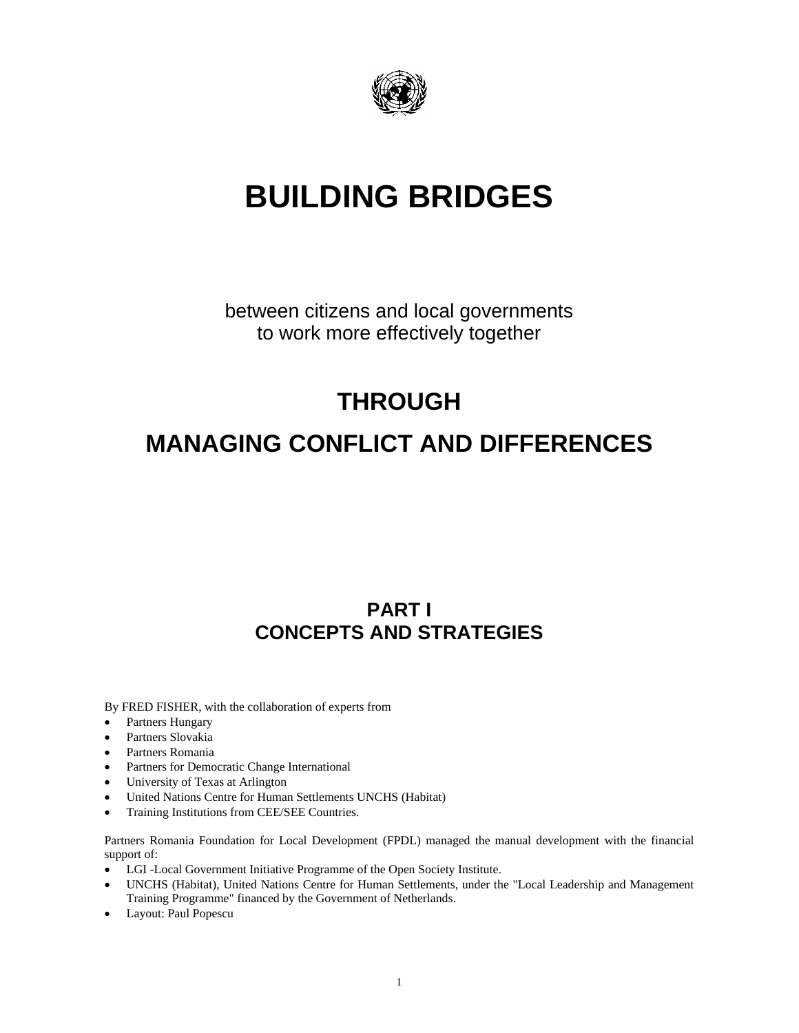# BUILDING BRIDGES

between citizens and local governments
to work more effectively together

## THROUGH

## MANAGING CONFLICT AND DIFFERENCES

## PART I
## CONCEPTS AND STRATEGIES

By FRED FISHER, with the collaboration of experts from

- Partners Hungary
- Partners Slovakia
- Partners Romania
- Partners for Democratic Change International
- University of Texas at Arlington
- United Nations Centre for Human Settlements UNCHS (Habitat)
- Training Institutions from CEE/SEE Countries.

Partners Romania Foundation for Local Development (FPDL) managed the manual development with the financial support of:

- LGI -Local Government Initiative Programme of the Open Society Institute.
- UNCHS (Habitat), United Nations Centre for Human Settlements, under the "Local Leadership and Management Training Programme" financed by the Government of Netherlands.
- Layout: Paul Popescu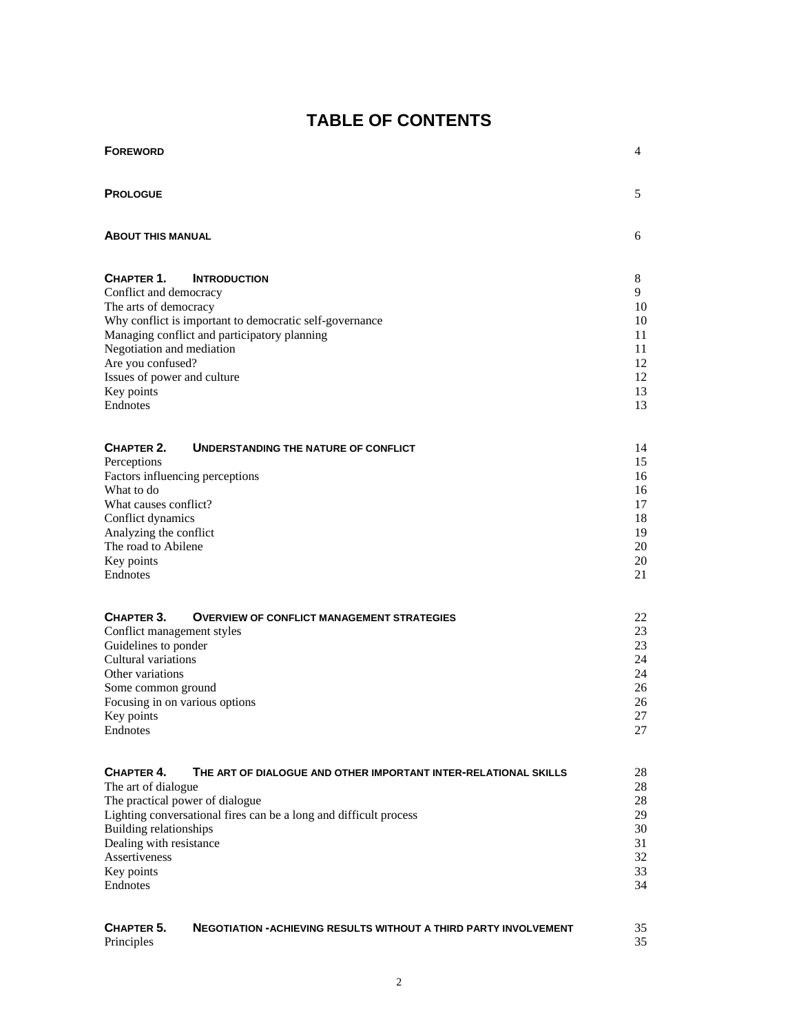# TABLE OF CONTENTS

| | |
|---|---|
| **FOREWORD** | 4 |
| **PROLOGUE** | 5 |
| **ABOUT THIS MANUAL** | 6 |
| **CHAPTER 1. INTRODUCTION** | 8 |
| Conflict and democracy | 9 |
| The arts of democracy | 10 |
| Why conflict is important to democratic self-governance | 10 |
| Managing conflict and participatory planning | 11 |
| Negotiation and mediation | 11 |
| Are you confused? | 12 |
| Issues of power and culture | 12 |
| Key points | 13 |
| Endnotes | 13 |
| **CHAPTER 2. UNDERSTANDING THE NATURE OF CONFLICT** | 14 |
| Perceptions | 15 |
| Factors influencing perceptions | 16 |
| What to do | 16 |
| What causes conflict? | 17 |
| Conflict dynamics | 18 |
| Analyzing the conflict | 19 |
| The road to Abilene | 20 |
| Key points | 20 |
| Endnotes | 21 |
| **CHAPTER 3. OVERVIEW OF CONFLICT MANAGEMENT STRATEGIES** | 22 |
| Conflict management styles | 23 |
| Guidelines to ponder | 23 |
| Cultural variations | 24 |
| Other variations | 24 |
| Some common ground | 26 |
| Focusing in on various options | 26 |
| Key points | 27 |
| Endnotes | 27 |
| **CHAPTER 4. THE ART OF DIALOGUE AND OTHER IMPORTANT INTER-RELATIONAL SKILLS** | 28 |
| The art of dialogue | 28 |
| The practical power of dialogue | 28 |
| Lighting conversational fires can be a long and difficult process | 29 |
| Building relationships | 30 |
| Dealing with resistance | 31 |
| Assertiveness | 32 |
| Key points | 33 |
| Endnotes | 34 |
| **CHAPTER 5. NEGOTIATION -ACHIEVING RESULTS WITHOUT A THIRD PARTY INVOLVEMENT** | 35 |
| Principles | 35 |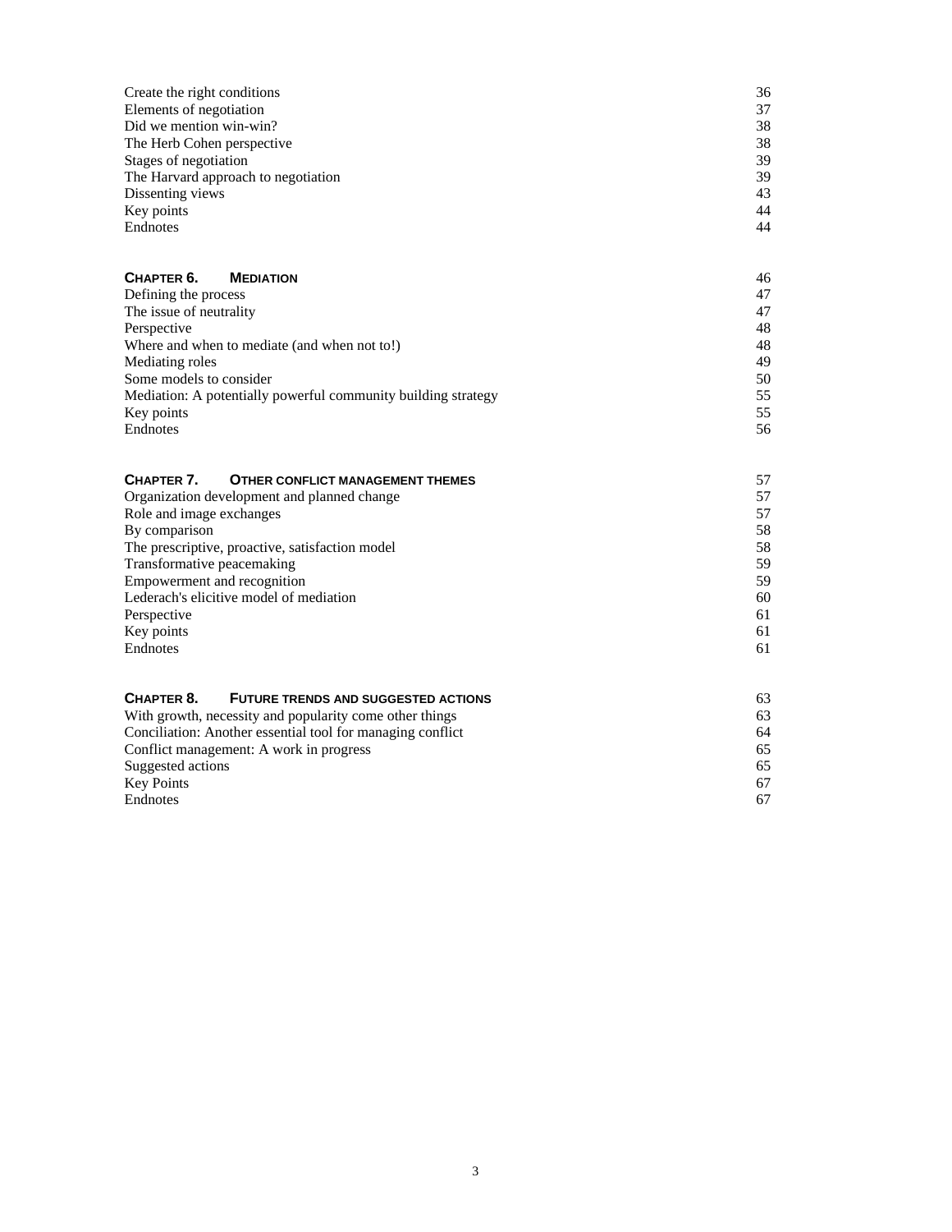| | |
|---|---|
| Create the right conditions | 36 |
| Elements of negotiation | 37 |
| Did we mention win-win? | 38 |
| The Herb Cohen perspective | 38 |
| Stages of negotiation | 39 |
| The Harvard approach to negotiation | 39 |
| Dissenting views | 43 |
| Key points | 44 |
| Endnotes | 44 |

| | |
|---|---|
| **CHAPTER 6. MEDIATION** | 46 |
| Defining the process | 47 |
| The issue of neutrality | 47 |
| Perspective | 48 |
| Where and when to mediate (and when not to!) | 48 |
| Mediating roles | 49 |
| Some models to consider | 50 |
| Mediation: A potentially powerful community building strategy | 55 |
| Key points | 55 |
| Endnotes | 56 |

| | |
|---|---|
| **CHAPTER 7. OTHER CONFLICT MANAGEMENT THEMES** | 57 |
| Organization development and planned change | 57 |
| Role and image exchanges | 57 |
| By comparison | 58 |
| The prescriptive, proactive, satisfaction model | 58 |
| Transformative peacemaking | 59 |
| Empowerment and recognition | 59 |
| Lederach's elicitive model of mediation | 60 |
| Perspective | 61 |
| Key points | 61 |
| Endnotes | 61 |

| | |
|---|---|
| **CHAPTER 8. FUTURE TRENDS AND SUGGESTED ACTIONS** | 63 |
| With growth, necessity and popularity come other things | 63 |
| Conciliation: Another essential tool for managing conflict | 64 |
| Conflict management: A work in progress | 65 |
| Suggested actions | 65 |
| Key Points | 67 |
| Endnotes | 67 |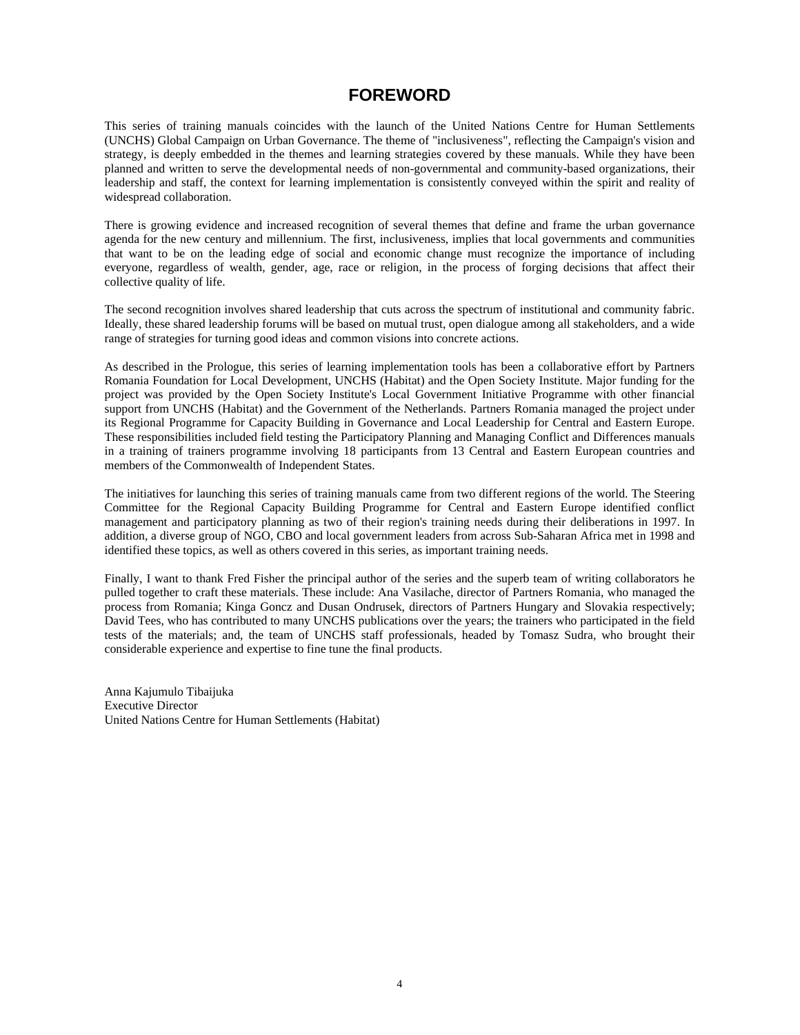# FOREWORD

This series of training manuals coincides with the launch of the United Nations Centre for Human Settlements (UNCHS) Global Campaign on Urban Governance. The theme of "inclusiveness", reflecting the Campaign's vision and strategy, is deeply embedded in the themes and learning strategies covered by these manuals. While they have been planned and written to serve the developmental needs of non-governmental and community-based organizations, their leadership and staff, the context for learning implementation is consistently conveyed within the spirit and reality of widespread collaboration.

There is growing evidence and increased recognition of several themes that define and frame the urban governance agenda for the new century and millennium. The first, inclusiveness, implies that local governments and communities that want to be on the leading edge of social and economic change must recognize the importance of including everyone, regardless of wealth, gender, age, race or religion, in the process of forging decisions that affect their collective quality of life.

The second recognition involves shared leadership that cuts across the spectrum of institutional and community fabric. Ideally, these shared leadership forums will be based on mutual trust, open dialogue among all stakeholders, and a wide range of strategies for turning good ideas and common visions into concrete actions.

As described in the Prologue, this series of learning implementation tools has been a collaborative effort by Partners Romania Foundation for Local Development, UNCHS (Habitat) and the Open Society Institute. Major funding for the project was provided by the Open Society Institute's Local Government Initiative Programme with other financial support from UNCHS (Habitat) and the Government of the Netherlands. Partners Romania managed the project under its Regional Programme for Capacity Building in Governance and Local Leadership for Central and Eastern Europe. These responsibilities included field testing the Participatory Planning and Managing Conflict and Differences manuals in a training of trainers programme involving 18 participants from 13 Central and Eastern European countries and members of the Commonwealth of Independent States.

The initiatives for launching this series of training manuals came from two different regions of the world. The Steering Committee for the Regional Capacity Building Programme for Central and Eastern Europe identified conflict management and participatory planning as two of their region's training needs during their deliberations in 1997. In addition, a diverse group of NGO, CBO and local government leaders from across Sub-Saharan Africa met in 1998 and identified these topics, as well as others covered in this series, as important training needs.

Finally, I want to thank Fred Fisher the principal author of the series and the superb team of writing collaborators he pulled together to craft these materials. These include: Ana Vasilache, director of Partners Romania, who managed the process from Romania; Kinga Goncz and Dusan Ondrusek, directors of Partners Hungary and Slovakia respectively; David Tees, who has contributed to many UNCHS publications over the years; the trainers who participated in the field tests of the materials; and, the team of UNCHS staff professionals, headed by Tomasz Sudra, who brought their considerable experience and expertise to fine tune the final products.

Anna Kajumulo Tibaijuka  
Executive Director  
United Nations Centre for Human Settlements (Habitat)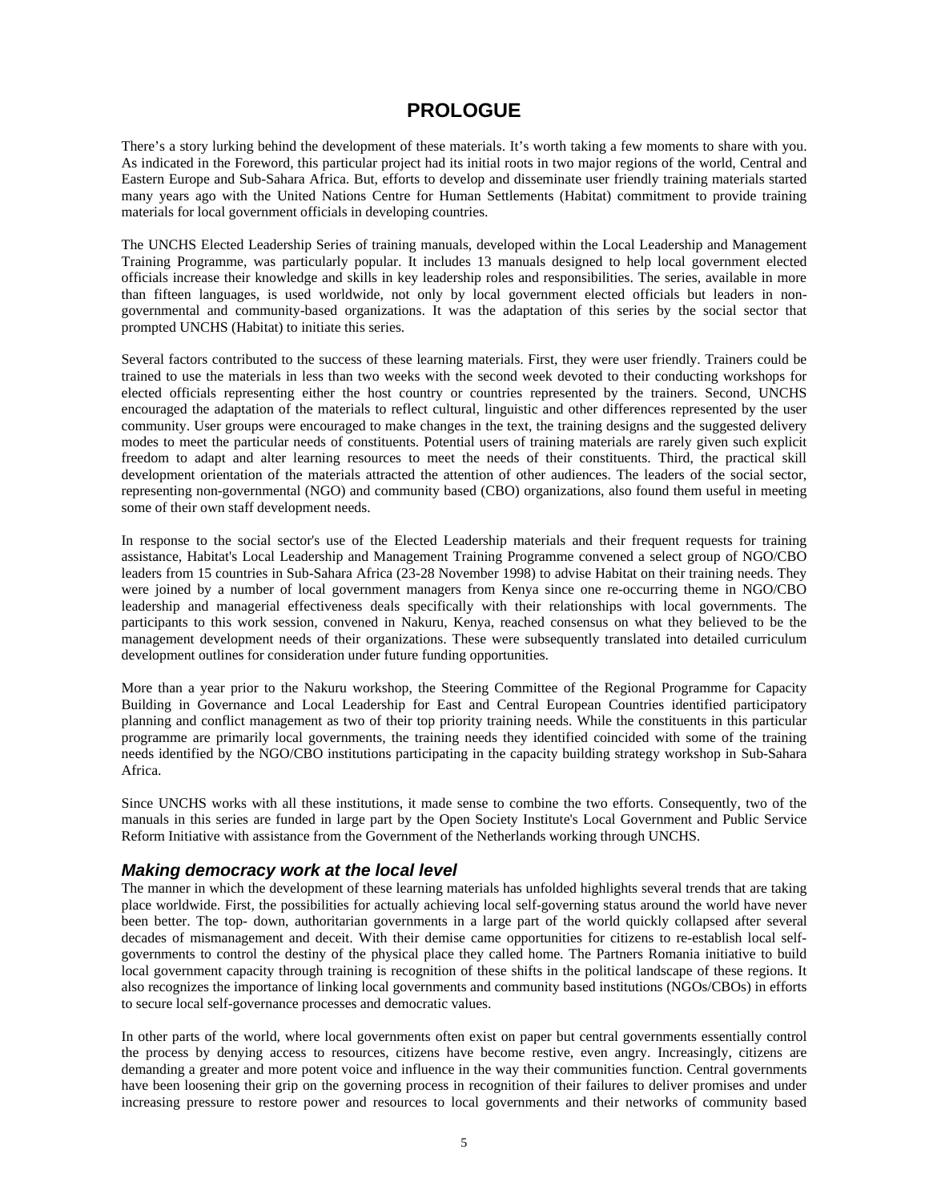# PROLOGUE

There's a story lurking behind the development of these materials. It's worth taking a few moments to share with you. As indicated in the Foreword, this particular project had its initial roots in two major regions of the world, Central and Eastern Europe and Sub-Sahara Africa. But, efforts to develop and disseminate user friendly training materials started many years ago with the United Nations Centre for Human Settlements (Habitat) commitment to provide training materials for local government officials in developing countries.

The UNCHS Elected Leadership Series of training manuals, developed within the Local Leadership and Management Training Programme, was particularly popular. It includes 13 manuals designed to help local government elected officials increase their knowledge and skills in key leadership roles and responsibilities. The series, available in more than fifteen languages, is used worldwide, not only by local government elected officials but leaders in non-governmental and community-based organizations. It was the adaptation of this series by the social sector that prompted UNCHS (Habitat) to initiate this series.

Several factors contributed to the success of these learning materials. First, they were user friendly. Trainers could be trained to use the materials in less than two weeks with the second week devoted to their conducting workshops for elected officials representing either the host country or countries represented by the trainers. Second, UNCHS encouraged the adaptation of the materials to reflect cultural, linguistic and other differences represented by the user community. User groups were encouraged to make changes in the text, the training designs and the suggested delivery modes to meet the particular needs of constituents. Potential users of training materials are rarely given such explicit freedom to adapt and alter learning resources to meet the needs of their constituents. Third, the practical skill development orientation of the materials attracted the attention of other audiences. The leaders of the social sector, representing non-governmental (NGO) and community based (CBO) organizations, also found them useful in meeting some of their own staff development needs.

In response to the social sector's use of the Elected Leadership materials and their frequent requests for training assistance, Habitat's Local Leadership and Management Training Programme convened a select group of NGO/CBO leaders from 15 countries in Sub-Sahara Africa (23-28 November 1998) to advise Habitat on their training needs. They were joined by a number of local government managers from Kenya since one re-occurring theme in NGO/CBO leadership and managerial effectiveness deals specifically with their relationships with local governments. The participants to this work session, convened in Nakuru, Kenya, reached consensus on what they believed to be the management development needs of their organizations. These were subsequently translated into detailed curriculum development outlines for consideration under future funding opportunities.

More than a year prior to the Nakuru workshop, the Steering Committee of the Regional Programme for Capacity Building in Governance and Local Leadership for East and Central European Countries identified participatory planning and conflict management as two of their top priority training needs. While the constituents in this particular programme are primarily local governments, the training needs they identified coincided with some of the training needs identified by the NGO/CBO institutions participating in the capacity building strategy workshop in Sub-Sahara Africa.

Since UNCHS works with all these institutions, it made sense to combine the two efforts. Consequently, two of the manuals in this series are funded in large part by the Open Society Institute's Local Government and Public Service Reform Initiative with assistance from the Government of the Netherlands working through UNCHS.

### *Making democracy work at the local level*

The manner in which the development of these learning materials has unfolded highlights several trends that are taking place worldwide. First, the possibilities for actually achieving local self-governing status around the world have never been better. The top- down, authoritarian governments in a large part of the world quickly collapsed after several decades of mismanagement and deceit. With their demise came opportunities for citizens to re-establish local self-governments to control the destiny of the physical place they called home. The Partners Romania initiative to build local government capacity through training is recognition of these shifts in the political landscape of these regions. It also recognizes the importance of linking local governments and community based institutions (NGOs/CBOs) in efforts to secure local self-governance processes and democratic values.

In other parts of the world, where local governments often exist on paper but central governments essentially control the process by denying access to resources, citizens have become restive, even angry. Increasingly, citizens are demanding a greater and more potent voice and influence in the way their communities function. Central governments have been loosening their grip on the governing process in recognition of their failures to deliver promises and under increasing pressure to restore power and resources to local governments and their networks of community based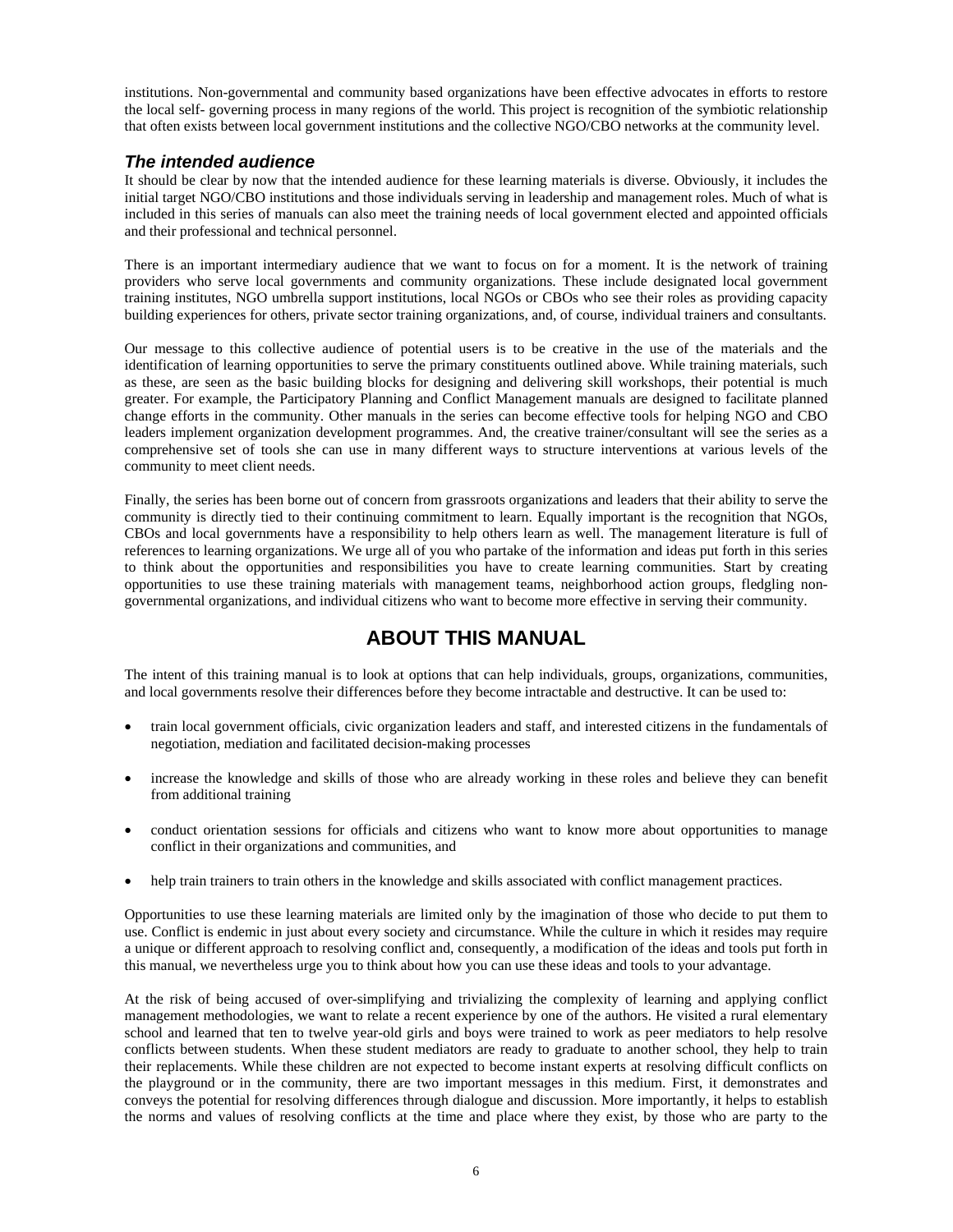institutions. Non-governmental and community based organizations have been effective advocates in efforts to restore the local self- governing process in many regions of the world. This project is recognition of the symbiotic relationship that often exists between local government institutions and the collective NGO/CBO networks at the community level.

### *The intended audience*

It should be clear by now that the intended audience for these learning materials is diverse. Obviously, it includes the initial target NGO/CBO institutions and those individuals serving in leadership and management roles. Much of what is included in this series of manuals can also meet the training needs of local government elected and appointed officials and their professional and technical personnel.

There is an important intermediary audience that we want to focus on for a moment. It is the network of training providers who serve local governments and community organizations. These include designated local government training institutes, NGO umbrella support institutions, local NGOs or CBOs who see their roles as providing capacity building experiences for others, private sector training organizations, and, of course, individual trainers and consultants.

Our message to this collective audience of potential users is to be creative in the use of the materials and the identification of learning opportunities to serve the primary constituents outlined above. While training materials, such as these, are seen as the basic building blocks for designing and delivering skill workshops, their potential is much greater. For example, the Participatory Planning and Conflict Management manuals are designed to facilitate planned change efforts in the community. Other manuals in the series can become effective tools for helping NGO and CBO leaders implement organization development programmes. And, the creative trainer/consultant will see the series as a comprehensive set of tools she can use in many different ways to structure interventions at various levels of the community to meet client needs.

Finally, the series has been borne out of concern from grassroots organizations and leaders that their ability to serve the community is directly tied to their continuing commitment to learn. Equally important is the recognition that NGOs, CBOs and local governments have a responsibility to help others learn as well. The management literature is full of references to learning organizations. We urge all of you who partake of the information and ideas put forth in this series to think about the opportunities and responsibilities you have to create learning communities. Start by creating opportunities to use these training materials with management teams, neighborhood action groups, fledgling non-governmental organizations, and individual citizens who want to become more effective in serving their community.

## ABOUT THIS MANUAL

The intent of this training manual is to look at options that can help individuals, groups, organizations, communities, and local governments resolve their differences before they become intractable and destructive. It can be used to:

- train local government officials, civic organization leaders and staff, and interested citizens in the fundamentals of negotiation, mediation and facilitated decision-making processes
- increase the knowledge and skills of those who are already working in these roles and believe they can benefit from additional training
- conduct orientation sessions for officials and citizens who want to know more about opportunities to manage conflict in their organizations and communities, and
- help train trainers to train others in the knowledge and skills associated with conflict management practices.

Opportunities to use these learning materials are limited only by the imagination of those who decide to put them to use. Conflict is endemic in just about every society and circumstance. While the culture in which it resides may require a unique or different approach to resolving conflict and, consequently, a modification of the ideas and tools put forth in this manual, we nevertheless urge you to think about how you can use these ideas and tools to your advantage.

At the risk of being accused of over-simplifying and trivializing the complexity of learning and applying conflict management methodologies, we want to relate a recent experience by one of the authors. He visited a rural elementary school and learned that ten to twelve year-old girls and boys were trained to work as peer mediators to help resolve conflicts between students. When these student mediators are ready to graduate to another school, they help to train their replacements. While these children are not expected to become instant experts at resolving difficult conflicts on the playground or in the community, there are two important messages in this medium. First, it demonstrates and conveys the potential for resolving differences through dialogue and discussion. More importantly, it helps to establish the norms and values of resolving conflicts at the time and place where they exist, by those who are party to the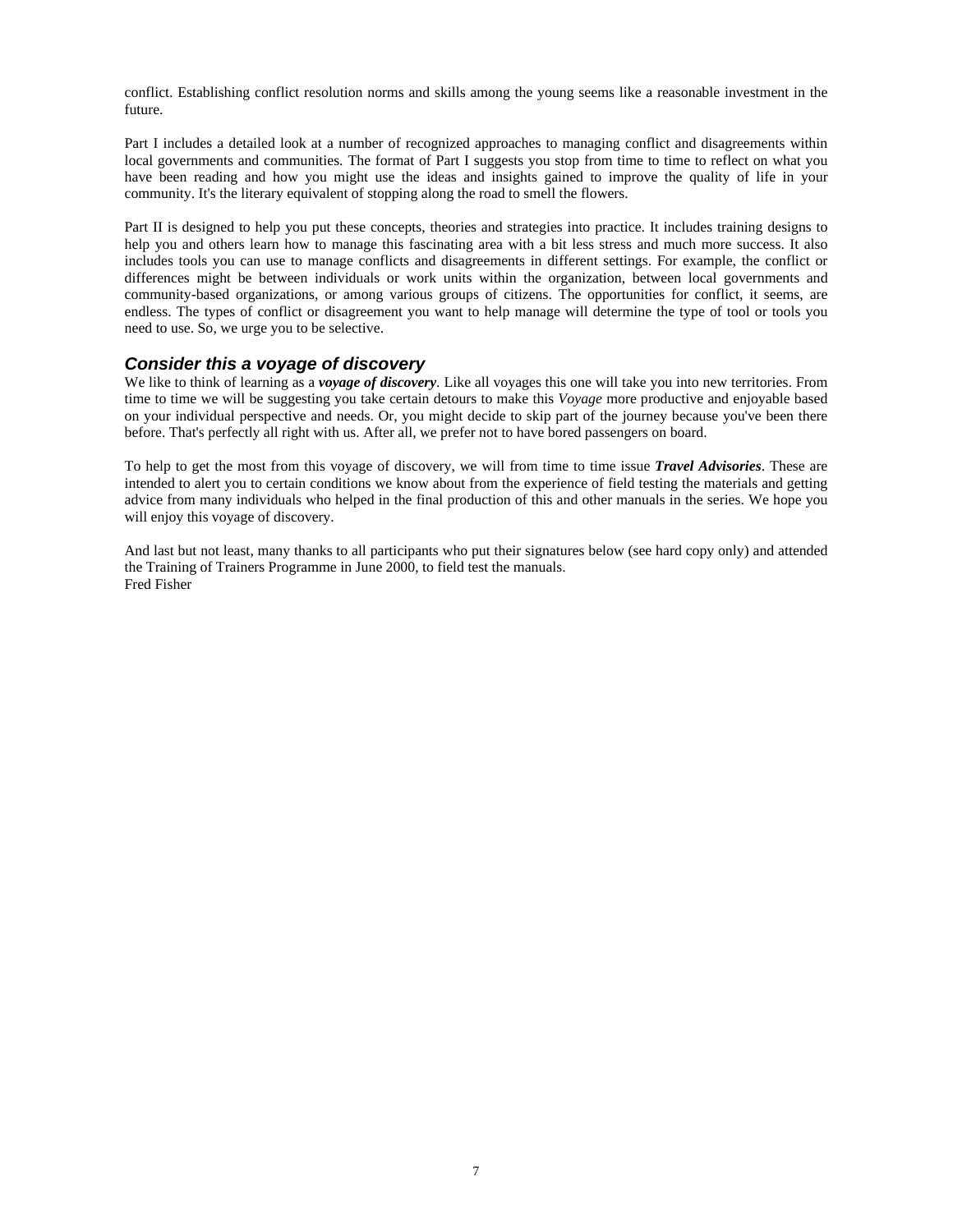conflict. Establishing conflict resolution norms and skills among the young seems like a reasonable investment in the future.

Part I includes a detailed look at a number of recognized approaches to managing conflict and disagreements within local governments and communities. The format of Part I suggests you stop from time to time to reflect on what you have been reading and how you might use the ideas and insights gained to improve the quality of life in your community. It's the literary equivalent of stopping along the road to smell the flowers.

Part II is designed to help you put these concepts, theories and strategies into practice. It includes training designs to help you and others learn how to manage this fascinating area with a bit less stress and much more success. It also includes tools you can use to manage conflicts and disagreements in different settings. For example, the conflict or differences might be between individuals or work units within the organization, between local governments and community-based organizations, or among various groups of citizens. The opportunities for conflict, it seems, are endless. The types of conflict or disagreement you want to help manage will determine the type of tool or tools you need to use. So, we urge you to be selective.

### *Consider this a voyage of discovery*

We like to think of learning as a ***voyage of discovery***. Like all voyages this one will take you into new territories. From time to time we will be suggesting you take certain detours to make this *Voyage* more productive and enjoyable based on your individual perspective and needs. Or, you might decide to skip part of the journey because you've been there before. That's perfectly all right with us. After all, we prefer not to have bored passengers on board.

To help to get the most from this voyage of discovery, we will from time to time issue ***Travel Advisories***. These are intended to alert you to certain conditions we know about from the experience of field testing the materials and getting advice from many individuals who helped in the final production of this and other manuals in the series. We hope you will enjoy this voyage of discovery.

And last but not least, many thanks to all participants who put their signatures below (see hard copy only) and attended the Training of Trainers Programme in June 2000, to field test the manuals.
Fred Fisher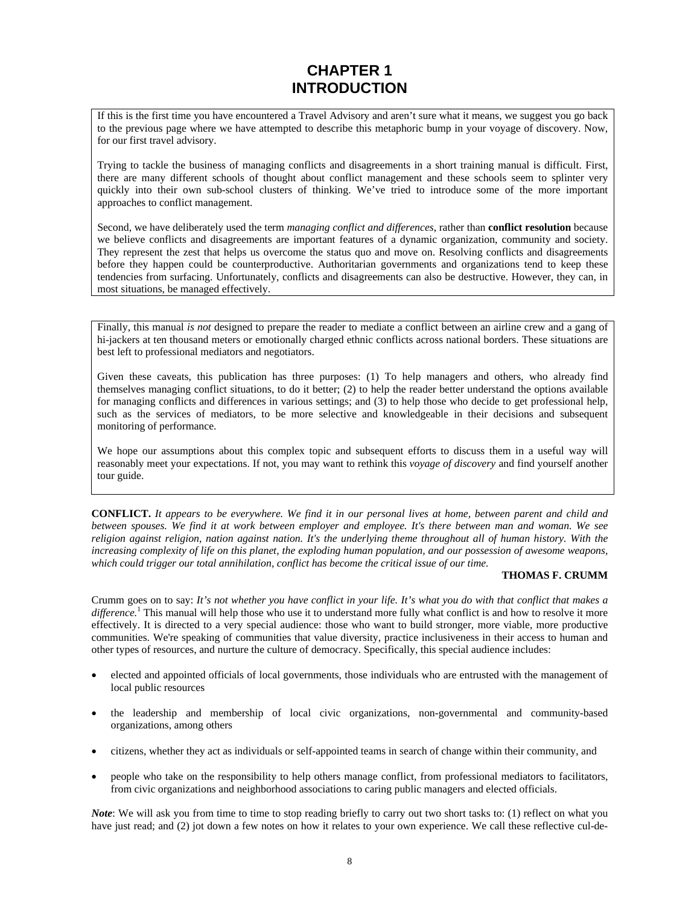# CHAPTER 1
# INTRODUCTION

If this is the first time you have encountered a Travel Advisory and aren't sure what it means, we suggest you go back to the previous page where we have attempted to describe this metaphoric bump in your voyage of discovery. Now, for our first travel advisory.

Trying to tackle the business of managing conflicts and disagreements in a short training manual is difficult. First, there are many different schools of thought about conflict management and these schools seem to splinter very quickly into their own sub-school clusters of thinking. We've tried to introduce some of the more important approaches to conflict management.

Second, we have deliberately used the term *managing conflict and differences*, rather than **conflict resolution** because we believe conflicts and disagreements are important features of a dynamic organization, community and society. They represent the zest that helps us overcome the status quo and move on. Resolving conflicts and disagreements before they happen could be counterproductive. Authoritarian governments and organizations tend to keep these tendencies from surfacing. Unfortunately, conflicts and disagreements can also be destructive. However, they can, in most situations, be managed effectively.

Finally, this manual *is not* designed to prepare the reader to mediate a conflict between an airline crew and a gang of hi-jackers at ten thousand meters or emotionally charged ethnic conflicts across national borders. These situations are best left to professional mediators and negotiators.

Given these caveats, this publication has three purposes: (1) To help managers and others, who already find themselves managing conflict situations, to do it better; (2) to help the reader better understand the options available for managing conflicts and differences in various settings; and (3) to help those who decide to get professional help, such as the services of mediators, to be more selective and knowledgeable in their decisions and subsequent monitoring of performance.

We hope our assumptions about this complex topic and subsequent efforts to discuss them in a useful way will reasonably meet your expectations. If not, you may want to rethink this *voyage of discovery* and find yourself another tour guide.

**CONFLICT.** *It appears to be everywhere. We find it in our personal lives at home, between parent and child and between spouses. We find it at work between employer and employee. It's there between man and woman. We see religion against religion, nation against nation. It's the underlying theme throughout all of human history. With the increasing complexity of life on this planet, the exploding human population, and our possession of awesome weapons, which could trigger our total annihilation, conflict has become the critical issue of our time.*

**THOMAS F. CRUMM**

Crumm goes on to say: *It's not whether you have conflict in your life. It's what you do with that conflict that makes a difference.*[1] This manual will help those who use it to understand more fully what conflict is and how to resolve it more effectively. It is directed to a very special audience: those who want to build stronger, more viable, more productive communities. We're speaking of communities that value diversity, practice inclusiveness in their access to human and other types of resources, and nurture the culture of democracy. Specifically, this special audience includes:

- elected and appointed officials of local governments, those individuals who are entrusted with the management of local public resources
- the leadership and membership of local civic organizations, non-governmental and community-based organizations, among others
- citizens, whether they act as individuals or self-appointed teams in search of change within their community, and
- people who take on the responsibility to help others manage conflict, from professional mediators to facilitators, from civic organizations and neighborhood associations to caring public managers and elected officials.

***Note***: We will ask you from time to time to stop reading briefly to carry out two short tasks to: (1) reflect on what you have just read; and (2) jot down a few notes on how it relates to your own experience. We call these reflective cul-de-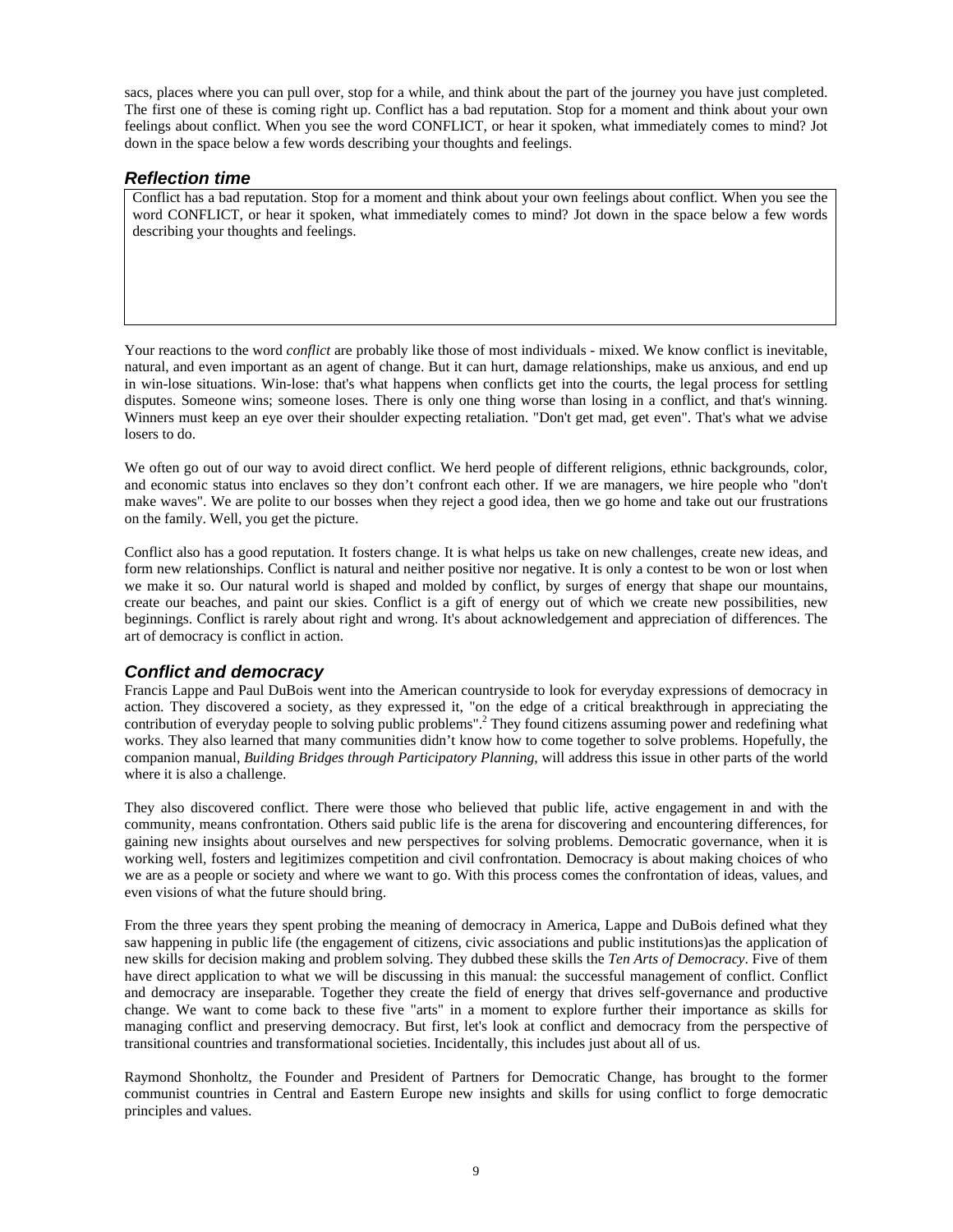sacs, places where you can pull over, stop for a while, and think about the part of the journey you have just completed. The first one of these is coming right up. Conflict has a bad reputation. Stop for a moment and think about your own feelings about conflict. When you see the word CONFLICT, or hear it spoken, what immediately comes to mind? Jot down in the space below a few words describing your thoughts and feelings.

### *Reflection time*

> Conflict has a bad reputation. Stop for a moment and think about your own feelings about conflict. When you see the word CONFLICT, or hear it spoken, what immediately comes to mind? Jot down in the space below a few words describing your thoughts and feelings.

Your reactions to the word *conflict* are probably like those of most individuals - mixed. We know conflict is inevitable, natural, and even important as an agent of change. But it can hurt, damage relationships, make us anxious, and end up in win-lose situations. Win-lose: that's what happens when conflicts get into the courts, the legal process for settling disputes. Someone wins; someone loses. There is only one thing worse than losing in a conflict, and that's winning. Winners must keep an eye over their shoulder expecting retaliation. "Don't get mad, get even". That's what we advise losers to do.

We often go out of our way to avoid direct conflict. We herd people of different religions, ethnic backgrounds, color, and economic status into enclaves so they don't confront each other. If we are managers, we hire people who "don't make waves". We are polite to our bosses when they reject a good idea, then we go home and take out our frustrations on the family. Well, you get the picture.

Conflict also has a good reputation. It fosters change. It is what helps us take on new challenges, create new ideas, and form new relationships. Conflict is natural and neither positive nor negative. It is only a contest to be won or lost when we make it so. Our natural world is shaped and molded by conflict, by surges of energy that shape our mountains, create our beaches, and paint our skies. Conflict is a gift of energy out of which we create new possibilities, new beginnings. Conflict is rarely about right and wrong. It's about acknowledgement and appreciation of differences. The art of democracy is conflict in action.

### *Conflict and democracy*

Francis Lappe and Paul DuBois went into the American countryside to look for everyday expressions of democracy in action. They discovered a society, as they expressed it, "on the edge of a critical breakthrough in appreciating the contribution of everyday people to solving public problems".[2] They found citizens assuming power and redefining what works. They also learned that many communities didn't know how to come together to solve problems. Hopefully, the companion manual, *Building Bridges through Participatory Planning*, will address this issue in other parts of the world where it is also a challenge.

They also discovered conflict. There were those who believed that public life, active engagement in and with the community, means confrontation. Others said public life is the arena for discovering and encountering differences, for gaining new insights about ourselves and new perspectives for solving problems. Democratic governance, when it is working well, fosters and legitimizes competition and civil confrontation. Democracy is about making choices of who we are as a people or society and where we want to go. With this process comes the confrontation of ideas, values, and even visions of what the future should bring.

From the three years they spent probing the meaning of democracy in America, Lappe and DuBois defined what they saw happening in public life (the engagement of citizens, civic associations and public institutions)as the application of new skills for decision making and problem solving. They dubbed these skills the *Ten Arts of Democracy*. Five of them have direct application to what we will be discussing in this manual: the successful management of conflict. Conflict and democracy are inseparable. Together they create the field of energy that drives self-governance and productive change. We want to come back to these five "arts" in a moment to explore further their importance as skills for managing conflict and preserving democracy. But first, let's look at conflict and democracy from the perspective of transitional countries and transformational societies. Incidentally, this includes just about all of us.

Raymond Shonholtz, the Founder and President of Partners for Democratic Change, has brought to the former communist countries in Central and Eastern Europe new insights and skills for using conflict to forge democratic principles and values.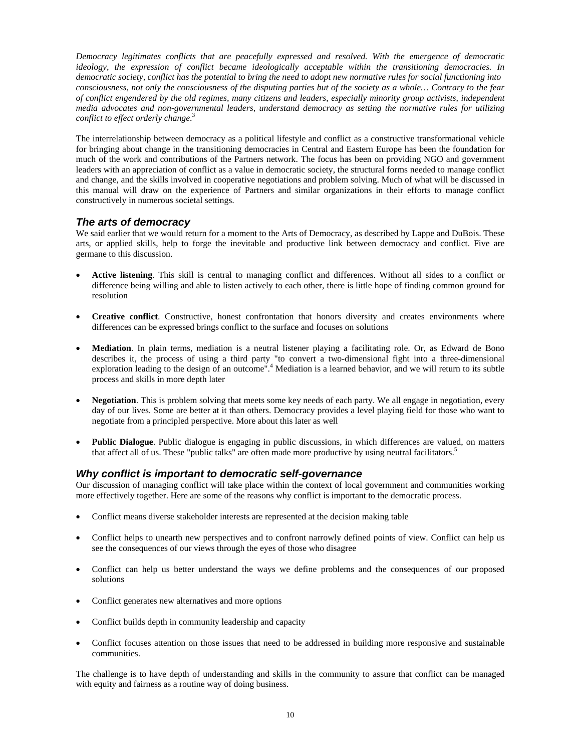*Democracy legitimates conflicts that are peacefully expressed and resolved. With the emergence of democratic ideology, the expression of conflict became ideologically acceptable within the transitioning democracies. In democratic society, conflict has the potential to bring the need to adopt new normative rules for social functioning into consciousness, not only the consciousness of the disputing parties but of the society as a whole… Contrary to the fear of conflict engendered by the old regimes, many citizens and leaders, especially minority group activists, independent media advocates and non-governmental leaders, understand democracy as setting the normative rules for utilizing conflict to effect orderly change.*[3]

The interrelationship between democracy as a political lifestyle and conflict as a constructive transformational vehicle for bringing about change in the transitioning democracies in Central and Eastern Europe has been the foundation for much of the work and contributions of the Partners network. The focus has been on providing NGO and government leaders with an appreciation of conflict as a value in democratic society, the structural forms needed to manage conflict and change, and the skills involved in cooperative negotiations and problem solving. Much of what will be discussed in this manual will draw on the experience of Partners and similar organizations in their efforts to manage conflict constructively in numerous societal settings.

## *The arts of democracy*

We said earlier that we would return for a moment to the Arts of Democracy, as described by Lappe and DuBois. These arts, or applied skills, help to forge the inevitable and productive link between democracy and conflict. Five are germane to this discussion.

- **Active listening**. This skill is central to managing conflict and differences. Without all sides to a conflict or difference being willing and able to listen actively to each other, there is little hope of finding common ground for resolution
- **Creative conflict**. Constructive, honest confrontation that honors diversity and creates environments where differences can be expressed brings conflict to the surface and focuses on solutions
- **Mediation**. In plain terms, mediation is a neutral listener playing a facilitating role. Or, as Edward de Bono describes it, the process of using a third party "to convert a two-dimensional fight into a three-dimensional exploration leading to the design of an outcome".[4] Mediation is a learned behavior, and we will return to its subtle process and skills in more depth later
- **Negotiation**. This is problem solving that meets some key needs of each party. We all engage in negotiation, every day of our lives. Some are better at it than others. Democracy provides a level playing field for those who want to negotiate from a principled perspective. More about this later as well
- **Public Dialogue**. Public dialogue is engaging in public discussions, in which differences are valued, on matters that affect all of us. These "public talks" are often made more productive by using neutral facilitators.[5]

## *Why conflict is important to democratic self-governance*

Our discussion of managing conflict will take place within the context of local government and communities working more effectively together. Here are some of the reasons why conflict is important to the democratic process.

- Conflict means diverse stakeholder interests are represented at the decision making table
- Conflict helps to unearth new perspectives and to confront narrowly defined points of view. Conflict can help us see the consequences of our views through the eyes of those who disagree
- Conflict can help us better understand the ways we define problems and the consequences of our proposed solutions
- Conflict generates new alternatives and more options
- Conflict builds depth in community leadership and capacity
- Conflict focuses attention on those issues that need to be addressed in building more responsive and sustainable communities.

The challenge is to have depth of understanding and skills in the community to assure that conflict can be managed with equity and fairness as a routine way of doing business.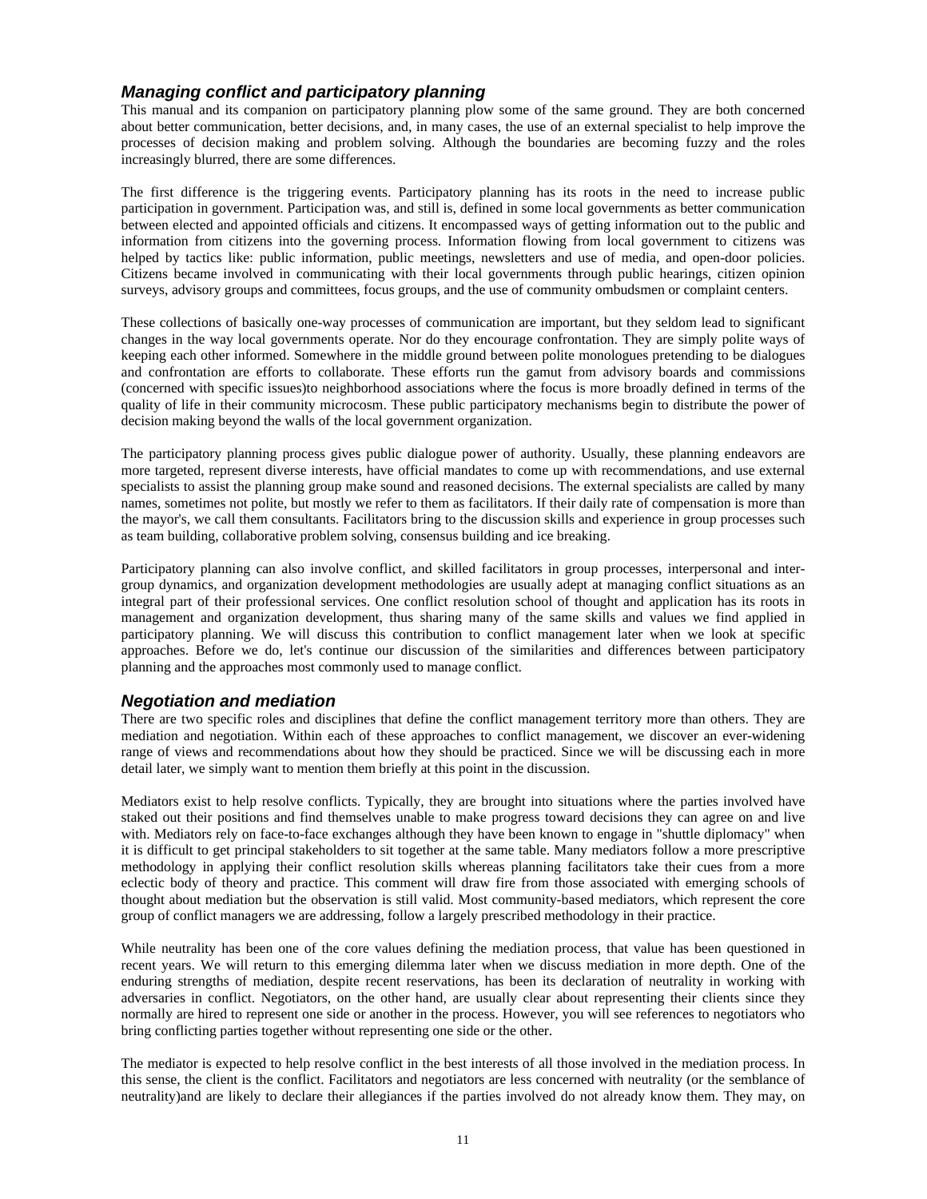## *Managing conflict and participatory planning*

This manual and its companion on participatory planning plow some of the same ground. They are both concerned about better communication, better decisions, and, in many cases, the use of an external specialist to help improve the processes of decision making and problem solving. Although the boundaries are becoming fuzzy and the roles increasingly blurred, there are some differences.

The first difference is the triggering events. Participatory planning has its roots in the need to increase public participation in government. Participation was, and still is, defined in some local governments as better communication between elected and appointed officials and citizens. It encompassed ways of getting information out to the public and information from citizens into the governing process. Information flowing from local government to citizens was helped by tactics like: public information, public meetings, newsletters and use of media, and open-door policies. Citizens became involved in communicating with their local governments through public hearings, citizen opinion surveys, advisory groups and committees, focus groups, and the use of community ombudsmen or complaint centers.

These collections of basically one-way processes of communication are important, but they seldom lead to significant changes in the way local governments operate. Nor do they encourage confrontation. They are simply polite ways of keeping each other informed. Somewhere in the middle ground between polite monologues pretending to be dialogues and confrontation are efforts to collaborate. These efforts run the gamut from advisory boards and commissions (concerned with specific issues)to neighborhood associations where the focus is more broadly defined in terms of the quality of life in their community microcosm. These public participatory mechanisms begin to distribute the power of decision making beyond the walls of the local government organization.

The participatory planning process gives public dialogue power of authority. Usually, these planning endeavors are more targeted, represent diverse interests, have official mandates to come up with recommendations, and use external specialists to assist the planning group make sound and reasoned decisions. The external specialists are called by many names, sometimes not polite, but mostly we refer to them as facilitators. If their daily rate of compensation is more than the mayor's, we call them consultants. Facilitators bring to the discussion skills and experience in group processes such as team building, collaborative problem solving, consensus building and ice breaking.

Participatory planning can also involve conflict, and skilled facilitators in group processes, interpersonal and inter-group dynamics, and organization development methodologies are usually adept at managing conflict situations as an integral part of their professional services. One conflict resolution school of thought and application has its roots in management and organization development, thus sharing many of the same skills and values we find applied in participatory planning. We will discuss this contribution to conflict management later when we look at specific approaches. Before we do, let's continue our discussion of the similarities and differences between participatory planning and the approaches most commonly used to manage conflict.

## *Negotiation and mediation*

There are two specific roles and disciplines that define the conflict management territory more than others. They are mediation and negotiation. Within each of these approaches to conflict management, we discover an ever-widening range of views and recommendations about how they should be practiced. Since we will be discussing each in more detail later, we simply want to mention them briefly at this point in the discussion.

Mediators exist to help resolve conflicts. Typically, they are brought into situations where the parties involved have staked out their positions and find themselves unable to make progress toward decisions they can agree on and live with. Mediators rely on face-to-face exchanges although they have been known to engage in "shuttle diplomacy" when it is difficult to get principal stakeholders to sit together at the same table. Many mediators follow a more prescriptive methodology in applying their conflict resolution skills whereas planning facilitators take their cues from a more eclectic body of theory and practice. This comment will draw fire from those associated with emerging schools of thought about mediation but the observation is still valid. Most community-based mediators, which represent the core group of conflict managers we are addressing, follow a largely prescribed methodology in their practice.

While neutrality has been one of the core values defining the mediation process, that value has been questioned in recent years. We will return to this emerging dilemma later when we discuss mediation in more depth. One of the enduring strengths of mediation, despite recent reservations, has been its declaration of neutrality in working with adversaries in conflict. Negotiators, on the other hand, are usually clear about representing their clients since they normally are hired to represent one side or another in the process. However, you will see references to negotiators who bring conflicting parties together without representing one side or the other.

The mediator is expected to help resolve conflict in the best interests of all those involved in the mediation process. In this sense, the client is the conflict. Facilitators and negotiators are less concerned with neutrality (or the semblance of neutrality)and are likely to declare their allegiances if the parties involved do not already know them. They may, on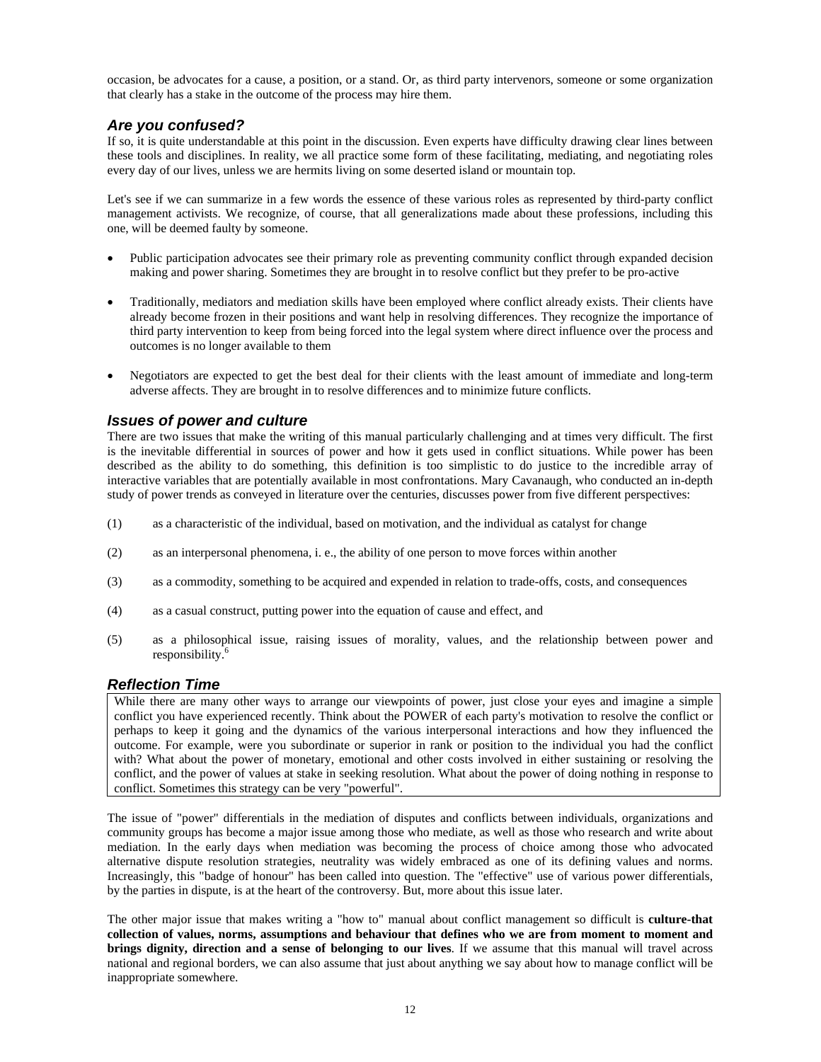occasion, be advocates for a cause, a position, or a stand. Or, as third party intervenors, someone or some organization that clearly has a stake in the outcome of the process may hire them.

### *Are you confused?*

If so, it is quite understandable at this point in the discussion. Even experts have difficulty drawing clear lines between these tools and disciplines. In reality, we all practice some form of these facilitating, mediating, and negotiating roles every day of our lives, unless we are hermits living on some deserted island or mountain top.

Let's see if we can summarize in a few words the essence of these various roles as represented by third-party conflict management activists. We recognize, of course, that all generalizations made about these professions, including this one, will be deemed faulty by someone.

- Public participation advocates see their primary role as preventing community conflict through expanded decision making and power sharing. Sometimes they are brought in to resolve conflict but they prefer to be pro-active
- Traditionally, mediators and mediation skills have been employed where conflict already exists. Their clients have already become frozen in their positions and want help in resolving differences. They recognize the importance of third party intervention to keep from being forced into the legal system where direct influence over the process and outcomes is no longer available to them
- Negotiators are expected to get the best deal for their clients with the least amount of immediate and long-term adverse affects. They are brought in to resolve differences and to minimize future conflicts.

### *Issues of power and culture*

There are two issues that make the writing of this manual particularly challenging and at times very difficult. The first is the inevitable differential in sources of power and how it gets used in conflict situations. While power has been described as the ability to do something, this definition is too simplistic to do justice to the incredible array of interactive variables that are potentially available in most confrontations. Mary Cavanaugh, who conducted an in-depth study of power trends as conveyed in literature over the centuries, discusses power from five different perspectives:

(1) as a characteristic of the individual, based on motivation, and the individual as catalyst for change

(2) as an interpersonal phenomena, i. e., the ability of one person to move forces within another

(3) as a commodity, something to be acquired and expended in relation to trade-offs, costs, and consequences

(4) as a casual construct, putting power into the equation of cause and effect, and

(5) as a philosophical issue, raising issues of morality, values, and the relationship between power and responsibility.[6]

### *Reflection Time*

While there are many other ways to arrange our viewpoints of power, just close your eyes and imagine a simple conflict you have experienced recently. Think about the POWER of each party's motivation to resolve the conflict or perhaps to keep it going and the dynamics of the various interpersonal interactions and how they influenced the outcome. For example, were you subordinate or superior in rank or position to the individual you had the conflict with? What about the power of monetary, emotional and other costs involved in either sustaining or resolving the conflict, and the power of values at stake in seeking resolution. What about the power of doing nothing in response to conflict. Sometimes this strategy can be very "powerful".

The issue of "power" differentials in the mediation of disputes and conflicts between individuals, organizations and community groups has become a major issue among those who mediate, as well as those who research and write about mediation. In the early days when mediation was becoming the process of choice among those who advocated alternative dispute resolution strategies, neutrality was widely embraced as one of its defining values and norms. Increasingly, this "badge of honour" has been called into question. The "effective" use of various power differentials, by the parties in dispute, is at the heart of the controversy. But, more about this issue later.

The other major issue that makes writing a "how to" manual about conflict management so difficult is **culture-that collection of values, norms, assumptions and behaviour that defines who we are from moment to moment and brings dignity, direction and a sense of belonging to our lives**. If we assume that this manual will travel across national and regional borders, we can also assume that just about anything we say about how to manage conflict will be inappropriate somewhere.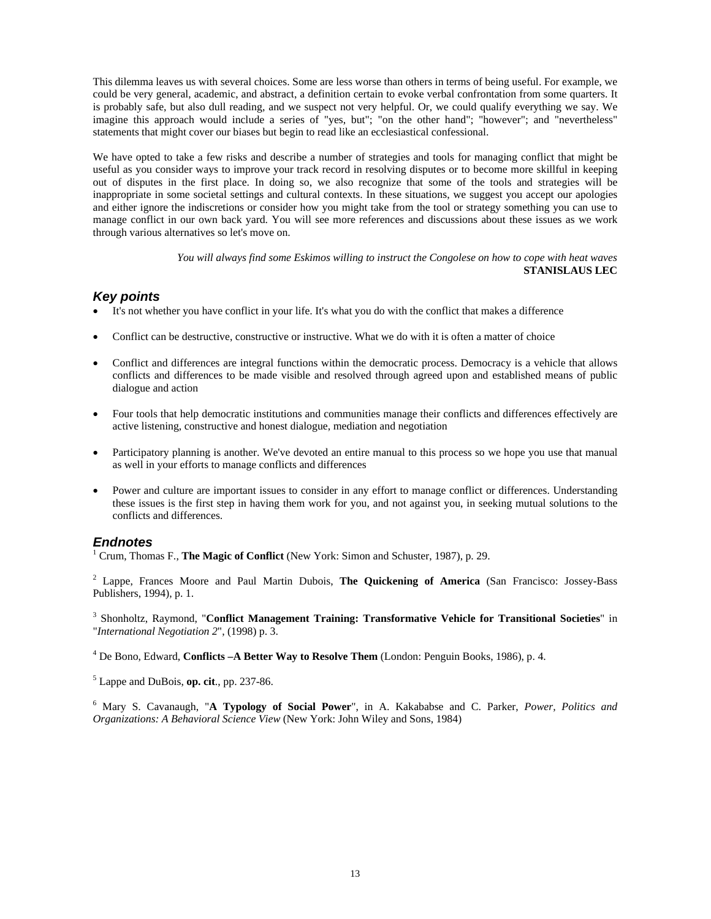This dilemma leaves us with several choices. Some are less worse than others in terms of being useful. For example, we could be very general, academic, and abstract, a definition certain to evoke verbal confrontation from some quarters. It is probably safe, but also dull reading, and we suspect not very helpful. Or, we could qualify everything we say. We imagine this approach would include a series of "yes, but"; "on the other hand"; "however"; and "nevertheless" statements that might cover our biases but begin to read like an ecclesiastical confessional.

We have opted to take a few risks and describe a number of strategies and tools for managing conflict that might be useful as you consider ways to improve your track record in resolving disputes or to become more skillful in keeping out of disputes in the first place. In doing so, we also recognize that some of the tools and strategies will be inappropriate in some societal settings and cultural contexts. In these situations, we suggest you accept our apologies and either ignore the indiscretions or consider how you might take from the tool or strategy something you can use to manage conflict in our own back yard. You will see more references and discussions about these issues as we work through various alternatives so let's move on.

> *You will always find some Eskimos willing to instruct the Congolese on how to cope with heat waves*
> **STANISLAUS LEC**

## Key points

- It's not whether you have conflict in your life. It's what you do with the conflict that makes a difference
- Conflict can be destructive, constructive or instructive. What we do with it is often a matter of choice
- Conflict and differences are integral functions within the democratic process. Democracy is a vehicle that allows conflicts and differences to be made visible and resolved through agreed upon and established means of public dialogue and action
- Four tools that help democratic institutions and communities manage their conflicts and differences effectively are active listening, constructive and honest dialogue, mediation and negotiation
- Participatory planning is another. We've devoted an entire manual to this process so we hope you use that manual as well in your efforts to manage conflicts and differences
- Power and culture are important issues to consider in any effort to manage conflict or differences. Understanding these issues is the first step in having them work for you, and not against you, in seeking mutual solutions to the conflicts and differences.

## Endnotes

[1] Crum, Thomas F., **The Magic of Conflict** (New York: Simon and Schuster, 1987), p. 29.

[2] Lappe, Frances Moore and Paul Martin Dubois, **The Quickening of America** (San Francisco: Jossey-Bass Publishers, 1994), p. 1.

[3] Shonholtz, Raymond, "**Conflict Management Training: Transformative Vehicle for Transitional Societies**" in "*International Negotiation 2*", (1998) p. 3.

[4] De Bono, Edward, **Conflicts –A Better Way to Resolve Them** (London: Penguin Books, 1986), p. 4.

[5] Lappe and DuBois, **op. cit**., pp. 237-86.

[6] Mary S. Cavanaugh, "**A Typology of Social Power**", in A. Kakababse and C. Parker, *Power, Politics and Organizations: A Behavioral Science View* (New York: John Wiley and Sons, 1984)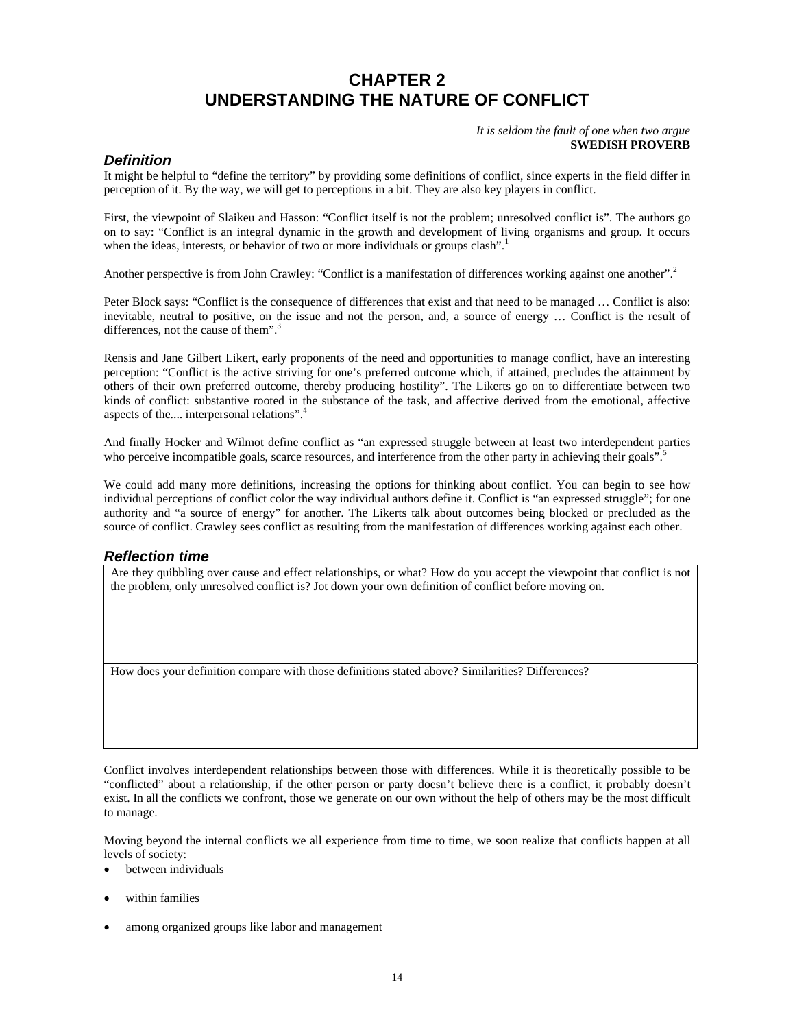# CHAPTER 2
# UNDERSTANDING THE NATURE OF CONFLICT

*It is seldom the fault of one when two argue*
**SWEDISH PROVERB**

## *Definition*

It might be helpful to "define the territory" by providing some definitions of conflict, since experts in the field differ in perception of it. By the way, we will get to perceptions in a bit. They are also key players in conflict.

First, the viewpoint of Slaikeu and Hasson: "Conflict itself is not the problem; unresolved conflict is". The authors go on to say: "Conflict is an integral dynamic in the growth and development of living organisms and group. It occurs when the ideas, interests, or behavior of two or more individuals or groups clash".[1]

Another perspective is from John Crawley: "Conflict is a manifestation of differences working against one another".[2]

Peter Block says: "Conflict is the consequence of differences that exist and that need to be managed … Conflict is also: inevitable, neutral to positive, on the issue and not the person, and, a source of energy … Conflict is the result of differences, not the cause of them".[3]

Rensis and Jane Gilbert Likert, early proponents of the need and opportunities to manage conflict, have an interesting perception: "Conflict is the active striving for one's preferred outcome which, if attained, precludes the attainment by others of their own preferred outcome, thereby producing hostility". The Likerts go on to differentiate between two kinds of conflict: substantive rooted in the substance of the task, and affective derived from the emotional, affective aspects of the.... interpersonal relations".[4]

And finally Hocker and Wilmot define conflict as "an expressed struggle between at least two interdependent parties who perceive incompatible goals, scarce resources, and interference from the other party in achieving their goals".[5]

We could add many more definitions, increasing the options for thinking about conflict. You can begin to see how individual perceptions of conflict color the way individual authors define it. Conflict is "an expressed struggle"; for one authority and "a source of energy" for another. The Likerts talk about outcomes being blocked or precluded as the source of conflict. Crawley sees conflict as resulting from the manifestation of differences working against each other.

## *Reflection time*

| Are they quibbling over cause and effect relationships, or what? How do you accept the viewpoint that conflict is not the problem, only unresolved conflict is? Jot down your own definition of conflict before moving on. |
|---|
| How does your definition compare with those definitions stated above? Similarities? Differences? |

Conflict involves interdependent relationships between those with differences. While it is theoretically possible to be "conflicted" about a relationship, if the other person or party doesn't believe there is a conflict, it probably doesn't exist. In all the conflicts we confront, those we generate on our own without the help of others may be the most difficult to manage.

Moving beyond the internal conflicts we all experience from time to time, we soon realize that conflicts happen at all levels of society:

- between individuals
- within families
- among organized groups like labor and management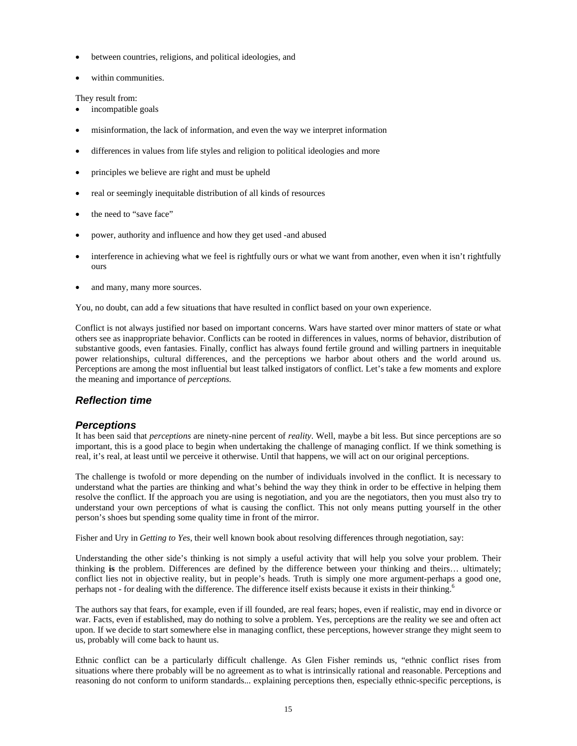- between countries, religions, and political ideologies, and
- within communities.

They result from:

- incompatible goals
- misinformation, the lack of information, and even the way we interpret information
- differences in values from life styles and religion to political ideologies and more
- principles we believe are right and must be upheld
- real or seemingly inequitable distribution of all kinds of resources
- the need to "save face"
- power, authority and influence and how they get used -and abused
- interference in achieving what we feel is rightfully ours or what we want from another, even when it isn't rightfully ours
- and many, many more sources.

You, no doubt, can add a few situations that have resulted in conflict based on your own experience.

Conflict is not always justified nor based on important concerns. Wars have started over minor matters of state or what others see as inappropriate behavior. Conflicts can be rooted in differences in values, norms of behavior, distribution of substantive goods, even fantasies. Finally, conflict has always found fertile ground and willing partners in inequitable power relationships, cultural differences, and the perceptions we harbor about others and the world around us. Perceptions are among the most influential but least talked instigators of conflict. Let's take a few moments and explore the meaning and importance of *perceptions.*

## *Reflection time*

## *Perceptions*

It has been said that *perceptions* are ninety-nine percent of *reality*. Well, maybe a bit less. But since perceptions are so important, this is a good place to begin when undertaking the challenge of managing conflict. If we think something is real, it's real, at least until we perceive it otherwise. Until that happens, we will act on our original perceptions.

The challenge is twofold or more depending on the number of individuals involved in the conflict. It is necessary to understand what the parties are thinking and what's behind the way they think in order to be effective in helping them resolve the conflict. If the approach you are using is negotiation, and you are the negotiators, then you must also try to understand your own perceptions of what is causing the conflict. This not only means putting yourself in the other person's shoes but spending some quality time in front of the mirror.

Fisher and Ury in *Getting to Yes*, their well known book about resolving differences through negotiation, say:

Understanding the other side's thinking is not simply a useful activity that will help you solve your problem. Their thinking **is** the problem. Differences are defined by the difference between your thinking and theirs… ultimately; conflict lies not in objective reality, but in people's heads. Truth is simply one more argument-perhaps a good one, perhaps not - for dealing with the difference. The difference itself exists because it exists in their thinking.[6]

The authors say that fears, for example, even if ill founded, are real fears; hopes, even if realistic, may end in divorce or war. Facts, even if established, may do nothing to solve a problem. Yes, perceptions are the reality we see and often act upon. If we decide to start somewhere else in managing conflict, these perceptions, however strange they might seem to us, probably will come back to haunt us.

Ethnic conflict can be a particularly difficult challenge. As Glen Fisher reminds us, "ethnic conflict rises from situations where there probably will be no agreement as to what is intrinsically rational and reasonable. Perceptions and reasoning do not conform to uniform standards... explaining perceptions then, especially ethnic-specific perceptions, is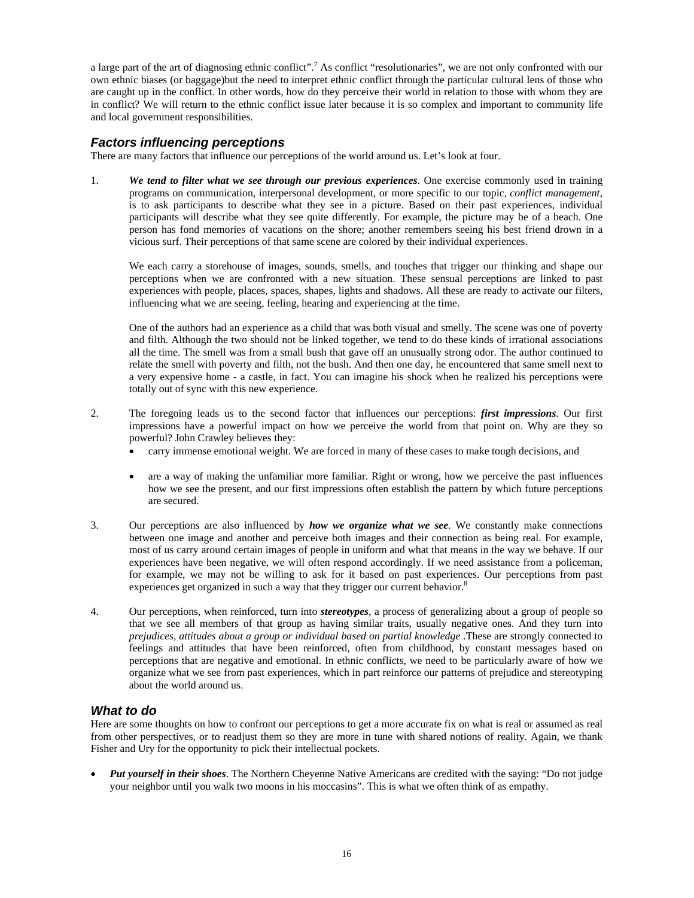a large part of the art of diagnosing ethnic conflict".[7] As conflict "resolutionaries", we are not only confronted with our own ethnic biases (or baggage)but the need to interpret ethnic conflict through the particular cultural lens of those who are caught up in the conflict. In other words, how do they perceive their world in relation to those with whom they are in conflict? We will return to the ethnic conflict issue later because it is so complex and important to community life and local government responsibilities.

## *Factors influencing perceptions*

There are many factors that influence our perceptions of the world around us. Let's look at four.

1. ***We tend to filter what we see through our previous experiences***. One exercise commonly used in training programs on communication, interpersonal development, or more specific to our topic, *conflict management*, is to ask participants to describe what they see in a picture. Based on their past experiences, individual participants will describe what they see quite differently. For example, the picture may be of a beach. One person has fond memories of vacations on the shore; another remembers seeing his best friend drown in a vicious surf. Their perceptions of that same scene are colored by their individual experiences.

   We each carry a storehouse of images, sounds, smells, and touches that trigger our thinking and shape our perceptions when we are confronted with a new situation. These sensual perceptions are linked to past experiences with people, places, spaces, shapes, lights and shadows. All these are ready to activate our filters, influencing what we are seeing, feeling, hearing and experiencing at the time.

   One of the authors had an experience as a child that was both visual and smelly. The scene was one of poverty and filth. Although the two should not be linked together, we tend to do these kinds of irrational associations all the time. The smell was from a small bush that gave off an unusually strong odor. The author continued to relate the smell with poverty and filth, not the bush. And then one day, he encountered that same smell next to a very expensive home - a castle, in fact. You can imagine his shock when he realized his perceptions were totally out of sync with this new experience.

2. The foregoing leads us to the second factor that influences our perceptions: ***first impressions***. Our first impressions have a powerful impact on how we perceive the world from that point on. Why are they so powerful? John Crawley believes they:
   - carry immense emotional weight. We are forced in many of these cases to make tough decisions, and
   - are a way of making the unfamiliar more familiar. Right or wrong, how we perceive the past influences how we see the present, and our first impressions often establish the pattern by which future perceptions are secured.

3. Our perceptions are also influenced by ***how we organize what we see***. We constantly make connections between one image and another and perceive both images and their connection as being real. For example, most of us carry around certain images of people in uniform and what that means in the way we behave. If our experiences have been negative, we will often respond accordingly. If we need assistance from a policeman, for example, we may not be willing to ask for it based on past experiences. Our perceptions from past experiences get organized in such a way that they trigger our current behavior.[8]

4. Our perceptions, when reinforced, turn into ***stereotypes***, a process of generalizing about a group of people so that we see all members of that group as having similar traits, usually negative ones. And they turn into *prejudices, attitudes about a group or individual based on partial knowledge* .These are strongly connected to feelings and attitudes that have been reinforced, often from childhood, by constant messages based on perceptions that are negative and emotional. In ethnic conflicts, we need to be particularly aware of how we organize what we see from past experiences, which in part reinforce our patterns of prejudice and stereotyping about the world around us.

## *What to do*

Here are some thoughts on how to confront our perceptions to get a more accurate fix on what is real or assumed as real from other perspectives, or to readjust them so they are more in tune with shared notions of reality. Again, we thank Fisher and Ury for the opportunity to pick their intellectual pockets.

- ***Put yourself in their shoes***. The Northern Cheyenne Native Americans are credited with the saying: "Do not judge your neighbor until you walk two moons in his moccasins". This is what we often think of as empathy.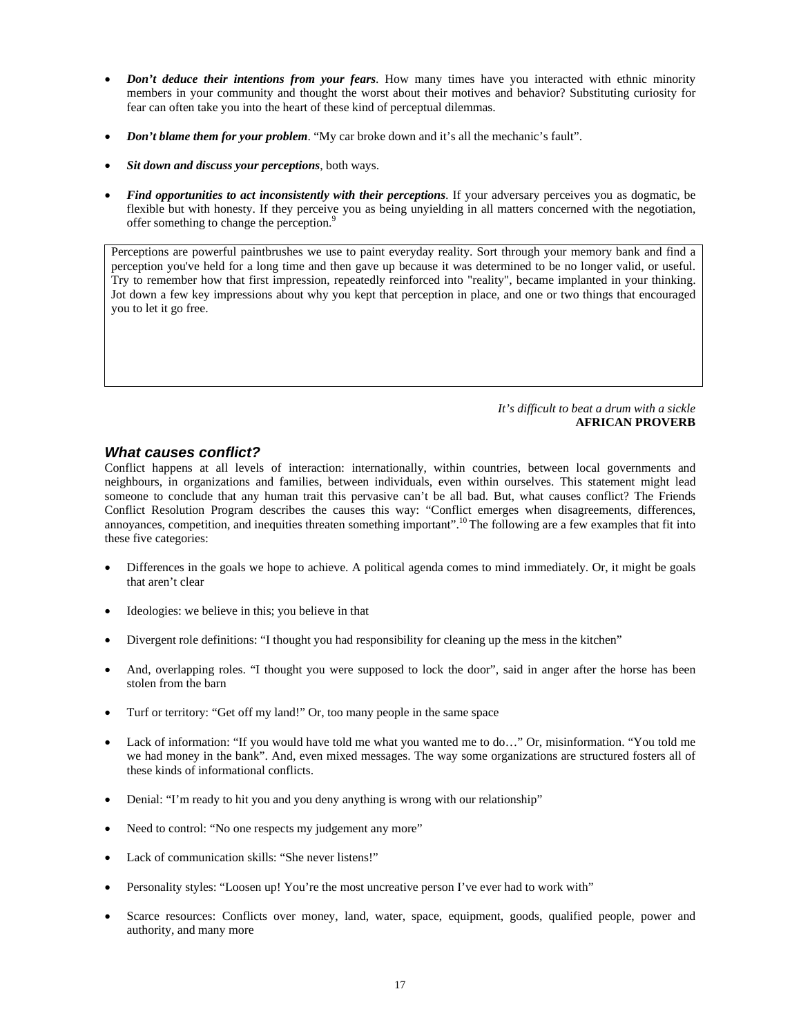- ***Don't deduce their intentions from your fears***. How many times have you interacted with ethnic minority members in your community and thought the worst about their motives and behavior? Substituting curiosity for fear can often take you into the heart of these kind of perceptual dilemmas.

- ***Don't blame them for your problem***. "My car broke down and it's all the mechanic's fault".

- ***Sit down and discuss your perceptions***, both ways.

- ***Find opportunities to act inconsistently with their perceptions***. If your adversary perceives you as dogmatic, be flexible but with honesty. If they perceive you as being unyielding in all matters concerned with the negotiation, offer something to change the perception.[9]

> Perceptions are powerful paintbrushes we use to paint everyday reality. Sort through your memory bank and find a perception you've held for a long time and then gave up because it was determined to be no longer valid, or useful. Try to remember how that first impression, repeatedly reinforced into "reality", became implanted in your thinking. Jot down a few key impressions about why you kept that perception in place, and one or two things that encouraged you to let it go free.

*It's difficult to beat a drum with a sickle*
**AFRICAN PROVERB**

### *What causes conflict?*

Conflict happens at all levels of interaction: internationally, within countries, between local governments and neighbours, in organizations and families, between individuals, even within ourselves. This statement might lead someone to conclude that any human trait this pervasive can't be all bad. But, what causes conflict? The Friends Conflict Resolution Program describes the causes this way: "Conflict emerges when disagreements, differences, annoyances, competition, and inequities threaten something important".[10] The following are a few examples that fit into these five categories:

- Differences in the goals we hope to achieve. A political agenda comes to mind immediately. Or, it might be goals that aren't clear

- Ideologies: we believe in this; you believe in that

- Divergent role definitions: "I thought you had responsibility for cleaning up the mess in the kitchen"

- And, overlapping roles. "I thought you were supposed to lock the door", said in anger after the horse has been stolen from the barn

- Turf or territory: "Get off my land!" Or, too many people in the same space

- Lack of information: "If you would have told me what you wanted me to do…" Or, misinformation. "You told me we had money in the bank". And, even mixed messages. The way some organizations are structured fosters all of these kinds of informational conflicts.

- Denial: "I'm ready to hit you and you deny anything is wrong with our relationship"

- Need to control: "No one respects my judgement any more"

- Lack of communication skills: "She never listens!"

- Personality styles: "Loosen up! You're the most uncreative person I've ever had to work with"

- Scarce resources: Conflicts over money, land, water, space, equipment, goods, qualified people, power and authority, and many more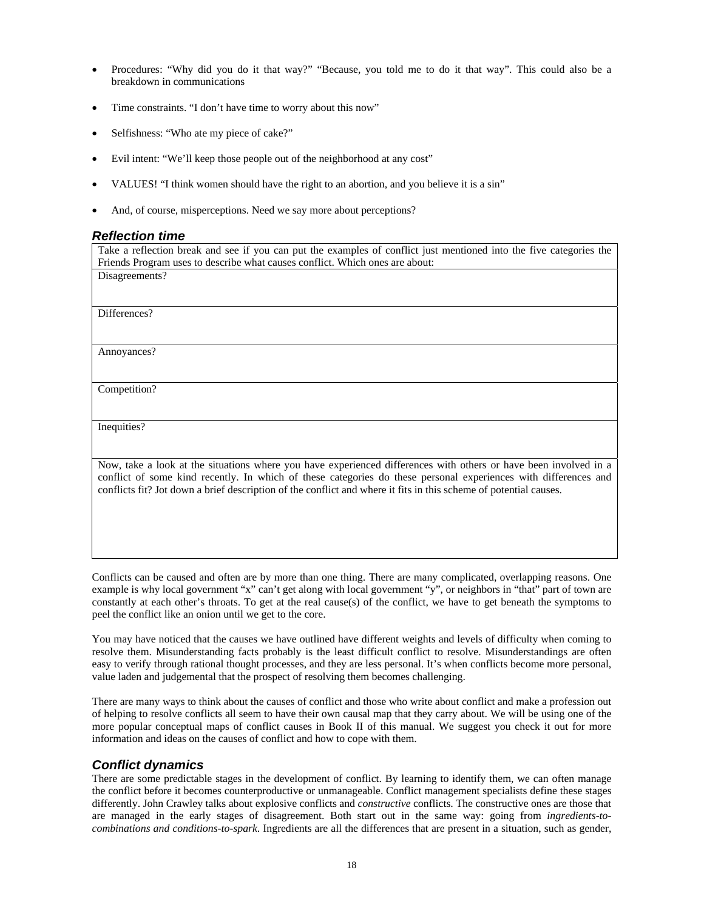- Procedures: "Why did you do it that way?" "Because, you told me to do it that way". This could also be a breakdown in communications
- Time constraints. "I don't have time to worry about this now"
- Selfishness: "Who ate my piece of cake?"
- Evil intent: "We'll keep those people out of the neighborhood at any cost"
- VALUES! "I think women should have the right to an abortion, and you believe it is a sin"
- And, of course, misperceptions. Need we say more about perceptions?

### *Reflection time*

| Take a reflection break and see if you can put the examples of conflict just mentioned into the five categories the Friends Program uses to describe what causes conflict. Which ones are about: |
|---|
| Disagreements? |
| Differences? |
| Annoyances? |
| Competition? |
| Inequities? |
| Now, take a look at the situations where you have experienced differences with others or have been involved in a conflict of some kind recently. In which of these categories do these personal experiences with differences and conflicts fit? Jot down a brief description of the conflict and where it fits in this scheme of potential causes. |

Conflicts can be caused and often are by more than one thing. There are many complicated, overlapping reasons. One example is why local government "x" can't get along with local government "y", or neighbors in "that" part of town are constantly at each other's throats. To get at the real cause(s) of the conflict, we have to get beneath the symptoms to peel the conflict like an onion until we get to the core.

You may have noticed that the causes we have outlined have different weights and levels of difficulty when coming to resolve them. Misunderstanding facts probably is the least difficult conflict to resolve. Misunderstandings are often easy to verify through rational thought processes, and they are less personal. It's when conflicts become more personal, value laden and judgemental that the prospect of resolving them becomes challenging.

There are many ways to think about the causes of conflict and those who write about conflict and make a profession out of helping to resolve conflicts all seem to have their own causal map that they carry about. We will be using one of the more popular conceptual maps of conflict causes in Book II of this manual. We suggest you check it out for more information and ideas on the causes of conflict and how to cope with them.

### *Conflict dynamics*

There are some predictable stages in the development of conflict. By learning to identify them, we can often manage the conflict before it becomes counterproductive or unmanageable. Conflict management specialists define these stages differently. John Crawley talks about explosive conflicts and *constructive* conflicts. The constructive ones are those that are managed in the early stages of disagreement. Both start out in the same way: going from *ingredients-to-combinations and conditions-to-spark.* Ingredients are all the differences that are present in a situation, such as gender,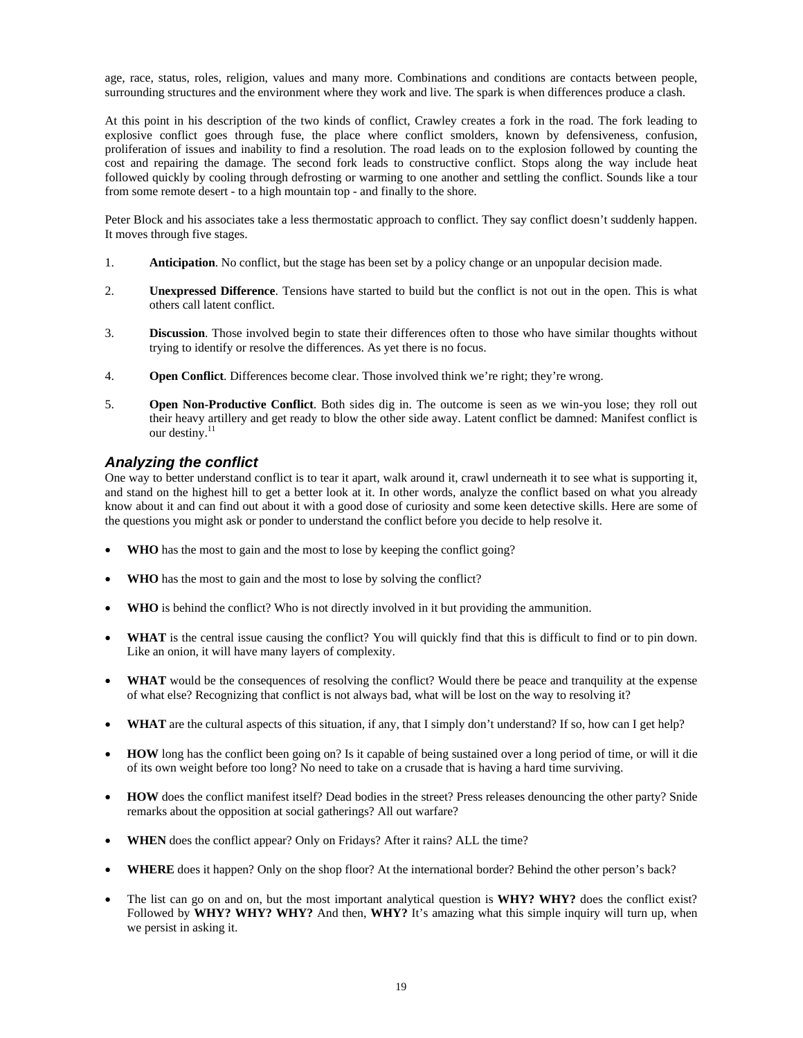age, race, status, roles, religion, values and many more. Combinations and conditions are contacts between people, surrounding structures and the environment where they work and live. The spark is when differences produce a clash.

At this point in his description of the two kinds of conflict, Crawley creates a fork in the road. The fork leading to explosive conflict goes through fuse, the place where conflict smolders, known by defensiveness, confusion, proliferation of issues and inability to find a resolution. The road leads on to the explosion followed by counting the cost and repairing the damage. The second fork leads to constructive conflict. Stops along the way include heat followed quickly by cooling through defrosting or warming to one another and settling the conflict. Sounds like a tour from some remote desert - to a high mountain top - and finally to the shore.

Peter Block and his associates take a less thermostatic approach to conflict. They say conflict doesn't suddenly happen. It moves through five stages.

1. **Anticipation**. No conflict, but the stage has been set by a policy change or an unpopular decision made.

2. **Unexpressed Difference**. Tensions have started to build but the conflict is not out in the open. This is what others call latent conflict.

3. **Discussion**. Those involved begin to state their differences often to those who have similar thoughts without trying to identify or resolve the differences. As yet there is no focus.

4. **Open Conflict**. Differences become clear. Those involved think we're right; they're wrong.

5. **Open Non-Productive Conflict**. Both sides dig in. The outcome is seen as we win-you lose; they roll out their heavy artillery and get ready to blow the other side away. Latent conflict be damned: Manifest conflict is our destiny.[11]

### *Analyzing the conflict*

One way to better understand conflict is to tear it apart, walk around it, crawl underneath it to see what is supporting it, and stand on the highest hill to get a better look at it. In other words, analyze the conflict based on what you already know about it and can find out about it with a good dose of curiosity and some keen detective skills. Here are some of the questions you might ask or ponder to understand the conflict before you decide to help resolve it.

- **WHO** has the most to gain and the most to lose by keeping the conflict going?

- **WHO** has the most to gain and the most to lose by solving the conflict?

- **WHO** is behind the conflict? Who is not directly involved in it but providing the ammunition.

- **WHAT** is the central issue causing the conflict? You will quickly find that this is difficult to find or to pin down. Like an onion, it will have many layers of complexity.

- **WHAT** would be the consequences of resolving the conflict? Would there be peace and tranquility at the expense of what else? Recognizing that conflict is not always bad, what will be lost on the way to resolving it?

- **WHAT** are the cultural aspects of this situation, if any, that I simply don't understand? If so, how can I get help?

- **HOW** long has the conflict been going on? Is it capable of being sustained over a long period of time, or will it die of its own weight before too long? No need to take on a crusade that is having a hard time surviving.

- **HOW** does the conflict manifest itself? Dead bodies in the street? Press releases denouncing the other party? Snide remarks about the opposition at social gatherings? All out warfare?

- **WHEN** does the conflict appear? Only on Fridays? After it rains? ALL the time?

- **WHERE** does it happen? Only on the shop floor? At the international border? Behind the other person's back?

- The list can go on and on, but the most important analytical question is **WHY? WHY?** does the conflict exist? Followed by **WHY? WHY? WHY?** And then, **WHY?** It's amazing what this simple inquiry will turn up, when we persist in asking it.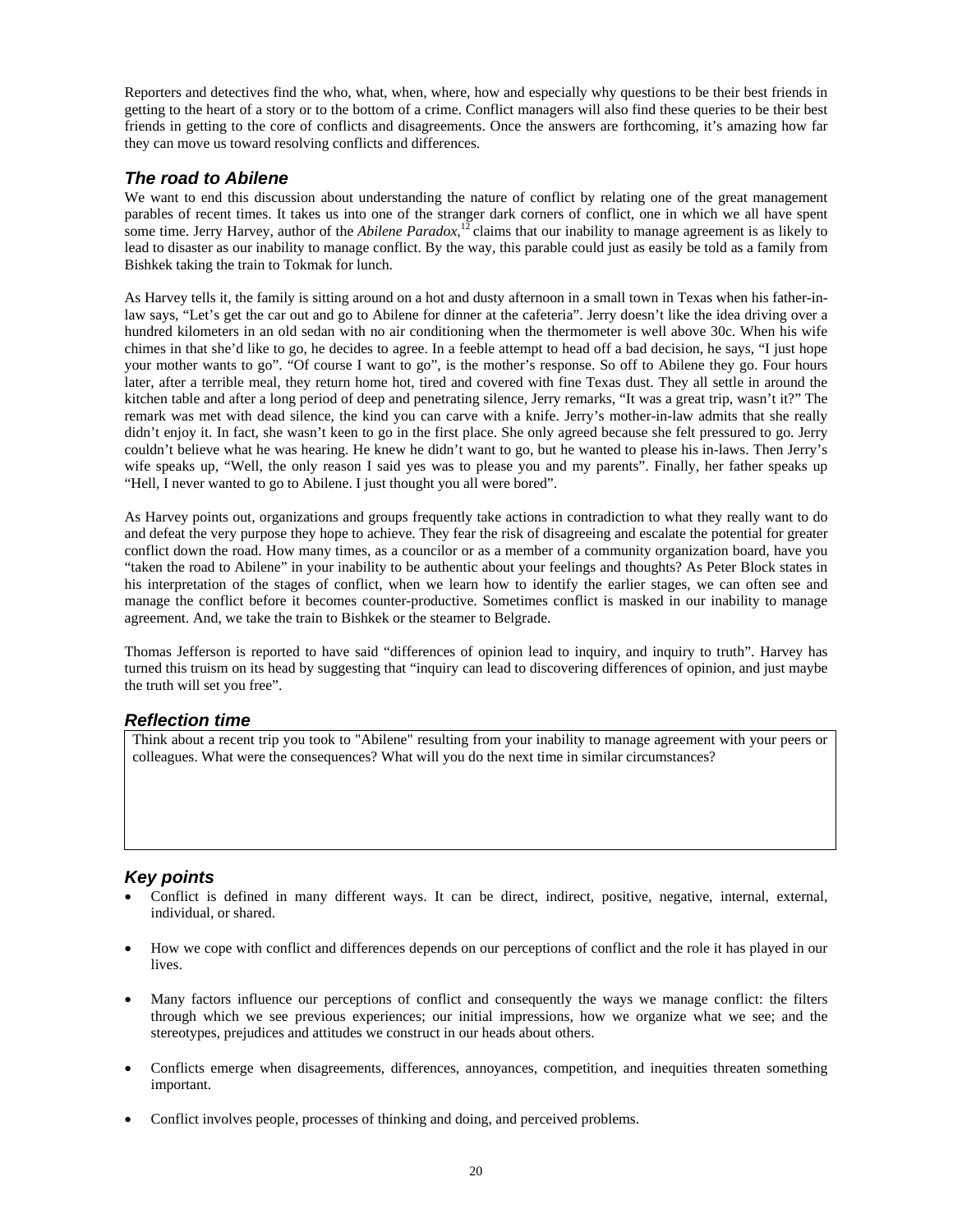Reporters and detectives find the who, what, when, where, how and especially why questions to be their best friends in getting to the heart of a story or to the bottom of a crime. Conflict managers will also find these queries to be their best friends in getting to the core of conflicts and disagreements. Once the answers are forthcoming, it's amazing how far they can move us toward resolving conflicts and differences.

### *The road to Abilene*

We want to end this discussion about understanding the nature of conflict by relating one of the great management parables of recent times. It takes us into one of the stranger dark corners of conflict, one in which we all have spent some time. Jerry Harvey, author of the *Abilene Paradox,*[12] claims that our inability to manage agreement is as likely to lead to disaster as our inability to manage conflict. By the way, this parable could just as easily be told as a family from Bishkek taking the train to Tokmak for lunch.

As Harvey tells it, the family is sitting around on a hot and dusty afternoon in a small town in Texas when his father-in-law says, "Let's get the car out and go to Abilene for dinner at the cafeteria". Jerry doesn't like the idea driving over a hundred kilometers in an old sedan with no air conditioning when the thermometer is well above 30c. When his wife chimes in that she'd like to go, he decides to agree. In a feeble attempt to head off a bad decision, he says, "I just hope your mother wants to go". "Of course I want to go", is the mother's response. So off to Abilene they go. Four hours later, after a terrible meal, they return home hot, tired and covered with fine Texas dust. They all settle in around the kitchen table and after a long period of deep and penetrating silence, Jerry remarks, "It was a great trip, wasn't it?" The remark was met with dead silence, the kind you can carve with a knife. Jerry's mother-in-law admits that she really didn't enjoy it. In fact, she wasn't keen to go in the first place. She only agreed because she felt pressured to go. Jerry couldn't believe what he was hearing. He knew he didn't want to go, but he wanted to please his in-laws. Then Jerry's wife speaks up, "Well, the only reason I said yes was to please you and my parents". Finally, her father speaks up "Hell, I never wanted to go to Abilene. I just thought you all were bored".

As Harvey points out, organizations and groups frequently take actions in contradiction to what they really want to do and defeat the very purpose they hope to achieve. They fear the risk of disagreeing and escalate the potential for greater conflict down the road. How many times, as a councilor or as a member of a community organization board, have you "taken the road to Abilene" in your inability to be authentic about your feelings and thoughts? As Peter Block states in his interpretation of the stages of conflict, when we learn how to identify the earlier stages, we can often see and manage the conflict before it becomes counter-productive. Sometimes conflict is masked in our inability to manage agreement. And, we take the train to Bishkek or the steamer to Belgrade.

Thomas Jefferson is reported to have said "differences of opinion lead to inquiry, and inquiry to truth". Harvey has turned this truism on its head by suggesting that "inquiry can lead to discovering differences of opinion, and just maybe the truth will set you free".

### *Reflection time*

Think about a recent trip you took to "Abilene" resulting from your inability to manage agreement with your peers or colleagues. What were the consequences? What will you do the next time in similar circumstances?

### *Key points*

- Conflict is defined in many different ways. It can be direct, indirect, positive, negative, internal, external, individual, or shared.
- How we cope with conflict and differences depends on our perceptions of conflict and the role it has played in our lives.
- Many factors influence our perceptions of conflict and consequently the ways we manage conflict: the filters through which we see previous experiences; our initial impressions, how we organize what we see; and the stereotypes, prejudices and attitudes we construct in our heads about others.
- Conflicts emerge when disagreements, differences, annoyances, competition, and inequities threaten something important.
- Conflict involves people, processes of thinking and doing, and perceived problems.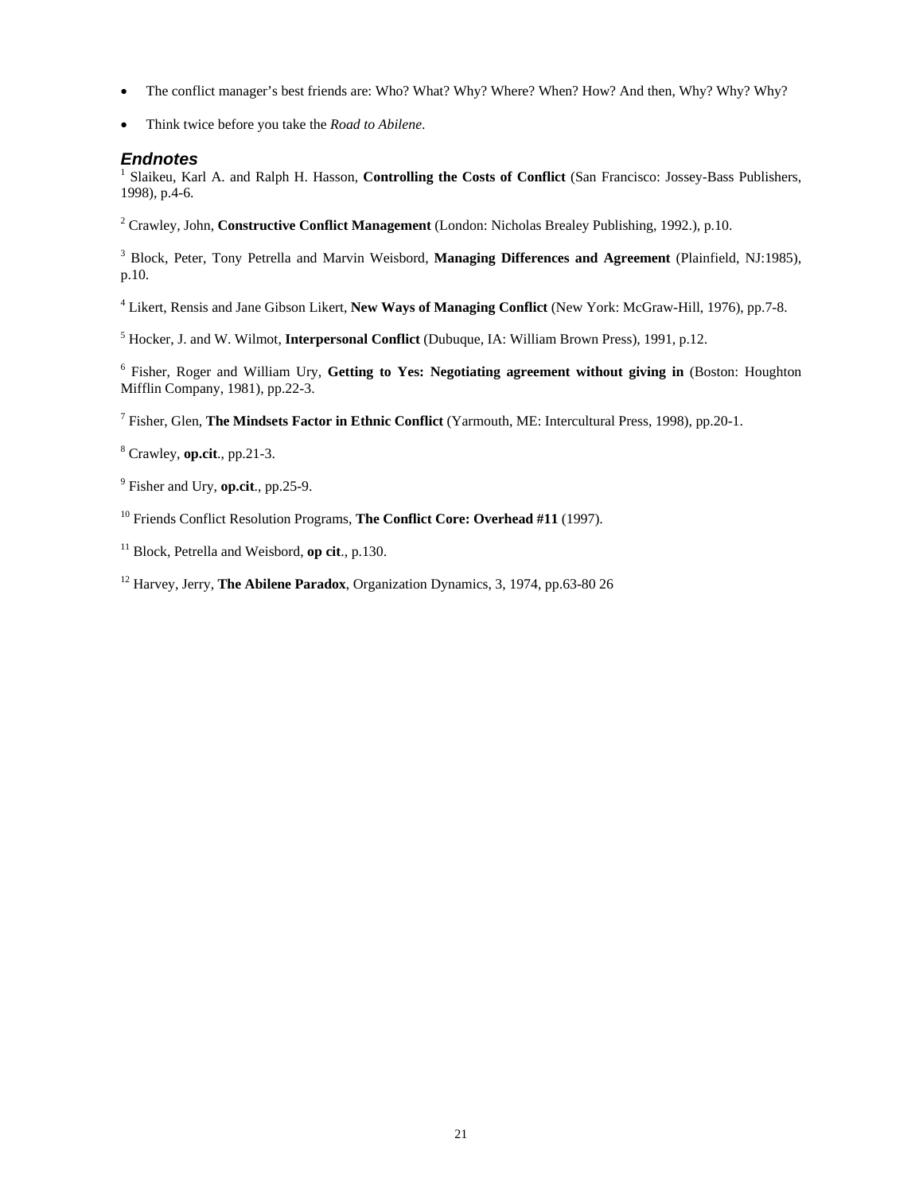- The conflict manager's best friends are: Who? What? Why? Where? When? How? And then, Why? Why? Why?
- Think twice before you take the *Road to Abilene.*

### *Endnotes*

[1] Slaikeu, Karl A. and Ralph H. Hasson, **Controlling the Costs of Conflict** (San Francisco: Jossey-Bass Publishers, 1998), p.4-6.

[2] Crawley, John, **Constructive Conflict Management** (London: Nicholas Brealey Publishing, 1992.), p.10.

[3] Block, Peter, Tony Petrella and Marvin Weisbord, **Managing Differences and Agreement** (Plainfield, NJ:1985), p.10.

[4] Likert, Rensis and Jane Gibson Likert, **New Ways of Managing Conflict** (New York: McGraw-Hill, 1976), pp.7-8.

[5] Hocker, J. and W. Wilmot, **Interpersonal Conflict** (Dubuque, IA: William Brown Press), 1991, p.12.

[6] Fisher, Roger and William Ury, **Getting to Yes: Negotiating agreement without giving in** (Boston: Houghton Mifflin Company, 1981), pp.22-3.

[7] Fisher, Glen, **The Mindsets Factor in Ethnic Conflict** (Yarmouth, ME: Intercultural Press, 1998), pp.20-1.

[8] Crawley, **op.cit**., pp.21-3.

[9] Fisher and Ury, **op.cit**., pp.25-9.

[10] Friends Conflict Resolution Programs, **The Conflict Core: Overhead #11** (1997).

[11] Block, Petrella and Weisbord, **op cit**., p.130.

[12] Harvey, Jerry, **The Abilene Paradox**, Organization Dynamics, 3, 1974, pp.63-80 26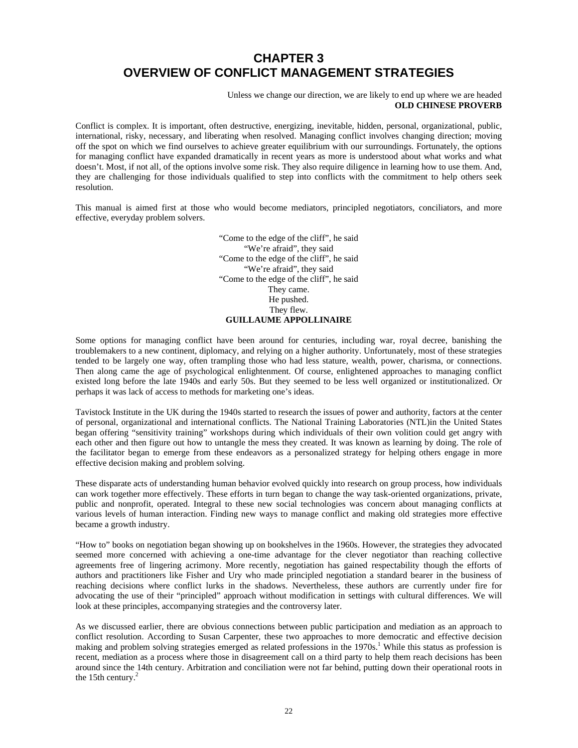# CHAPTER 3
# OVERVIEW OF CONFLICT MANAGEMENT STRATEGIES

Unless we change our direction, we are likely to end up where we are headed
**OLD CHINESE PROVERB**

Conflict is complex. It is important, often destructive, energizing, inevitable, hidden, personal, organizational, public, international, risky, necessary, and liberating when resolved. Managing conflict involves changing direction; moving off the spot on which we find ourselves to achieve greater equilibrium with our surroundings. Fortunately, the options for managing conflict have expanded dramatically in recent years as more is understood about what works and what doesn't. Most, if not all, of the options involve some risk. They also require diligence in learning how to use them. And, they are challenging for those individuals qualified to step into conflicts with the commitment to help others seek resolution.

This manual is aimed first at those who would become mediators, principled negotiators, conciliators, and more effective, everyday problem solvers.

"Come to the edge of the cliff", he said
"We're afraid", they said
"Come to the edge of the cliff", he said
"We're afraid", they said
"Come to the edge of the cliff", he said
They came.
He pushed.
They flew.
**GUILLAUME APPOLLINAIRE**

Some options for managing conflict have been around for centuries, including war, royal decree, banishing the troublemakers to a new continent, diplomacy, and relying on a higher authority. Unfortunately, most of these strategies tended to be largely one way, often trampling those who had less stature, wealth, power, charisma, or connections. Then along came the age of psychological enlightenment. Of course, enlightened approaches to managing conflict existed long before the late 1940s and early 50s. But they seemed to be less well organized or institutionalized. Or perhaps it was lack of access to methods for marketing one's ideas.

Tavistock Institute in the UK during the 1940s started to research the issues of power and authority, factors at the center of personal, organizational and international conflicts. The National Training Laboratories (NTL)in the United States began offering "sensitivity training" workshops during which individuals of their own volition could get angry with each other and then figure out how to untangle the mess they created. It was known as learning by doing. The role of the facilitator began to emerge from these endeavors as a personalized strategy for helping others engage in more effective decision making and problem solving.

These disparate acts of understanding human behavior evolved quickly into research on group process, how individuals can work together more effectively. These efforts in turn began to change the way task-oriented organizations, private, public and nonprofit, operated. Integral to these new social technologies was concern about managing conflicts at various levels of human interaction. Finding new ways to manage conflict and making old strategies more effective became a growth industry.

"How to" books on negotiation began showing up on bookshelves in the 1960s. However, the strategies they advocated seemed more concerned with achieving a one-time advantage for the clever negotiator than reaching collective agreements free of lingering acrimony. More recently, negotiation has gained respectability though the efforts of authors and practitioners like Fisher and Ury who made principled negotiation a standard bearer in the business of reaching decisions where conflict lurks in the shadows. Nevertheless, these authors are currently under fire for advocating the use of their "principled" approach without modification in settings with cultural differences. We will look at these principles, accompanying strategies and the controversy later.

As we discussed earlier, there are obvious connections between public participation and mediation as an approach to conflict resolution. According to Susan Carpenter, these two approaches to more democratic and effective decision making and problem solving strategies emerged as related professions in the 1970s.[1] While this status as profession is recent, mediation as a process where those in disagreement call on a third party to help them reach decisions has been around since the 14th century. Arbitration and conciliation were not far behind, putting down their operational roots in the 15th century.[2]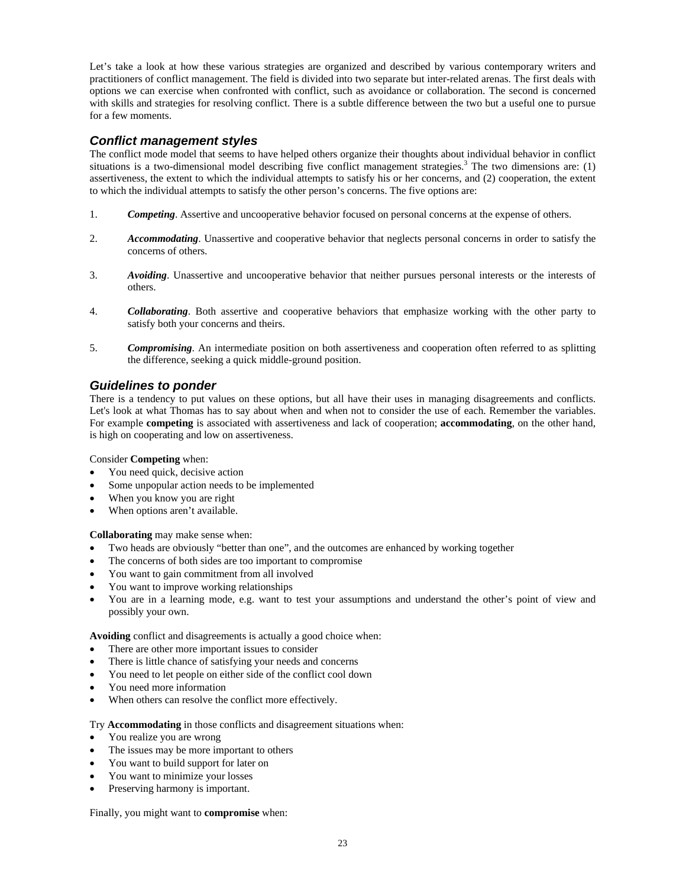Let's take a look at how these various strategies are organized and described by various contemporary writers and practitioners of conflict management. The field is divided into two separate but inter-related arenas. The first deals with options we can exercise when confronted with conflict, such as avoidance or collaboration. The second is concerned with skills and strategies for resolving conflict. There is a subtle difference between the two but a useful one to pursue for a few moments.

## *Conflict management styles*

The conflict mode model that seems to have helped others organize their thoughts about individual behavior in conflict situations is a two-dimensional model describing five conflict management strategies.[3] The two dimensions are: (1) assertiveness, the extent to which the individual attempts to satisfy his or her concerns, and (2) cooperation, the extent to which the individual attempts to satisfy the other person's concerns. The five options are:

1. ***Competing***. Assertive and uncooperative behavior focused on personal concerns at the expense of others.

2. ***Accommodating***. Unassertive and cooperative behavior that neglects personal concerns in order to satisfy the concerns of others.

3. ***Avoiding***. Unassertive and uncooperative behavior that neither pursues personal interests or the interests of others.

4. ***Collaborating***. Both assertive and cooperative behaviors that emphasize working with the other party to satisfy both your concerns and theirs.

5. ***Compromising***. An intermediate position on both assertiveness and cooperation often referred to as splitting the difference, seeking a quick middle-ground position.

## *Guidelines to ponder*

There is a tendency to put values on these options, but all have their uses in managing disagreements and conflicts. Let's look at what Thomas has to say about when and when not to consider the use of each. Remember the variables. For example **competing** is associated with assertiveness and lack of cooperation; **accommodating**, on the other hand, is high on cooperating and low on assertiveness.

Consider **Competing** when:

- You need quick, decisive action
- Some unpopular action needs to be implemented
- When you know you are right
- When options aren't available.

**Collaborating** may make sense when:

- Two heads are obviously "better than one", and the outcomes are enhanced by working together
- The concerns of both sides are too important to compromise
- You want to gain commitment from all involved
- You want to improve working relationships
- You are in a learning mode, e.g. want to test your assumptions and understand the other's point of view and possibly your own.

**Avoiding** conflict and disagreements is actually a good choice when:

- There are other more important issues to consider
- There is little chance of satisfying your needs and concerns
- You need to let people on either side of the conflict cool down
- You need more information
- When others can resolve the conflict more effectively.

Try **Accommodating** in those conflicts and disagreement situations when:

- You realize you are wrong
- The issues may be more important to others
- You want to build support for later on
- You want to minimize your losses
- Preserving harmony is important.

Finally, you might want to **compromise** when: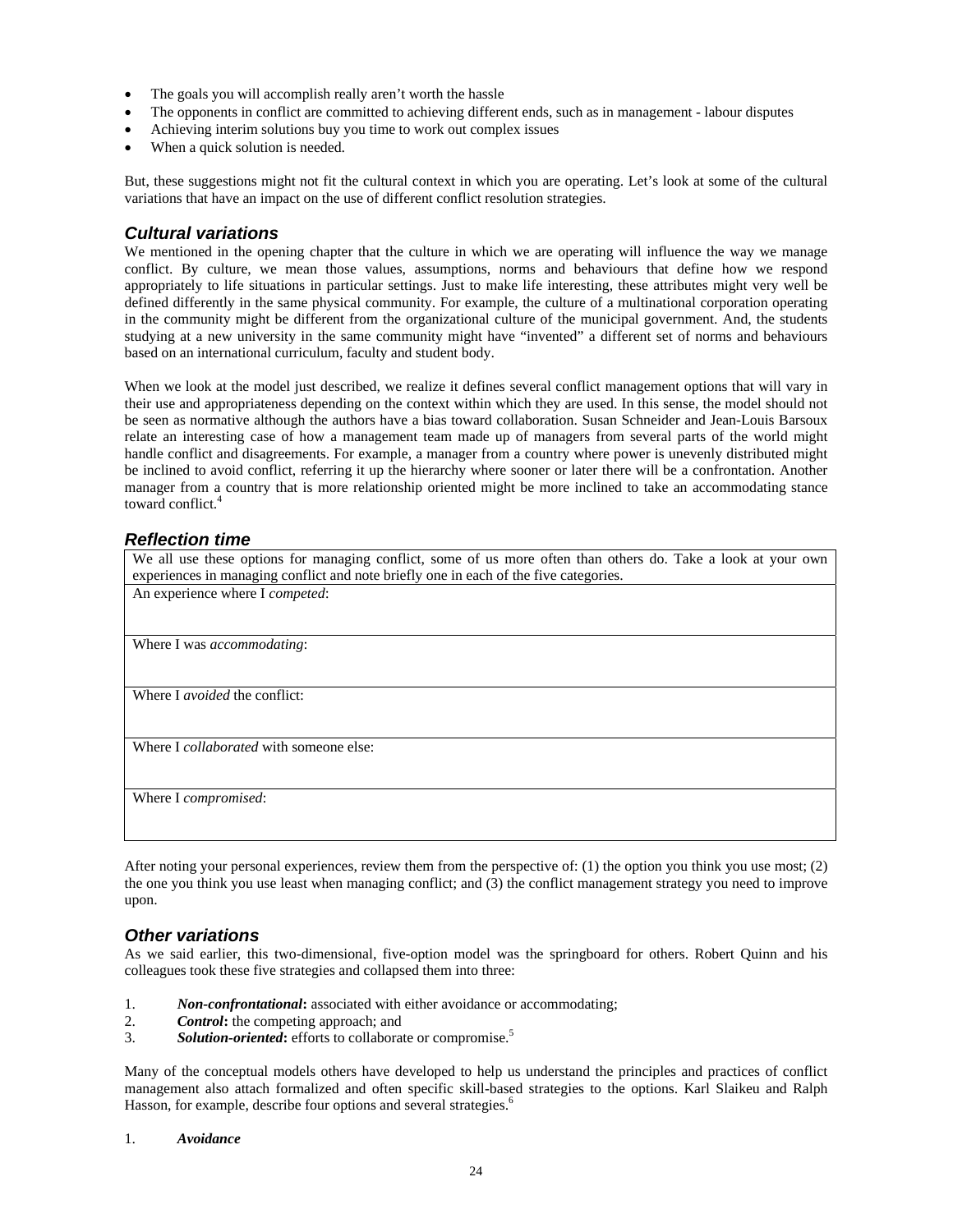- The goals you will accomplish really aren't worth the hassle
- The opponents in conflict are committed to achieving different ends, such as in management - labour disputes
- Achieving interim solutions buy you time to work out complex issues
- When a quick solution is needed.

But, these suggestions might not fit the cultural context in which you are operating. Let's look at some of the cultural variations that have an impact on the use of different conflict resolution strategies.

### *Cultural variations*

We mentioned in the opening chapter that the culture in which we are operating will influence the way we manage conflict. By culture, we mean those values, assumptions, norms and behaviours that define how we respond appropriately to life situations in particular settings. Just to make life interesting, these attributes might very well be defined differently in the same physical community. For example, the culture of a multinational corporation operating in the community might be different from the organizational culture of the municipal government. And, the students studying at a new university in the same community might have "invented" a different set of norms and behaviours based on an international curriculum, faculty and student body.

When we look at the model just described, we realize it defines several conflict management options that will vary in their use and appropriateness depending on the context within which they are used. In this sense, the model should not be seen as normative although the authors have a bias toward collaboration. Susan Schneider and Jean-Louis Barsoux relate an interesting case of how a management team made up of managers from several parts of the world might handle conflict and disagreements. For example, a manager from a country where power is unevenly distributed might be inclined to avoid conflict, referring it up the hierarchy where sooner or later there will be a confrontation. Another manager from a country that is more relationship oriented might be more inclined to take an accommodating stance toward conflict.[4]

### *Reflection time*

| We all use these options for managing conflict, some of us more often than others do. Take a look at your own experiences in managing conflict and note briefly one in each of the five categories. |
|---|
| An experience where I *competed*: |
| Where I was *accommodating*: |
| Where I *avoided* the conflict: |
| Where I *collaborated* with someone else: |
| Where I *compromised*: |

After noting your personal experiences, review them from the perspective of: (1) the option you think you use most; (2) the one you think you use least when managing conflict; and (3) the conflict management strategy you need to improve upon.

### *Other variations*

As we said earlier, this two-dimensional, five-option model was the springboard for others. Robert Quinn and his colleagues took these five strategies and collapsed them into three:

1. ***Non-confrontational*****:** associated with either avoidance or accommodating;
2. ***Control*****:** the competing approach; and
3. ***Solution-oriented*****:** efforts to collaborate or compromise.[5]

Many of the conceptual models others have developed to help us understand the principles and practices of conflict management also attach formalized and often specific skill-based strategies to the options. Karl Slaikeu and Ralph Hasson, for example, describe four options and several strategies.[6]

1. ***Avoidance***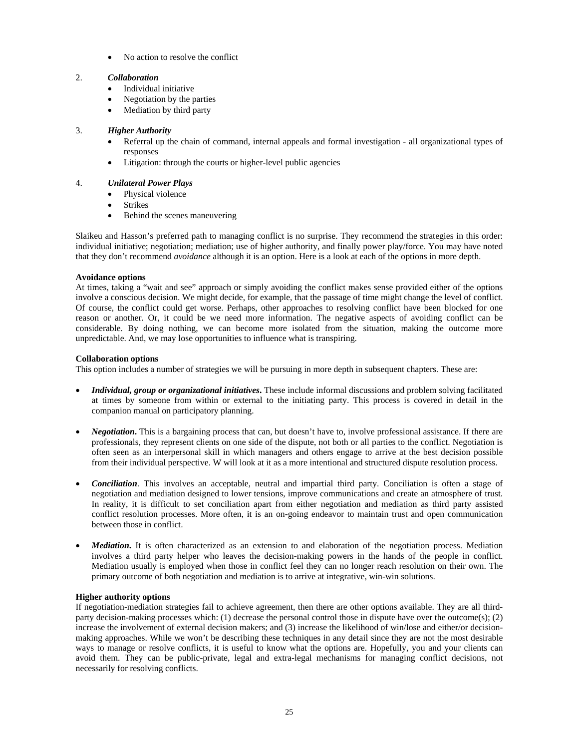- No action to resolve the conflict

2. ***Collaboration***
   - Individual initiative
   - Negotiation by the parties
   - Mediation by third party

3. ***Higher Authority***
   - Referral up the chain of command, internal appeals and formal investigation - all organizational types of responses
   - Litigation: through the courts or higher-level public agencies

4. ***Unilateral Power Plays***
   - Physical violence
   - Strikes
   - Behind the scenes maneuvering

Slaikeu and Hasson's preferred path to managing conflict is no surprise. They recommend the strategies in this order: individual initiative; negotiation; mediation; use of higher authority, and finally power play/force. You may have noted that they don't recommend *avoidance* although it is an option. Here is a look at each of the options in more depth.

**Avoidance options**

At times, taking a "wait and see" approach or simply avoiding the conflict makes sense provided either of the options involve a conscious decision. We might decide, for example, that the passage of time might change the level of conflict. Of course, the conflict could get worse. Perhaps, other approaches to resolving conflict have been blocked for one reason or another. Or, it could be we need more information. The negative aspects of avoiding conflict can be considerable. By doing nothing, we can become more isolated from the situation, making the outcome more unpredictable. And, we may lose opportunities to influence what is transpiring.

**Collaboration options**

This option includes a number of strategies we will be pursuing in more depth in subsequent chapters. These are:

- ***Individual, group or organizational initiatives***. These include informal discussions and problem solving facilitated at times by someone from within or external to the initiating party. This process is covered in detail in the companion manual on participatory planning.

- ***Negotiation***. This is a bargaining process that can, but doesn't have to, involve professional assistance. If there are professionals, they represent clients on one side of the dispute, not both or all parties to the conflict. Negotiation is often seen as an interpersonal skill in which managers and others engage to arrive at the best decision possible from their individual perspective. W will look at it as a more intentional and structured dispute resolution process.

- ***Conciliation***. This involves an acceptable, neutral and impartial third party. Conciliation is often a stage of negotiation and mediation designed to lower tensions, improve communications and create an atmosphere of trust. In reality, it is difficult to set conciliation apart from either negotiation and mediation as third party assisted conflict resolution processes. More often, it is an on-going endeavor to maintain trust and open communication between those in conflict.

- ***Mediation***. It is often characterized as an extension to and elaboration of the negotiation process. Mediation involves a third party helper who leaves the decision-making powers in the hands of the people in conflict. Mediation usually is employed when those in conflict feel they can no longer reach resolution on their own. The primary outcome of both negotiation and mediation is to arrive at integrative, win-win solutions.

**Higher authority options**

If negotiation-mediation strategies fail to achieve agreement, then there are other options available. They are all third-party decision-making processes which: (1) decrease the personal control those in dispute have over the outcome(s); (2) increase the involvement of external decision makers; and (3) increase the likelihood of win/lose and either/or decision-making approaches. While we won't be describing these techniques in any detail since they are not the most desirable ways to manage or resolve conflicts, it is useful to know what the options are. Hopefully, you and your clients can avoid them. They can be public-private, legal and extra-legal mechanisms for managing conflict decisions, not necessarily for resolving conflicts.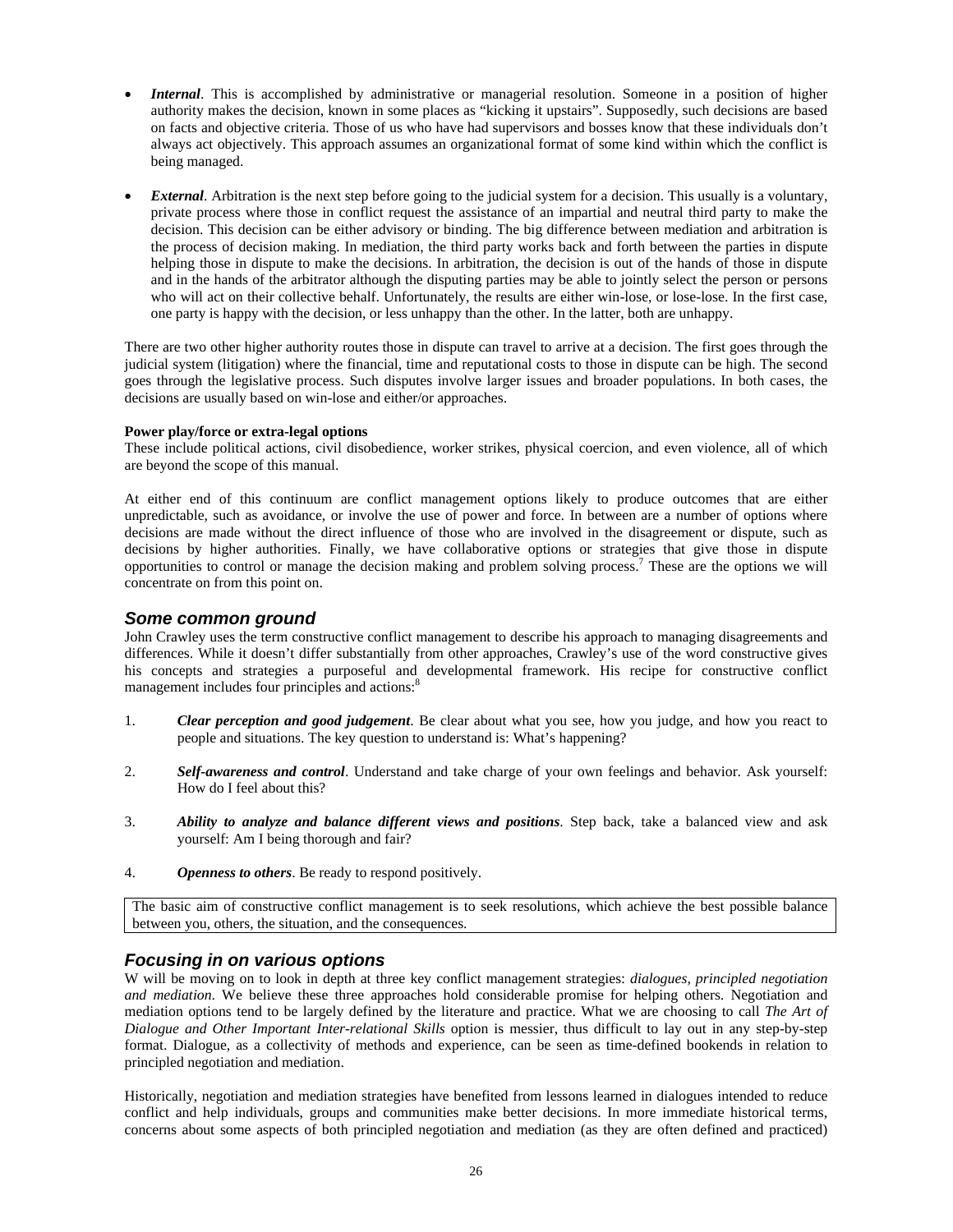- ***Internal***. This is accomplished by administrative or managerial resolution. Someone in a position of higher authority makes the decision, known in some places as "kicking it upstairs". Supposedly, such decisions are based on facts and objective criteria. Those of us who have had supervisors and bosses know that these individuals don't always act objectively. This approach assumes an organizational format of some kind within which the conflict is being managed.

- ***External***. Arbitration is the next step before going to the judicial system for a decision. This usually is a voluntary, private process where those in conflict request the assistance of an impartial and neutral third party to make the decision. This decision can be either advisory or binding. The big difference between mediation and arbitration is the process of decision making. In mediation, the third party works back and forth between the parties in dispute helping those in dispute to make the decisions. In arbitration, the decision is out of the hands of those in dispute and in the hands of the arbitrator although the disputing parties may be able to jointly select the person or persons who will act on their collective behalf. Unfortunately, the results are either win-lose, or lose-lose. In the first case, one party is happy with the decision, or less unhappy than the other. In the latter, both are unhappy.

There are two other higher authority routes those in dispute can travel to arrive at a decision. The first goes through the judicial system (litigation) where the financial, time and reputational costs to those in dispute can be high. The second goes through the legislative process. Such disputes involve larger issues and broader populations. In both cases, the decisions are usually based on win-lose and either/or approaches.

**Power play/force or extra-legal options**
These include political actions, civil disobedience, worker strikes, physical coercion, and even violence, all of which are beyond the scope of this manual.

At either end of this continuum are conflict management options likely to produce outcomes that are either unpredictable, such as avoidance, or involve the use of power and force. In between are a number of options where decisions are made without the direct influence of those who are involved in the disagreement or dispute, such as decisions by higher authorities. Finally, we have collaborative options or strategies that give those in dispute opportunities to control or manage the decision making and problem solving process.[7] These are the options we will concentrate on from this point on.

## *Some common ground*

John Crawley uses the term constructive conflict management to describe his approach to managing disagreements and differences. While it doesn't differ substantially from other approaches, Crawley's use of the word constructive gives his concepts and strategies a purposeful and developmental framework. His recipe for constructive conflict management includes four principles and actions:[8]

1. ***Clear perception and good judgement***. Be clear about what you see, how you judge, and how you react to people and situations. The key question to understand is: What's happening?

2. ***Self-awareness and control***. Understand and take charge of your own feelings and behavior. Ask yourself: How do I feel about this?

3. ***Ability to analyze and balance different views and positions***. Step back, take a balanced view and ask yourself: Am I being thorough and fair?

4. ***Openness to others***. Be ready to respond positively.

The basic aim of constructive conflict management is to seek resolutions, which achieve the best possible balance between you, others, the situation, and the consequences.

## *Focusing in on various options*

W will be moving on to look in depth at three key conflict management strategies: *dialogues, principled negotiation and mediation*. We believe these three approaches hold considerable promise for helping others. Negotiation and mediation options tend to be largely defined by the literature and practice. What we are choosing to call *The Art of Dialogue and Other Important Inter-relational Skills* option is messier, thus difficult to lay out in any step-by-step format. Dialogue, as a collectivity of methods and experience, can be seen as time-defined bookends in relation to principled negotiation and mediation.

Historically, negotiation and mediation strategies have benefited from lessons learned in dialogues intended to reduce conflict and help individuals, groups and communities make better decisions. In more immediate historical terms, concerns about some aspects of both principled negotiation and mediation (as they are often defined and practiced)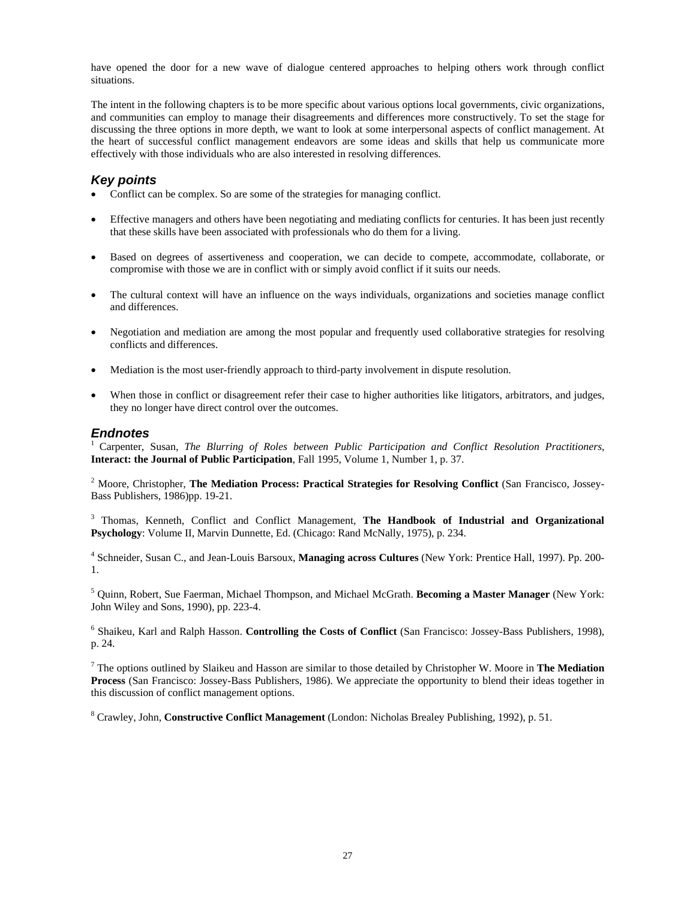have opened the door for a new wave of dialogue centered approaches to helping others work through conflict situations.

The intent in the following chapters is to be more specific about various options local governments, civic organizations, and communities can employ to manage their disagreements and differences more constructively. To set the stage for discussing the three options in more depth, we want to look at some interpersonal aspects of conflict management. At the heart of successful conflict management endeavors are some ideas and skills that help us communicate more effectively with those individuals who are also interested in resolving differences.

## *Key points*

- Conflict can be complex. So are some of the strategies for managing conflict.
- Effective managers and others have been negotiating and mediating conflicts for centuries. It has been just recently that these skills have been associated with professionals who do them for a living.
- Based on degrees of assertiveness and cooperation, we can decide to compete, accommodate, collaborate, or compromise with those we are in conflict with or simply avoid conflict if it suits our needs.
- The cultural context will have an influence on the ways individuals, organizations and societies manage conflict and differences.
- Negotiation and mediation are among the most popular and frequently used collaborative strategies for resolving conflicts and differences.
- Mediation is the most user-friendly approach to third-party involvement in dispute resolution.
- When those in conflict or disagreement refer their case to higher authorities like litigators, arbitrators, and judges, they no longer have direct control over the outcomes.

## *Endnotes*

[1] Carpenter, Susan, *The Blurring of Roles between Public Participation and Conflict Resolution Practitioners*, **Interact: the Journal of Public Participation**, Fall 1995, Volume 1, Number 1, p. 37.

[2] Moore, Christopher, **The Mediation Process: Practical Strategies for Resolving Conflict** (San Francisco, Jossey-Bass Publishers, 1986)pp. 19-21.

[3] Thomas, Kenneth, Conflict and Conflict Management, **The Handbook of Industrial and Organizational Psychology**: Volume II, Marvin Dunnette, Ed. (Chicago: Rand McNally, 1975), p. 234.

[4] Schneider, Susan C., and Jean-Louis Barsoux, **Managing across Cultures** (New York: Prentice Hall, 1997). Pp. 200-1.

[5] Quinn, Robert, Sue Faerman, Michael Thompson, and Michael McGrath. **Becoming a Master Manager** (New York: John Wiley and Sons, 1990), pp. 223-4.

[6] Shaikeu, Karl and Ralph Hasson. **Controlling the Costs of Conflict** (San Francisco: Jossey-Bass Publishers, 1998), p. 24.

[7] The options outlined by Slaikeu and Hasson are similar to those detailed by Christopher W. Moore in **The Mediation Process** (San Francisco: Jossey-Bass Publishers, 1986). We appreciate the opportunity to blend their ideas together in this discussion of conflict management options.

[8] Crawley, John, **Constructive Conflict Management** (London: Nicholas Brealey Publishing, 1992), p. 51.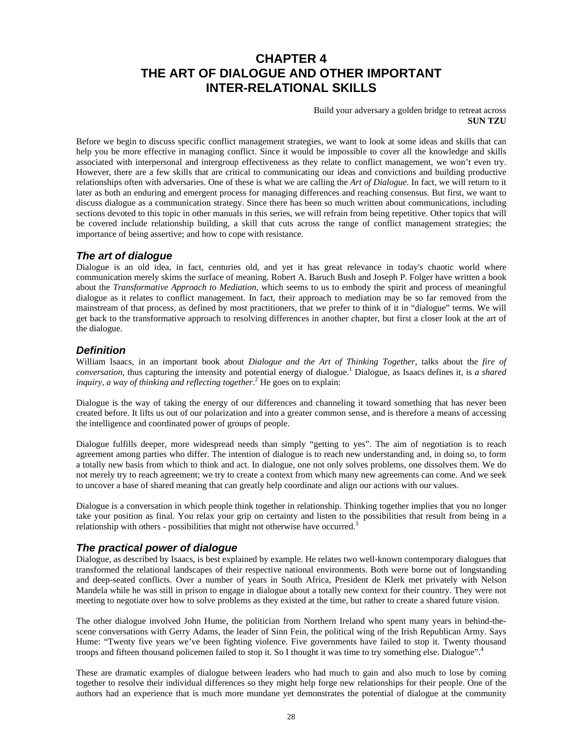# CHAPTER 4
# THE ART OF DIALOGUE AND OTHER IMPORTANT INTER-RELATIONAL SKILLS

Build your adversary a golden bridge to retreat across
**SUN TZU**

Before we begin to discuss specific conflict management strategies, we want to look at some ideas and skills that can help you be more effective in managing conflict. Since it would be impossible to cover all the knowledge and skills associated with interpersonal and intergroup effectiveness as they relate to conflict management, we won't even try. However, there are a few skills that are critical to communicating our ideas and convictions and building productive relationships often with adversaries. One of these is what we are calling the *Art of Dialogue*. In fact, we will return to it later as both an enduring and emergent process for managing differences and reaching consensus. But first, we want to discuss dialogue as a communication strategy. Since there has been so much written about communications, including sections devoted to this topic in other manuals in this series, we will refrain from being repetitive. Other topics that will be covered include relationship building, a skill that cuts across the range of conflict management strategies; the importance of being assertive; and how to cope with resistance.

## *The art of dialogue*

Dialogue is an old idea, in fact, centuries old, and yet it has great relevance in today's chaotic world where communication merely skims the surface of meaning. Robert A. Baruch Bush and Joseph P. Folger have written a book about the *Transformative Approach to Mediation,* which seems to us to embody the spirit and process of meaningful dialogue as it relates to conflict management. In fact, their approach to mediation may be so far removed from the mainstream of that process, as defined by most practitioners, that we prefer to think of it in "dialogue" terms. We will get back to the transformative approach to resolving differences in another chapter, but first a closer look at the art of the dialogue.

## *Definition*

William Isaacs, in an important book about *Dialogue and the Art of Thinking Together*, talks about the *fire of conversation*, thus capturing the intensity and potential energy of dialogue.[1] Dialogue, as Isaacs defines it, is *a shared inquiry, a way of thinking and reflecting together*.[2] He goes on to explain:

Dialogue is the way of taking the energy of our differences and channeling it toward something that has never been created before. It lifts us out of our polarization and into a greater common sense, and is therefore a means of accessing the intelligence and coordinated power of groups of people.

Dialogue fulfills deeper, more widespread needs than simply "getting to yes". The aim of negotiation is to reach agreement among parties who differ. The intention of dialogue is to reach new understanding and, in doing so, to form a totally new basis from which to think and act. In dialogue, one not only solves problems, one dissolves them. We do not merely try to reach agreement; we try to create a context from which many new agreements can come. And we seek to uncover a base of shared meaning that can greatly help coordinate and align our actions with our values.

Dialogue is a conversation in which people think together in relationship. Thinking together implies that you no longer take your position as final. You relax your grip on certainty and listen to the possibilities that result from being in a relationship with others - possibilities that might not otherwise have occurred.[3]

## *The practical power of dialogue*

Dialogue, as described by Isaacs, is best explained by example. He relates two well-known contemporary dialogues that transformed the relational landscapes of their respective national environments. Both were borne out of longstanding and deep-seated conflicts. Over a number of years in South Africa, President de Klerk met privately with Nelson Mandela while he was still in prison to engage in dialogue about a totally new context for their country. They were not meeting to negotiate over how to solve problems as they existed at the time, but rather to create a shared future vision.

The other dialogue involved John Hume, the politician from Northern Ireland who spent many years in behind-the-scene conversations with Gerry Adams, the leader of Sinn Fein, the political wing of the Irish Republican Army. Says Hume: "Twenty five years we've been fighting violence. Five governments have failed to stop it. Twenty thousand troops and fifteen thousand policemen failed to stop it. So I thought it was time to try something else. Dialogue".[4]

These are dramatic examples of dialogue between leaders who had much to gain and also much to lose by coming together to resolve their individual differences so they might help forge new relationships for their people. One of the authors had an experience that is much more mundane yet demonstrates the potential of dialogue at the community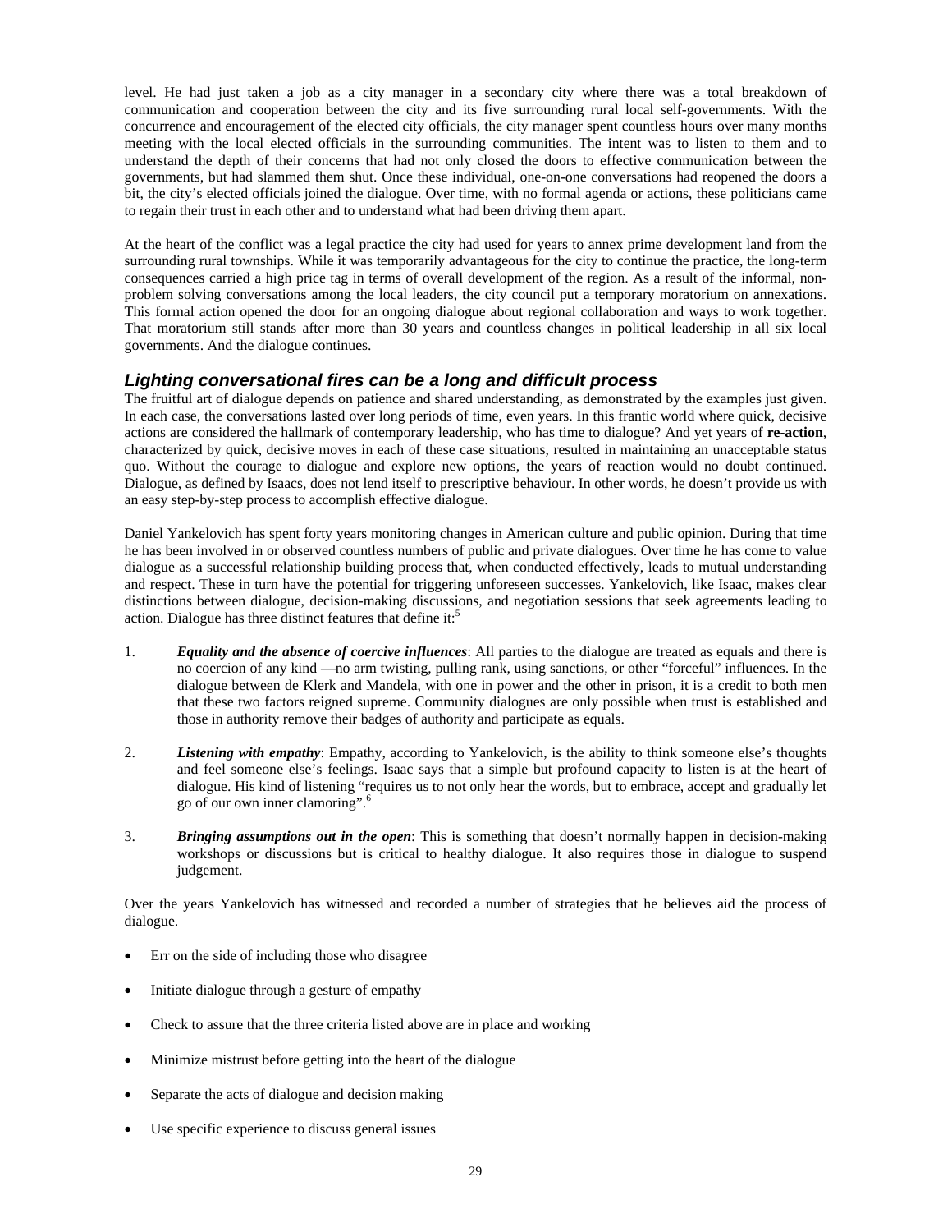level. He had just taken a job as a city manager in a secondary city where there was a total breakdown of communication and cooperation between the city and its five surrounding rural local self-governments. With the concurrence and encouragement of the elected city officials, the city manager spent countless hours over many months meeting with the local elected officials in the surrounding communities. The intent was to listen to them and to understand the depth of their concerns that had not only closed the doors to effective communication between the governments, but had slammed them shut. Once these individual, one-on-one conversations had reopened the doors a bit, the city's elected officials joined the dialogue. Over time, with no formal agenda or actions, these politicians came to regain their trust in each other and to understand what had been driving them apart.

At the heart of the conflict was a legal practice the city had used for years to annex prime development land from the surrounding rural townships. While it was temporarily advantageous for the city to continue the practice, the long-term consequences carried a high price tag in terms of overall development of the region. As a result of the informal, non-problem solving conversations among the local leaders, the city council put a temporary moratorium on annexations. This formal action opened the door for an ongoing dialogue about regional collaboration and ways to work together. That moratorium still stands after more than 30 years and countless changes in political leadership in all six local governments. And the dialogue continues.

### *Lighting conversational fires can be a long and difficult process*

The fruitful art of dialogue depends on patience and shared understanding, as demonstrated by the examples just given. In each case, the conversations lasted over long periods of time, even years. In this frantic world where quick, decisive actions are considered the hallmark of contemporary leadership, who has time to dialogue? And yet years of **re-action**, characterized by quick, decisive moves in each of these case situations, resulted in maintaining an unacceptable status quo. Without the courage to dialogue and explore new options, the years of reaction would no doubt continued. Dialogue, as defined by Isaacs, does not lend itself to prescriptive behaviour. In other words, he doesn't provide us with an easy step-by-step process to accomplish effective dialogue.

Daniel Yankelovich has spent forty years monitoring changes in American culture and public opinion. During that time he has been involved in or observed countless numbers of public and private dialogues. Over time he has come to value dialogue as a successful relationship building process that, when conducted effectively, leads to mutual understanding and respect. These in turn have the potential for triggering unforeseen successes. Yankelovich, like Isaac, makes clear distinctions between dialogue, decision-making discussions, and negotiation sessions that seek agreements leading to action. Dialogue has three distinct features that define it:[5]

1. ***Equality and the absence of coercive influences***: All parties to the dialogue are treated as equals and there is no coercion of any kind —no arm twisting, pulling rank, using sanctions, or other "forceful" influences. In the dialogue between de Klerk and Mandela, with one in power and the other in prison, it is a credit to both men that these two factors reigned supreme. Community dialogues are only possible when trust is established and those in authority remove their badges of authority and participate as equals.

2. ***Listening with empathy***: Empathy, according to Yankelovich, is the ability to think someone else's thoughts and feel someone else's feelings. Isaac says that a simple but profound capacity to listen is at the heart of dialogue. His kind of listening "requires us to not only hear the words, but to embrace, accept and gradually let go of our own inner clamoring".[6]

3. ***Bringing assumptions out in the open***: This is something that doesn't normally happen in decision-making workshops or discussions but is critical to healthy dialogue. It also requires those in dialogue to suspend judgement.

Over the years Yankelovich has witnessed and recorded a number of strategies that he believes aid the process of dialogue.

- Err on the side of including those who disagree
- Initiate dialogue through a gesture of empathy
- Check to assure that the three criteria listed above are in place and working
- Minimize mistrust before getting into the heart of the dialogue
- Separate the acts of dialogue and decision making
- Use specific experience to discuss general issues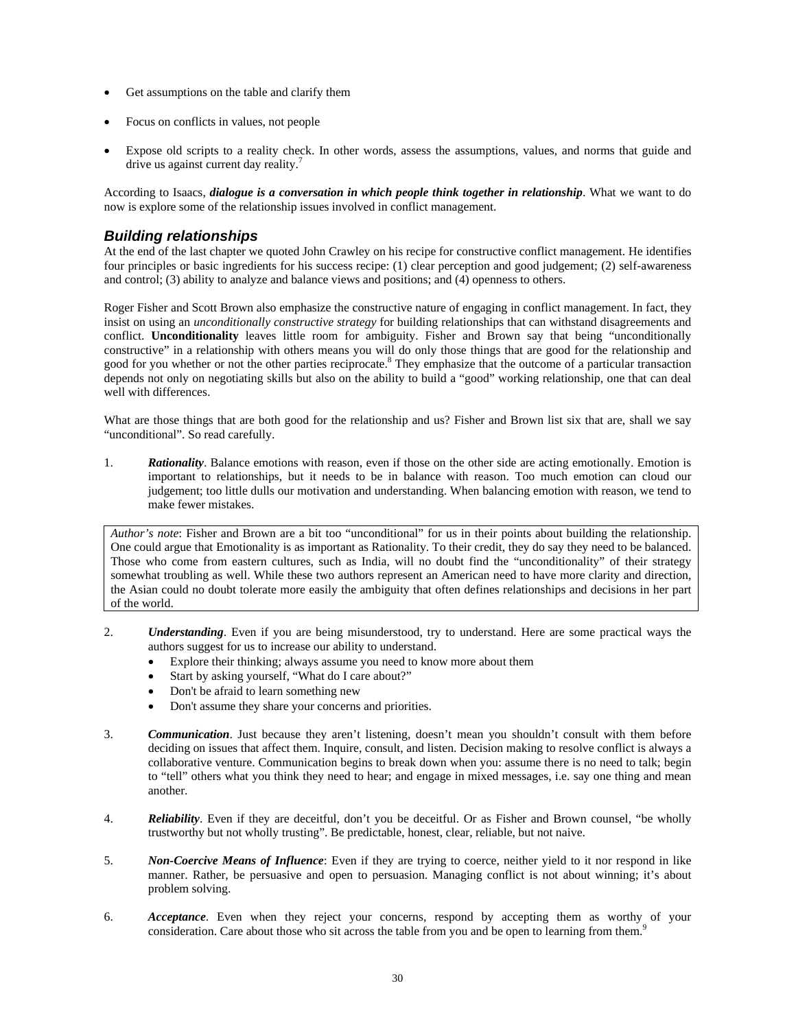- Get assumptions on the table and clarify them
- Focus on conflicts in values, not people
- Expose old scripts to a reality check. In other words, assess the assumptions, values, and norms that guide and drive us against current day reality.[7]

According to Isaacs, ***dialogue is a conversation in which people think together in relationship***. What we want to do now is explore some of the relationship issues involved in conflict management.

## *Building relationships*

At the end of the last chapter we quoted John Crawley on his recipe for constructive conflict management. He identifies four principles or basic ingredients for his success recipe: (1) clear perception and good judgement; (2) self-awareness and control; (3) ability to analyze and balance views and positions; and (4) openness to others.

Roger Fisher and Scott Brown also emphasize the constructive nature of engaging in conflict management. In fact, they insist on using an *unconditionally constructive strategy* for building relationships that can withstand disagreements and conflict. **Unconditionality** leaves little room for ambiguity. Fisher and Brown say that being "unconditionally constructive" in a relationship with others means you will do only those things that are good for the relationship and good for you whether or not the other parties reciprocate.[8] They emphasize that the outcome of a particular transaction depends not only on negotiating skills but also on the ability to build a "good" working relationship, one that can deal well with differences.

What are those things that are both good for the relationship and us? Fisher and Brown list six that are, shall we say "unconditional". So read carefully.

1. ***Rationality***. Balance emotions with reason, even if those on the other side are acting emotionally. Emotion is important to relationships, but it needs to be in balance with reason. Too much emotion can cloud our judgement; too little dulls our motivation and understanding. When balancing emotion with reason, we tend to make fewer mistakes.

> *Author's note*: Fisher and Brown are a bit too "unconditional" for us in their points about building the relationship. One could argue that Emotionality is as important as Rationality. To their credit, they do say they need to be balanced. Those who come from eastern cultures, such as India, will no doubt find the "unconditionality" of their strategy somewhat troubling as well. While these two authors represent an American need to have more clarity and direction, the Asian could no doubt tolerate more easily the ambiguity that often defines relationships and decisions in her part of the world.

2. ***Understanding***. Even if you are being misunderstood, try to understand. Here are some practical ways the authors suggest for us to increase our ability to understand.
   - Explore their thinking; always assume you need to know more about them
   - Start by asking yourself, "What do I care about?"
   - Don't be afraid to learn something new
   - Don't assume they share your concerns and priorities.

3. ***Communication***. Just because they aren't listening, doesn't mean you shouldn't consult with them before deciding on issues that affect them. Inquire, consult, and listen. Decision making to resolve conflict is always a collaborative venture. Communication begins to break down when you: assume there is no need to talk; begin to "tell" others what you think they need to hear; and engage in mixed messages, i.e. say one thing and mean another.

4. ***Reliability***. Even if they are deceitful, don't you be deceitful. Or as Fisher and Brown counsel, "be wholly trustworthy but not wholly trusting". Be predictable, honest, clear, reliable, but not naive.

5. ***Non-Coercive Means of Influence***: Even if they are trying to coerce, neither yield to it nor respond in like manner. Rather, be persuasive and open to persuasion. Managing conflict is not about winning; it's about problem solving.

6. ***Acceptance***. Even when they reject your concerns, respond by accepting them as worthy of your consideration. Care about those who sit across the table from you and be open to learning from them.[9]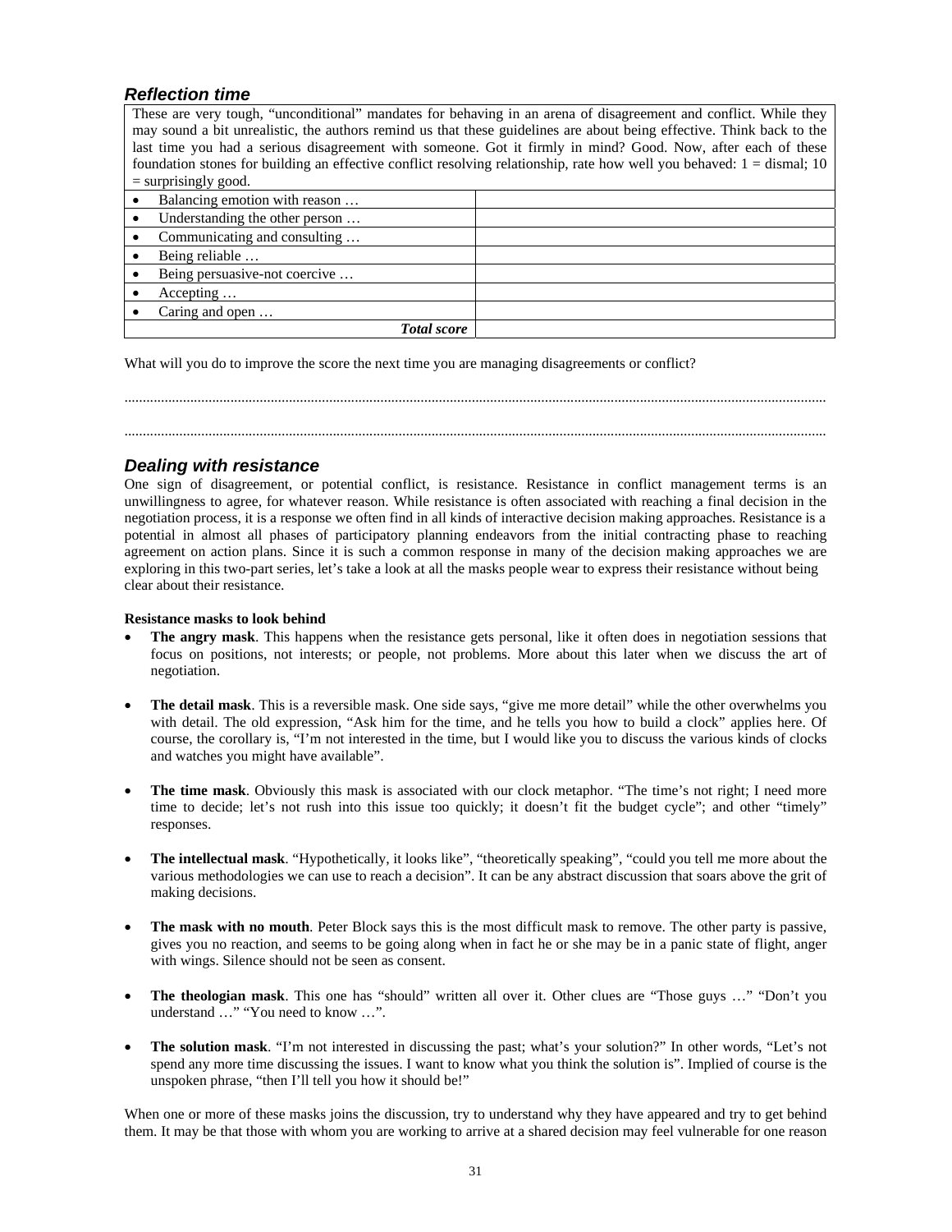### *Reflection time*

| These are very tough, “unconditional” mandates for behaving in an arena of disagreement and conflict. While they may sound a bit unrealistic, the authors remind us that these guidelines are about being effective. Think back to the last time you had a serious disagreement with someone. Got it firmly in mind? Good. Now, after each of these foundation stones for building an effective conflict resolving relationship, rate how well you behaved: 1 = dismal; 10 = surprisingly good. | |
|---|---|
| • Balancing emotion with reason … | |
| • Understanding the other person … | |
| • Communicating and consulting … | |
| • Being reliable … | |
| • Being persuasive-not coercive … | |
| • Accepting … | |
| • Caring and open … | |
| ***Total score*** | |

What will you do to improve the score the next time you are managing disagreements or conflict?

.......................................................................................................................................................................................

.......................................................................................................................................................................................

### *Dealing with resistance*

One sign of disagreement, or potential conflict, is resistance. Resistance in conflict management terms is an unwillingness to agree, for whatever reason. While resistance is often associated with reaching a final decision in the negotiation process, it is a response we often find in all kinds of interactive decision making approaches. Resistance is a potential in almost all phases of participatory planning endeavors from the initial contracting phase to reaching agreement on action plans. Since it is such a common response in many of the decision making approaches we are exploring in this two-part series, let's take a look at all the masks people wear to express their resistance without being clear about their resistance.

**Resistance masks to look behind**

- **The angry mask**. This happens when the resistance gets personal, like it often does in negotiation sessions that focus on positions, not interests; or people, not problems. More about this later when we discuss the art of negotiation.

- **The detail mask**. This is a reversible mask. One side says, “give me more detail” while the other overwhelms you with detail. The old expression, “Ask him for the time, and he tells you how to build a clock” applies here. Of course, the corollary is, “I'm not interested in the time, but I would like you to discuss the various kinds of clocks and watches you might have available”.

- **The time mask**. Obviously this mask is associated with our clock metaphor. “The time's not right; I need more time to decide; let's not rush into this issue too quickly; it doesn't fit the budget cycle”; and other “timely” responses.

- **The intellectual mask**. “Hypothetically, it looks like”, “theoretically speaking”, “could you tell me more about the various methodologies we can use to reach a decision”. It can be any abstract discussion that soars above the grit of making decisions.

- **The mask with no mouth**. Peter Block says this is the most difficult mask to remove. The other party is passive, gives you no reaction, and seems to be going along when in fact he or she may be in a panic state of flight, anger with wings. Silence should not be seen as consent.

- **The theologian mask**. This one has “should” written all over it. Other clues are “Those guys …” “Don't you understand …” “You need to know …”.

- **The solution mask**. “I'm not interested in discussing the past; what's your solution?” In other words, “Let's not spend any more time discussing the issues. I want to know what you think the solution is”. Implied of course is the unspoken phrase, “then I'll tell you how it should be!”

When one or more of these masks joins the discussion, try to understand why they have appeared and try to get behind them. It may be that those with whom you are working to arrive at a shared decision may feel vulnerable for one reason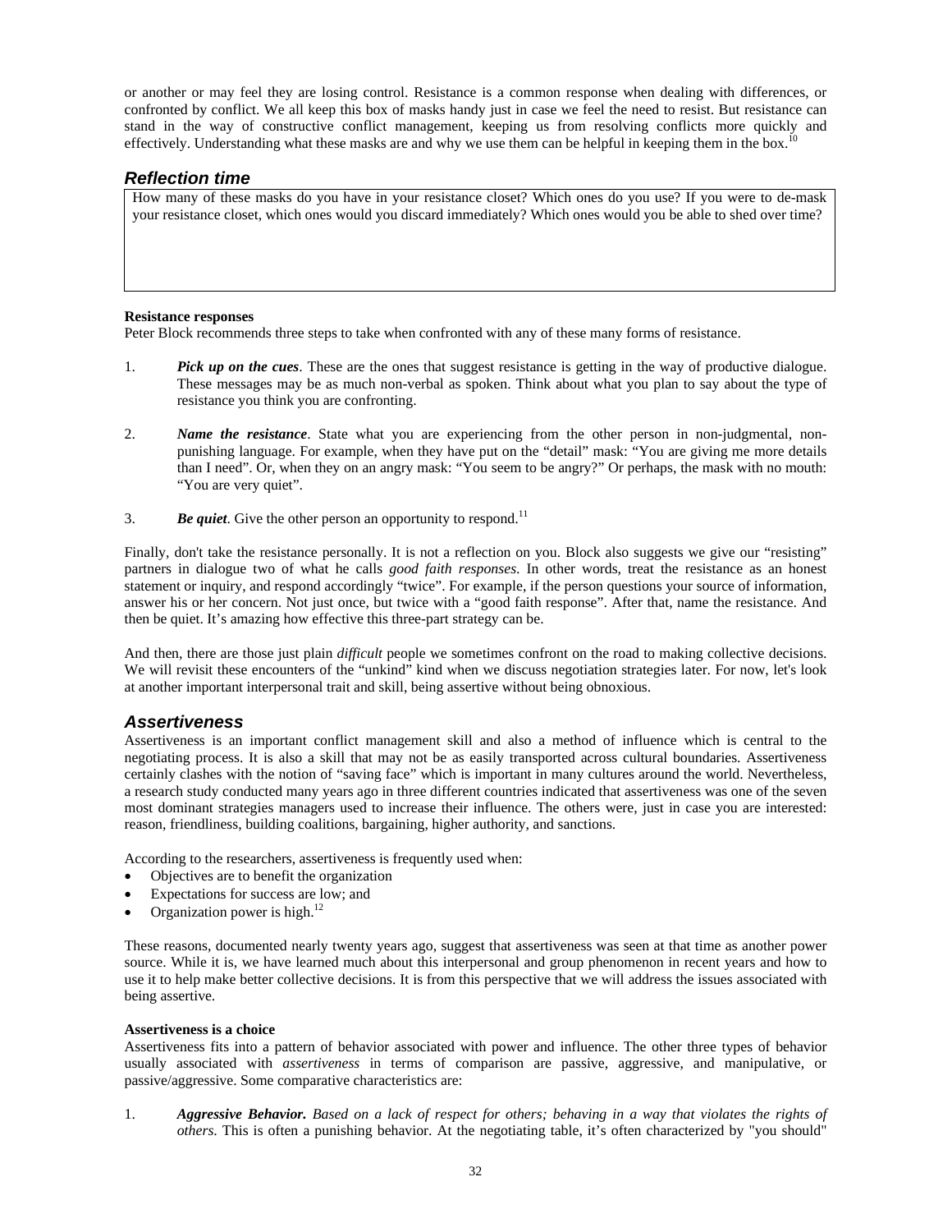or another or may feel they are losing control. Resistance is a common response when dealing with differences, or confronted by conflict. We all keep this box of masks handy just in case we feel the need to resist. But resistance can stand in the way of constructive conflict management, keeping us from resolving conflicts more quickly and effectively. Understanding what these masks are and why we use them can be helpful in keeping them in the box.[10]

## *Reflection time*

How many of these masks do you have in your resistance closet? Which ones do you use? If you were to de-mask your resistance closet, which ones would you discard immediately? Which ones would you be able to shed over time?

**Resistance responses**

Peter Block recommends three steps to take when confronted with any of these many forms of resistance.

1. ***Pick up on the cues***. These are the ones that suggest resistance is getting in the way of productive dialogue. These messages may be as much non-verbal as spoken. Think about what you plan to say about the type of resistance you think you are confronting.

2. ***Name the resistance***. State what you are experiencing from the other person in non-judgmental, non-punishing language. For example, when they have put on the "detail" mask: "You are giving me more details than I need". Or, when they on an angry mask: "You seem to be angry?" Or perhaps, the mask with no mouth: "You are very quiet".

3. ***Be quiet***. Give the other person an opportunity to respond.[11]

Finally, don't take the resistance personally. It is not a reflection on you. Block also suggests we give our "resisting" partners in dialogue two of what he calls *good faith responses*. In other words, treat the resistance as an honest statement or inquiry, and respond accordingly "twice". For example, if the person questions your source of information, answer his or her concern. Not just once, but twice with a "good faith response". After that, name the resistance. And then be quiet. It's amazing how effective this three-part strategy can be.

And then, there are those just plain *difficult* people we sometimes confront on the road to making collective decisions. We will revisit these encounters of the "unkind" kind when we discuss negotiation strategies later. For now, let's look at another important interpersonal trait and skill, being assertive without being obnoxious.

## *Assertiveness*

Assertiveness is an important conflict management skill and also a method of influence which is central to the negotiating process. It is also a skill that may not be as easily transported across cultural boundaries. Assertiveness certainly clashes with the notion of "saving face" which is important in many cultures around the world. Nevertheless, a research study conducted many years ago in three different countries indicated that assertiveness was one of the seven most dominant strategies managers used to increase their influence. The others were, just in case you are interested: reason, friendliness, building coalitions, bargaining, higher authority, and sanctions.

According to the researchers, assertiveness is frequently used when:

- Objectives are to benefit the organization
- Expectations for success are low; and
- Organization power is high.[12]

These reasons, documented nearly twenty years ago, suggest that assertiveness was seen at that time as another power source. While it is, we have learned much about this interpersonal and group phenomenon in recent years and how to use it to help make better collective decisions. It is from this perspective that we will address the issues associated with being assertive.

**Assertiveness is a choice**

Assertiveness fits into a pattern of behavior associated with power and influence. The other three types of behavior usually associated with *assertiveness* in terms of comparison are passive, aggressive, and manipulative, or passive/aggressive. Some comparative characteristics are:

1. ***Aggressive Behavior.*** *Based on a lack of respect for others; behaving in a way that violates the rights of others*. This is often a punishing behavior. At the negotiating table, it's often characterized by "you should"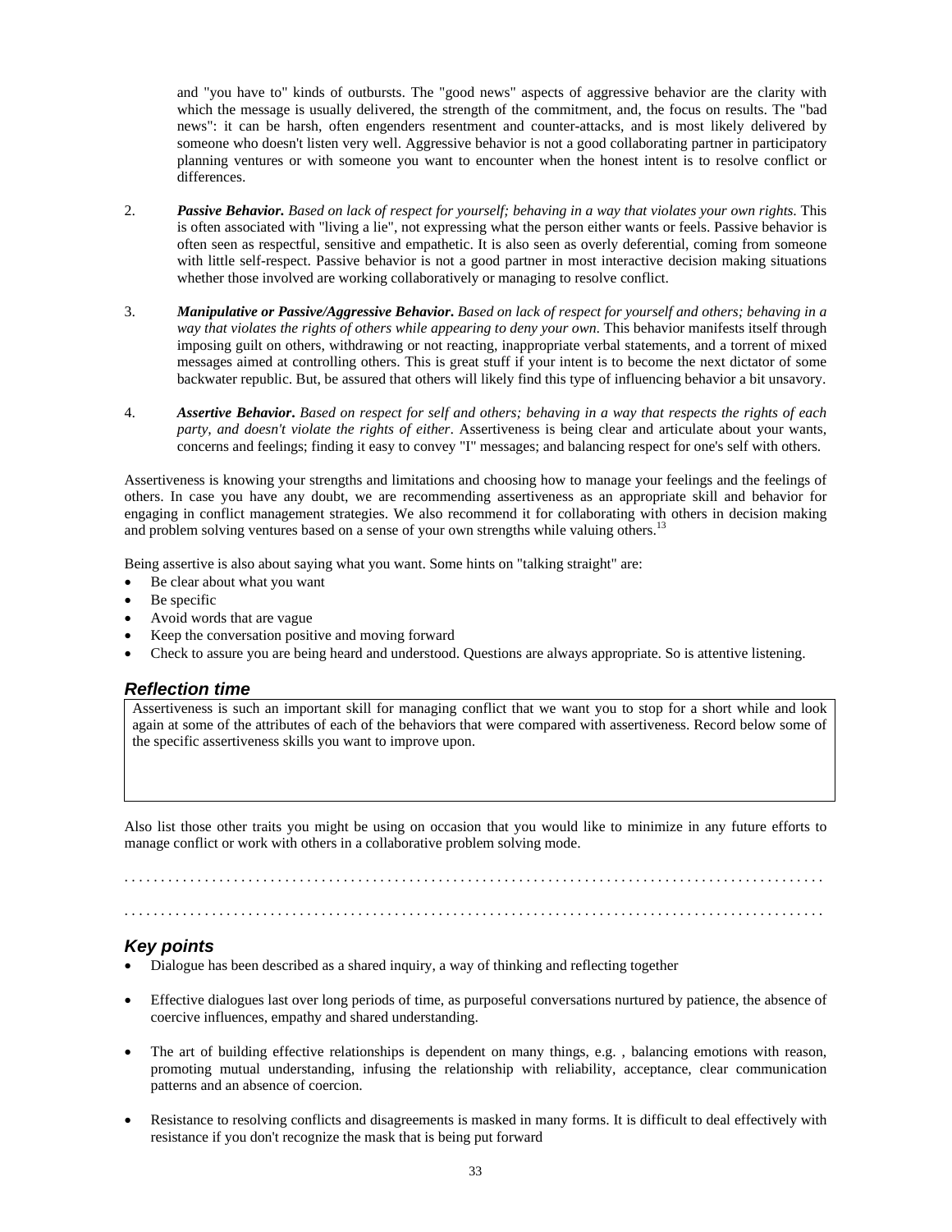and "you have to" kinds of outbursts. The "good news" aspects of aggressive behavior are the clarity with which the message is usually delivered, the strength of the commitment, and, the focus on results. The "bad news": it can be harsh, often engenders resentment and counter-attacks, and is most likely delivered by someone who doesn't listen very well. Aggressive behavior is not a good collaborating partner in participatory planning ventures or with someone you want to encounter when the honest intent is to resolve conflict or differences.

2. ***Passive Behavior.*** *Based on lack of respect for yourself; behaving in a way that violates your own rights.* This is often associated with "living a lie", not expressing what the person either wants or feels. Passive behavior is often seen as respectful, sensitive and empathetic. It is also seen as overly deferential, coming from someone with little self-respect. Passive behavior is not a good partner in most interactive decision making situations whether those involved are working collaboratively or managing to resolve conflict.

3. ***Manipulative or Passive/Aggressive Behavior.*** *Based on lack of respect for yourself and others; behaving in a way that violates the rights of others while appearing to deny your own.* This behavior manifests itself through imposing guilt on others, withdrawing or not reacting, inappropriate verbal statements, and a torrent of mixed messages aimed at controlling others. This is great stuff if your intent is to become the next dictator of some backwater republic. But, be assured that others will likely find this type of influencing behavior a bit unsavory.

4. ***Assertive Behavior.*** *Based on respect for self and others; behaving in a way that respects the rights of each party, and doesn't violate the rights of either.* Assertiveness is being clear and articulate about your wants, concerns and feelings; finding it easy to convey "I" messages; and balancing respect for one's self with others.

Assertiveness is knowing your strengths and limitations and choosing how to manage your feelings and the feelings of others. In case you have any doubt, we are recommending assertiveness as an appropriate skill and behavior for engaging in conflict management strategies. We also recommend it for collaborating with others in decision making and problem solving ventures based on a sense of your own strengths while valuing others.[13]

Being assertive is also about saying what you want. Some hints on "talking straight" are:

- Be clear about what you want
- Be specific
- Avoid words that are vague
- Keep the conversation positive and moving forward
- Check to assure you are being heard and understood. Questions are always appropriate. So is attentive listening.

## *Reflection time*

Assertiveness is such an important skill for managing conflict that we want you to stop for a short while and look again at some of the attributes of each of the behaviors that were compared with assertiveness. Record below some of the specific assertiveness skills you want to improve upon.

Also list those other traits you might be using on occasion that you would like to minimize in any future efforts to manage conflict or work with others in a collaborative problem solving mode.

. . . . . . . . . . . . . . . . . . . . . . . . . . . . . . . . . . . . . . . . . . . . . . . . . . . . . . . . . . . . . . . . . . . . . . . . . . . . . . . . . . . . . . . . . . . . .

. . . . . . . . . . . . . . . . . . . . . . . . . . . . . . . . . . . . . . . . . . . . . . . . . . . . . . . . . . . . . . . . . . . . . . . . . . . . . . . . . . . . . . . . . . . . .

## *Key points*

- Dialogue has been described as a shared inquiry, a way of thinking and reflecting together
- Effective dialogues last over long periods of time, as purposeful conversations nurtured by patience, the absence of coercive influences, empathy and shared understanding.
- The art of building effective relationships is dependent on many things, e.g. , balancing emotions with reason, promoting mutual understanding, infusing the relationship with reliability, acceptance, clear communication patterns and an absence of coercion.
- Resistance to resolving conflicts and disagreements is masked in many forms. It is difficult to deal effectively with resistance if you don't recognize the mask that is being put forward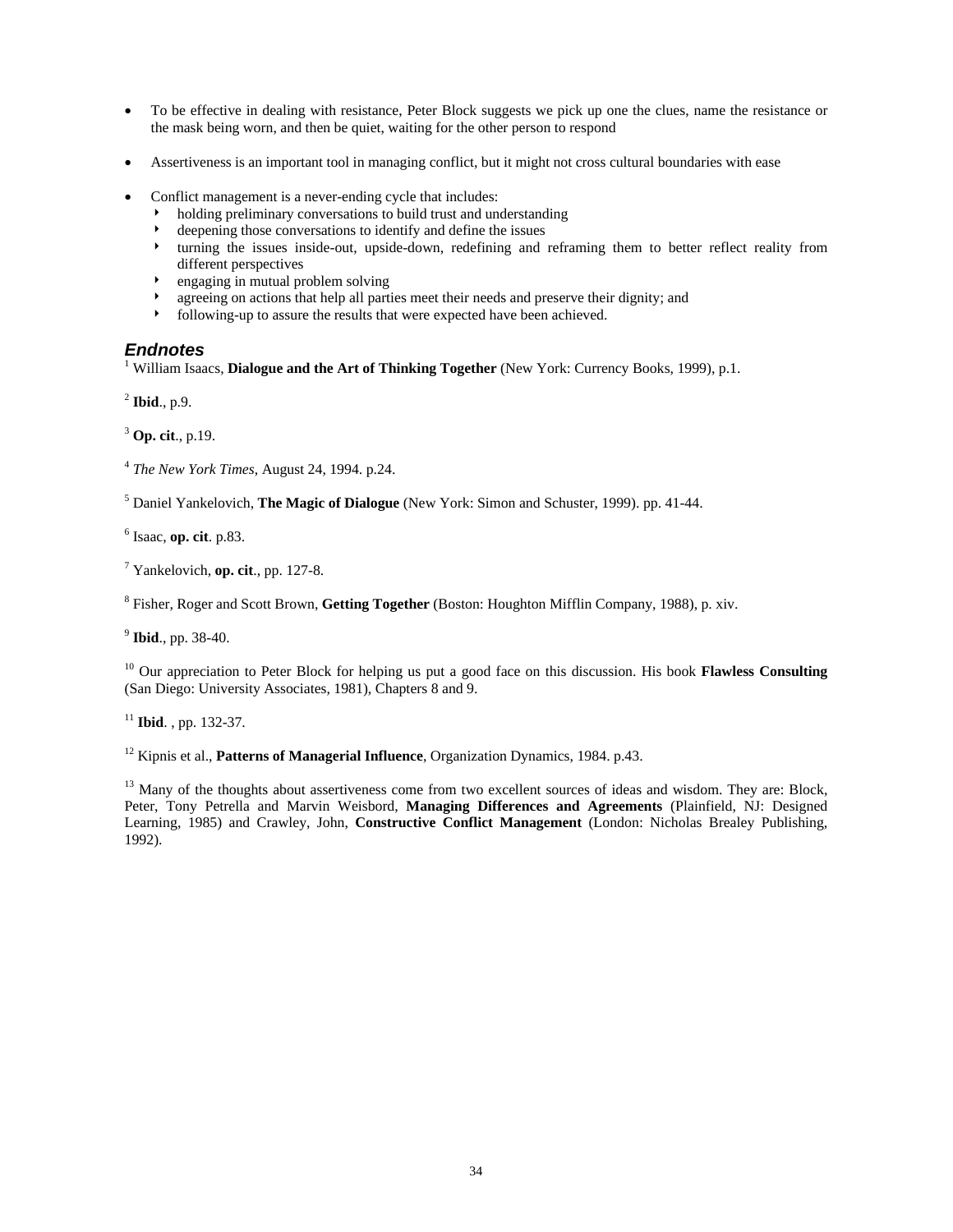- To be effective in dealing with resistance, Peter Block suggests we pick up one the clues, name the resistance or the mask being worn, and then be quiet, waiting for the other person to respond

- Assertiveness is an important tool in managing conflict, but it might not cross cultural boundaries with ease

- Conflict management is a never-ending cycle that includes:
  - holding preliminary conversations to build trust and understanding
  - deepening those conversations to identify and define the issues
  - turning the issues inside-out, upside-down, redefining and reframing them to better reflect reality from different perspectives
  - engaging in mutual problem solving
  - agreeing on actions that help all parties meet their needs and preserve their dignity; and
  - following-up to assure the results that were expected have been achieved.

### *Endnotes*

[1] William Isaacs, **Dialogue and the Art of Thinking Together** (New York: Currency Books, 1999), p.1.

[2] **Ibid**., p.9.

[3] **Op. cit**., p.19.

[4] *The New York Times*, August 24, 1994. p.24.

[5] Daniel Yankelovich, **The Magic of Dialogue** (New York: Simon and Schuster, 1999). pp. 41-44.

[6] Isaac, **op. cit**. p.83.

[7] Yankelovich, **op. cit**., pp. 127-8.

[8] Fisher, Roger and Scott Brown, **Getting Together** (Boston: Houghton Mifflin Company, 1988), p. xiv.

[9] **Ibid**., pp. 38-40.

[10] Our appreciation to Peter Block for helping us put a good face on this discussion. His book **Flawless Consulting** (San Diego: University Associates, 1981), Chapters 8 and 9.

[11] **Ibid**. , pp. 132-37.

[12] Kipnis et al., **Patterns of Managerial Influence**, Organization Dynamics, 1984. p.43.

[13] Many of the thoughts about assertiveness come from two excellent sources of ideas and wisdom. They are: Block, Peter, Tony Petrella and Marvin Weisbord, **Managing Differences and Agreements** (Plainfield, NJ: Designed Learning, 1985) and Crawley, John, **Constructive Conflict Management** (London: Nicholas Brealey Publishing, 1992).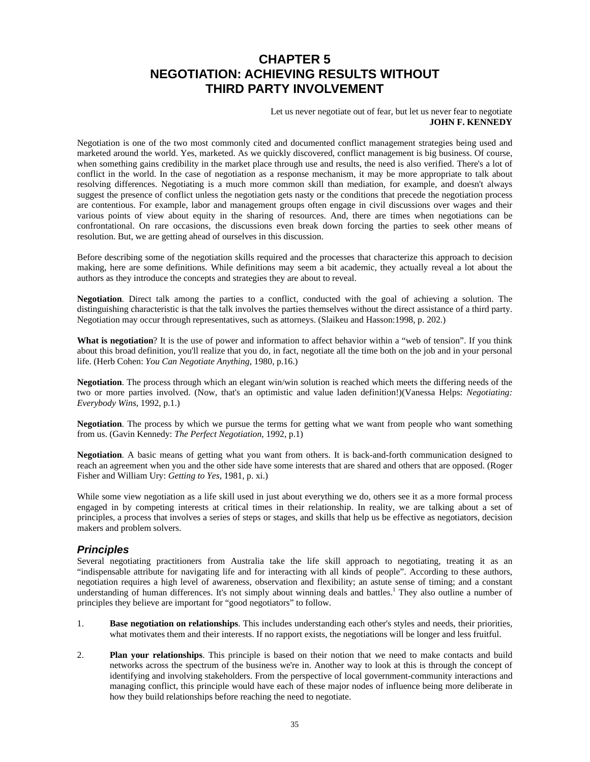# CHAPTER 5
# NEGOTIATION: ACHIEVING RESULTS WITHOUT THIRD PARTY INVOLVEMENT

Let us never negotiate out of fear, but let us never fear to negotiate
**JOHN F. KENNEDY**

Negotiation is one of the two most commonly cited and documented conflict management strategies being used and marketed around the world. Yes, marketed. As we quickly discovered, conflict management is big business. Of course, when something gains credibility in the market place through use and results, the need is also verified. There's a lot of conflict in the world. In the case of negotiation as a response mechanism, it may be more appropriate to talk about resolving differences. Negotiating is a much more common skill than mediation, for example, and doesn't always suggest the presence of conflict unless the negotiation gets nasty or the conditions that precede the negotiation process are contentious. For example, labor and management groups often engage in civil discussions over wages and their various points of view about equity in the sharing of resources. And, there are times when negotiations can be confrontational. On rare occasions, the discussions even break down forcing the parties to seek other means of resolution. But, we are getting ahead of ourselves in this discussion.

Before describing some of the negotiation skills required and the processes that characterize this approach to decision making, here are some definitions. While definitions may seem a bit academic, they actually reveal a lot about the authors as they introduce the concepts and strategies they are about to reveal.

**Negotiation**. Direct talk among the parties to a conflict, conducted with the goal of achieving a solution. The distinguishing characteristic is that the talk involves the parties themselves without the direct assistance of a third party. Negotiation may occur through representatives, such as attorneys. (Slaikeu and Hasson:1998, p. 202.)

**What is negotiation**? It is the use of power and information to affect behavior within a "web of tension". If you think about this broad definition, you'll realize that you do, in fact, negotiate all the time both on the job and in your personal life. (Herb Cohen: *You Can Negotiate Anything*, 1980, p.16.)

**Negotiation**. The process through which an elegant win/win solution is reached which meets the differing needs of the two or more parties involved. (Now, that's an optimistic and value laden definition!)(Vanessa Helps: *Negotiating: Everybody Wins*, 1992, p.1.)

**Negotiation**. The process by which we pursue the terms for getting what we want from people who want something from us. (Gavin Kennedy: *The Perfect Negotiation*, 1992, p.1)

**Negotiation**. A basic means of getting what you want from others. It is back-and-forth communication designed to reach an agreement when you and the other side have some interests that are shared and others that are opposed. (Roger Fisher and William Ury: *Getting to Yes*, 1981, p. xi.)

While some view negotiation as a life skill used in just about everything we do, others see it as a more formal process engaged in by competing interests at critical times in their relationship. In reality, we are talking about a set of principles, a process that involves a series of steps or stages, and skills that help us be effective as negotiators, decision makers and problem solvers.

## *Principles*

Several negotiating practitioners from Australia take the life skill approach to negotiating, treating it as an "indispensable attribute for navigating life and for interacting with all kinds of people". According to these authors, negotiation requires a high level of awareness, observation and flexibility; an astute sense of timing; and a constant understanding of human differences. It's not simply about winning deals and battles.[1] They also outline a number of principles they believe are important for "good negotiators" to follow.

1. **Base negotiation on relationships**. This includes understanding each other's styles and needs, their priorities, what motivates them and their interests. If no rapport exists, the negotiations will be longer and less fruitful.

2. **Plan your relationships**. This principle is based on their notion that we need to make contacts and build networks across the spectrum of the business we're in. Another way to look at this is through the concept of identifying and involving stakeholders. From the perspective of local government-community interactions and managing conflict, this principle would have each of these major nodes of influence being more deliberate in how they build relationships before reaching the need to negotiate.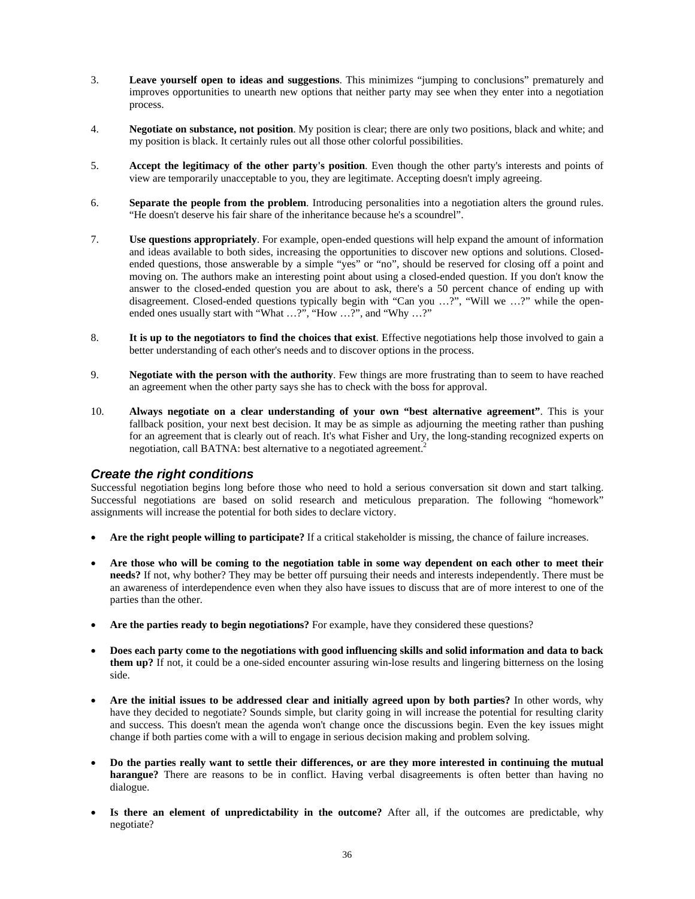3. **Leave yourself open to ideas and suggestions**. This minimizes "jumping to conclusions" prematurely and improves opportunities to unearth new options that neither party may see when they enter into a negotiation process.

4. **Negotiate on substance, not position**. My position is clear; there are only two positions, black and white; and my position is black. It certainly rules out all those other colorful possibilities.

5. **Accept the legitimacy of the other party's position**. Even though the other party's interests and points of view are temporarily unacceptable to you, they are legitimate. Accepting doesn't imply agreeing.

6. **Separate the people from the problem**. Introducing personalities into a negotiation alters the ground rules. "He doesn't deserve his fair share of the inheritance because he's a scoundrel".

7. **Use questions appropriately**. For example, open-ended questions will help expand the amount of information and ideas available to both sides, increasing the opportunities to discover new options and solutions. Closed-ended questions, those answerable by a simple "yes" or "no", should be reserved for closing off a point and moving on. The authors make an interesting point about using a closed-ended question. If you don't know the answer to the closed-ended question you are about to ask, there's a 50 percent chance of ending up with disagreement. Closed-ended questions typically begin with "Can you …?", "Will we …?" while the open-ended ones usually start with "What …?", "How …?", and "Why …?"

8. **It is up to the negotiators to find the choices that exist**. Effective negotiations help those involved to gain a better understanding of each other's needs and to discover options in the process.

9. **Negotiate with the person with the authority**. Few things are more frustrating than to seem to have reached an agreement when the other party says she has to check with the boss for approval.

10. **Always negotiate on a clear understanding of your own "best alternative agreement"**. This is your fallback position, your next best decision. It may be as simple as adjourning the meeting rather than pushing for an agreement that is clearly out of reach. It's what Fisher and Ury, the long-standing recognized experts on negotiation, call BATNA: best alternative to a negotiated agreement.[2]

### *Create the right conditions*

Successful negotiation begins long before those who need to hold a serious conversation sit down and start talking. Successful negotiations are based on solid research and meticulous preparation. The following "homework" assignments will increase the potential for both sides to declare victory.

- **Are the right people willing to participate?** If a critical stakeholder is missing, the chance of failure increases.

- **Are those who will be coming to the negotiation table in some way dependent on each other to meet their needs?** If not, why bother? They may be better off pursuing their needs and interests independently. There must be an awareness of interdependence even when they also have issues to discuss that are of more interest to one of the parties than the other.

- **Are the parties ready to begin negotiations?** For example, have they considered these questions?

- **Does each party come to the negotiations with good influencing skills and solid information and data to back them up?** If not, it could be a one-sided encounter assuring win-lose results and lingering bitterness on the losing side.

- **Are the initial issues to be addressed clear and initially agreed upon by both parties?** In other words, why have they decided to negotiate? Sounds simple, but clarity going in will increase the potential for resulting clarity and success. This doesn't mean the agenda won't change once the discussions begin. Even the key issues might change if both parties come with a will to engage in serious decision making and problem solving.

- **Do the parties really want to settle their differences, or are they more interested in continuing the mutual harangue?** There are reasons to be in conflict. Having verbal disagreements is often better than having no dialogue.

- **Is there an element of unpredictability in the outcome?** After all, if the outcomes are predictable, why negotiate?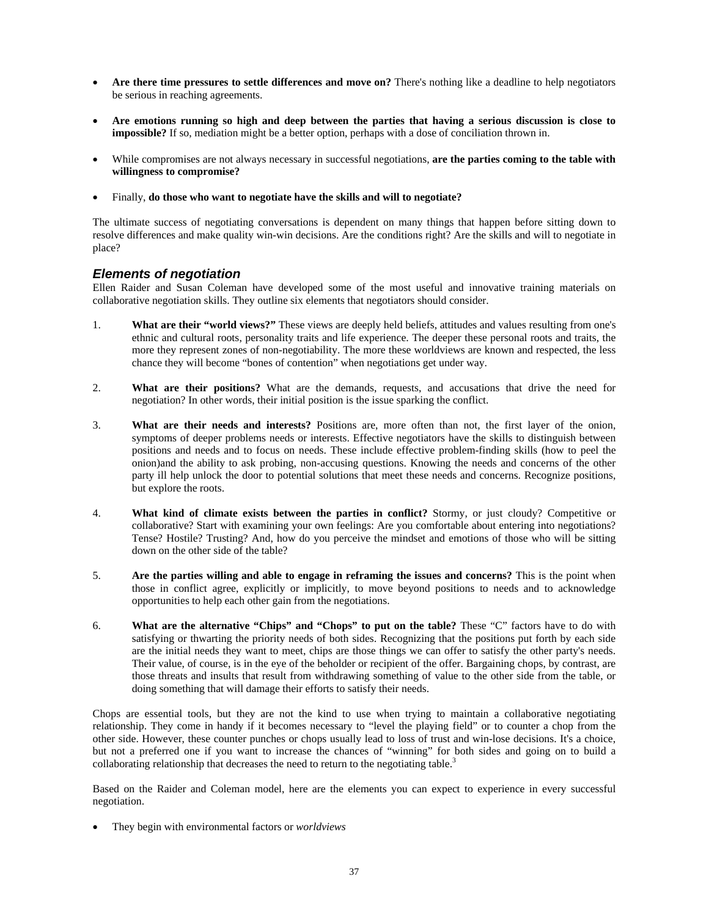- **Are there time pressures to settle differences and move on?** There's nothing like a deadline to help negotiators be serious in reaching agreements.

- **Are emotions running so high and deep between the parties that having a serious discussion is close to impossible?** If so, mediation might be a better option, perhaps with a dose of conciliation thrown in.

- While compromises are not always necessary in successful negotiations, **are the parties coming to the table with willingness to compromise?**

- Finally, **do those who want to negotiate have the skills and will to negotiate?**

The ultimate success of negotiating conversations is dependent on many things that happen before sitting down to resolve differences and make quality win-win decisions. Are the conditions right? Are the skills and will to negotiate in place?

## *Elements of negotiation*

Ellen Raider and Susan Coleman have developed some of the most useful and innovative training materials on collaborative negotiation skills. They outline six elements that negotiators should consider.

1. **What are their "world views?"** These views are deeply held beliefs, attitudes and values resulting from one's ethnic and cultural roots, personality traits and life experience. The deeper these personal roots and traits, the more they represent zones of non-negotiability. The more these worldviews are known and respected, the less chance they will become "bones of contention" when negotiations get under way.

2. **What are their positions?** What are the demands, requests, and accusations that drive the need for negotiation? In other words, their initial position is the issue sparking the conflict.

3. **What are their needs and interests?** Positions are, more often than not, the first layer of the onion, symptoms of deeper problems needs or interests. Effective negotiators have the skills to distinguish between positions and needs and to focus on needs. These include effective problem-finding skills (how to peel the onion)and the ability to ask probing, non-accusing questions. Knowing the needs and concerns of the other party ill help unlock the door to potential solutions that meet these needs and concerns. Recognize positions, but explore the roots.

4. **What kind of climate exists between the parties in conflict?** Stormy, or just cloudy? Competitive or collaborative? Start with examining your own feelings: Are you comfortable about entering into negotiations? Tense? Hostile? Trusting? And, how do you perceive the mindset and emotions of those who will be sitting down on the other side of the table?

5. **Are the parties willing and able to engage in reframing the issues and concerns?** This is the point when those in conflict agree, explicitly or implicitly, to move beyond positions to needs and to acknowledge opportunities to help each other gain from the negotiations.

6. **What are the alternative "Chips" and "Chops" to put on the table?** These "C" factors have to do with satisfying or thwarting the priority needs of both sides. Recognizing that the positions put forth by each side are the initial needs they want to meet, chips are those things we can offer to satisfy the other party's needs. Their value, of course, is in the eye of the beholder or recipient of the offer. Bargaining chops, by contrast, are those threats and insults that result from withdrawing something of value to the other side from the table, or doing something that will damage their efforts to satisfy their needs.

Chops are essential tools, but they are not the kind to use when trying to maintain a collaborative negotiating relationship. They come in handy if it becomes necessary to "level the playing field" or to counter a chop from the other side. However, these counter punches or chops usually lead to loss of trust and win-lose decisions. It's a choice, but not a preferred one if you want to increase the chances of "winning" for both sides and going on to build a collaborating relationship that decreases the need to return to the negotiating table.[3]

Based on the Raider and Coleman model, here are the elements you can expect to experience in every successful negotiation.

- They begin with environmental factors or *worldviews*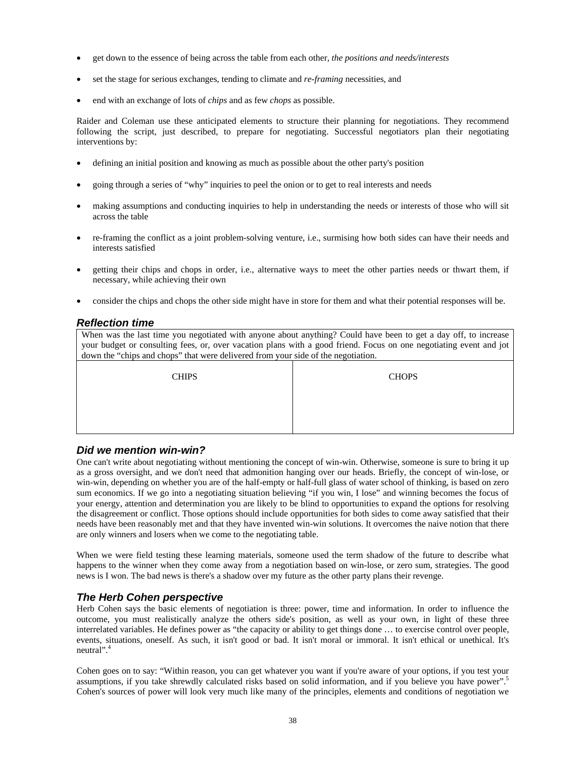- get down to the essence of being across the table from each other, *the positions and needs/interests*
- set the stage for serious exchanges, tending to climate and *re-framing* necessities, and
- end with an exchange of lots of *chips* and as few *chops* as possible.

Raider and Coleman use these anticipated elements to structure their planning for negotiations. They recommend following the script, just described, to prepare for negotiating. Successful negotiators plan their negotiating interventions by:

- defining an initial position and knowing as much as possible about the other party's position
- going through a series of "why" inquiries to peel the onion or to get to real interests and needs
- making assumptions and conducting inquiries to help in understanding the needs or interests of those who will sit across the table
- re-framing the conflict as a joint problem-solving venture, i.e., surmising how both sides can have their needs and interests satisfied
- getting their chips and chops in order, i.e., alternative ways to meet the other parties needs or thwart them, if necessary, while achieving their own
- consider the chips and chops the other side might have in store for them and what their potential responses will be.

### *Reflection time*

When was the last time you negotiated with anyone about anything? Could have been to get a day off, to increase your budget or consulting fees, or, over vacation plans with a good friend. Focus on one negotiating event and jot down the "chips and chops" that were delivered from your side of the negotiation.

| CHIPS | CHOPS |
| --- | --- |
| | |

### *Did we mention win-win?*

One can't write about negotiating without mentioning the concept of win-win. Otherwise, someone is sure to bring it up as a gross oversight, and we don't need that admonition hanging over our heads. Briefly, the concept of win-lose, or win-win, depending on whether you are of the half-empty or half-full glass of water school of thinking, is based on zero sum economics. If we go into a negotiating situation believing "if you win, I lose" and winning becomes the focus of your energy, attention and determination you are likely to be blind to opportunities to expand the options for resolving the disagreement or conflict. Those options should include opportunities for both sides to come away satisfied that their needs have been reasonably met and that they have invented win-win solutions. It overcomes the naive notion that there are only winners and losers when we come to the negotiating table.

When we were field testing these learning materials, someone used the term shadow of the future to describe what happens to the winner when they come away from a negotiation based on win-lose, or zero sum, strategies. The good news is I won. The bad news is there's a shadow over my future as the other party plans their revenge.

### *The Herb Cohen perspective*

Herb Cohen says the basic elements of negotiation is three: power, time and information. In order to influence the outcome, you must realistically analyze the others side's position, as well as your own, in light of these three interrelated variables. He defines power as "the capacity or ability to get things done … to exercise control over people, events, situations, oneself. As such, it isn't good or bad. It isn't moral or immoral. It isn't ethical or unethical. It's neutral".[4]

Cohen goes on to say: "Within reason, you can get whatever you want if you're aware of your options, if you test your assumptions, if you take shrewdly calculated risks based on solid information, and if you believe you have power".[5] Cohen's sources of power will look very much like many of the principles, elements and conditions of negotiation we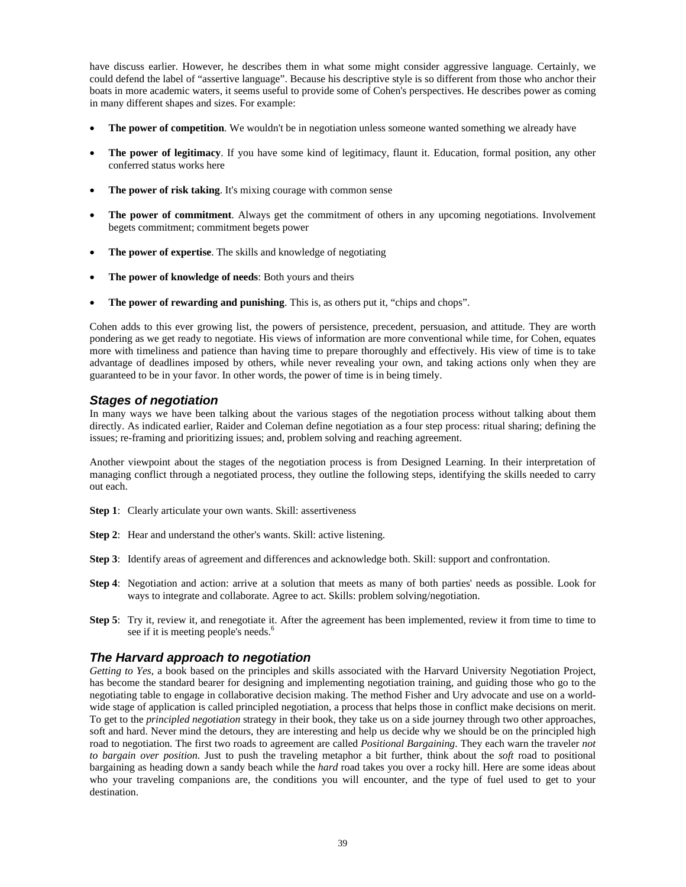have discuss earlier. However, he describes them in what some might consider aggressive language. Certainly, we could defend the label of "assertive language". Because his descriptive style is so different from those who anchor their boats in more academic waters, it seems useful to provide some of Cohen's perspectives. He describes power as coming in many different shapes and sizes. For example:

- **The power of competition**. We wouldn't be in negotiation unless someone wanted something we already have
- **The power of legitimacy**. If you have some kind of legitimacy, flaunt it. Education, formal position, any other conferred status works here
- **The power of risk taking**. It's mixing courage with common sense
- **The power of commitment**. Always get the commitment of others in any upcoming negotiations. Involvement begets commitment; commitment begets power
- **The power of expertise**. The skills and knowledge of negotiating
- **The power of knowledge of needs**: Both yours and theirs
- **The power of rewarding and punishing**. This is, as others put it, "chips and chops".

Cohen adds to this ever growing list, the powers of persistence, precedent, persuasion, and attitude. They are worth pondering as we get ready to negotiate. His views of information are more conventional while time, for Cohen, equates more with timeliness and patience than having time to prepare thoroughly and effectively. His view of time is to take advantage of deadlines imposed by others, while never revealing your own, and taking actions only when they are guaranteed to be in your favor. In other words, the power of time is in being timely.

### *Stages of negotiation*

In many ways we have been talking about the various stages of the negotiation process without talking about them directly. As indicated earlier, Raider and Coleman define negotiation as a four step process: ritual sharing; defining the issues; re-framing and prioritizing issues; and, problem solving and reaching agreement.

Another viewpoint about the stages of the negotiation process is from Designed Learning. In their interpretation of managing conflict through a negotiated process, they outline the following steps, identifying the skills needed to carry out each.

**Step 1**: Clearly articulate your own wants. Skill: assertiveness

**Step 2**: Hear and understand the other's wants. Skill: active listening.

**Step 3**: Identify areas of agreement and differences and acknowledge both. Skill: support and confrontation.

**Step 4**: Negotiation and action: arrive at a solution that meets as many of both parties' needs as possible. Look for ways to integrate and collaborate. Agree to act. Skills: problem solving/negotiation.

**Step 5**: Try it, review it, and renegotiate it. After the agreement has been implemented, review it from time to time to see if it is meeting people's needs.[6]

### *The Harvard approach to negotiation*

*Getting to Yes*, a book based on the principles and skills associated with the Harvard University Negotiation Project, has become the standard bearer for designing and implementing negotiation training, and guiding those who go to the negotiating table to engage in collaborative decision making. The method Fisher and Ury advocate and use on a world-wide stage of application is called principled negotiation, a process that helps those in conflict make decisions on merit. To get to the *principled negotiation* strategy in their book, they take us on a side journey through two other approaches, soft and hard. Never mind the detours, they are interesting and help us decide why we should be on the principled high road to negotiation. The first two roads to agreement are called *Positional Bargaining*. They each warn the traveler *not to bargain over position*. Just to push the traveling metaphor a bit further, think about the *soft* road to positional bargaining as heading down a sandy beach while the *hard* road takes you over a rocky hill. Here are some ideas about who your traveling companions are, the conditions you will encounter, and the type of fuel used to get to your destination.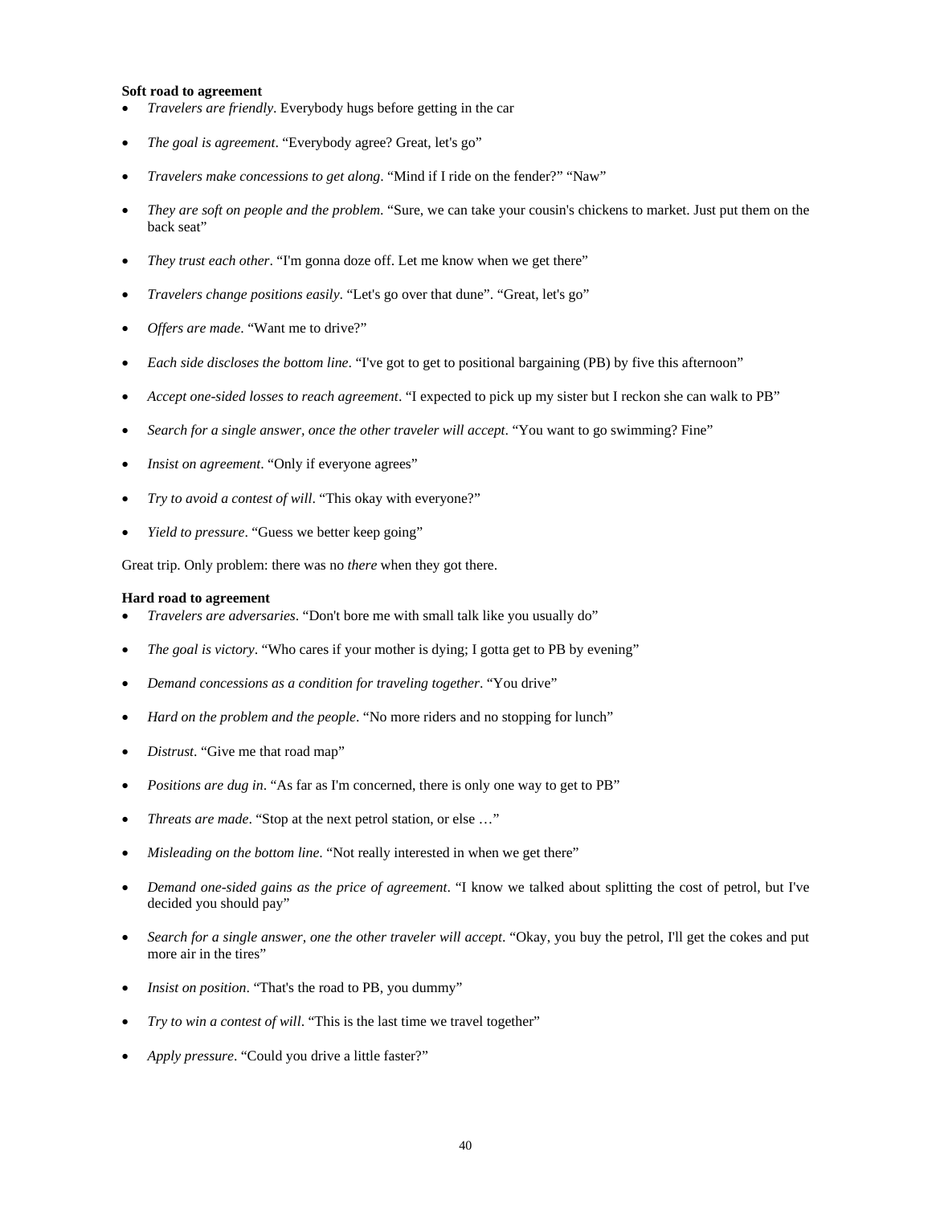**Soft road to agreement**

- *Travelers are friendly*. Everybody hugs before getting in the car
- *The goal is agreement*. "Everybody agree? Great, let's go"
- *Travelers make concessions to get along*. "Mind if I ride on the fender?" "Naw"
- *They are soft on people and the problem*. "Sure, we can take your cousin's chickens to market. Just put them on the back seat"
- *They trust each other*. "I'm gonna doze off. Let me know when we get there"
- *Travelers change positions easily*. "Let's go over that dune". "Great, let's go"
- *Offers are made*. "Want me to drive?"
- *Each side discloses the bottom line*. "I've got to get to positional bargaining (PB) by five this afternoon"
- *Accept one-sided losses to reach agreement*. "I expected to pick up my sister but I reckon she can walk to PB"
- *Search for a single answer, once the other traveler will accept*. "You want to go swimming? Fine"
- *Insist on agreement*. "Only if everyone agrees"
- *Try to avoid a contest of will*. "This okay with everyone?"
- *Yield to pressure*. "Guess we better keep going"

Great trip. Only problem: there was no *there* when they got there.

**Hard road to agreement**

- *Travelers are adversaries*. "Don't bore me with small talk like you usually do"
- *The goal is victory*. "Who cares if your mother is dying; I gotta get to PB by evening"
- *Demand concessions as a condition for traveling together*. "You drive"
- *Hard on the problem and the people*. "No more riders and no stopping for lunch"
- *Distrust*. "Give me that road map"
- *Positions are dug in*. "As far as I'm concerned, there is only one way to get to PB"
- *Threats are made*. "Stop at the next petrol station, or else …"
- *Misleading on the bottom line*. "Not really interested in when we get there"
- *Demand one-sided gains as the price of agreement*. "I know we talked about splitting the cost of petrol, but I've decided you should pay"
- *Search for a single answer, one the other traveler will accept*. "Okay, you buy the petrol, I'll get the cokes and put more air in the tires"
- *Insist on position*. "That's the road to PB, you dummy"
- *Try to win a contest of will*. "This is the last time we travel together"
- *Apply pressure*. "Could you drive a little faster?"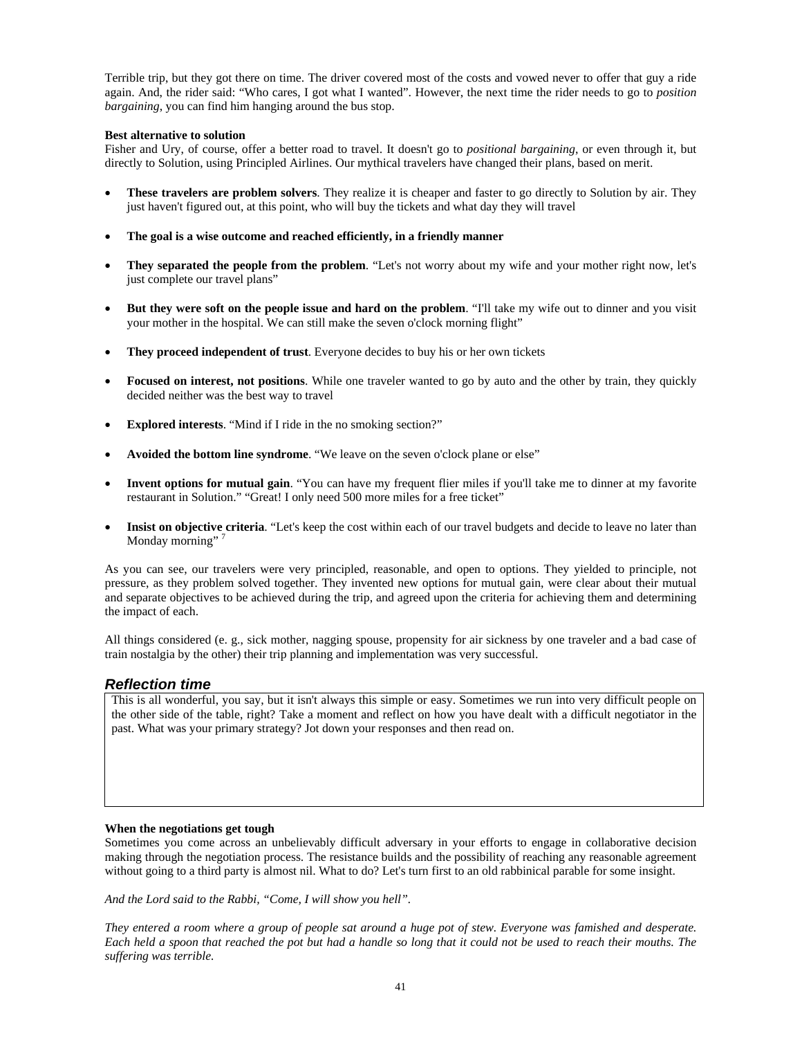Terrible trip, but they got there on time. The driver covered most of the costs and vowed never to offer that guy a ride again. And, the rider said: “Who cares, I got what I wanted”. However, the next time the rider needs to go to *position bargaining*, you can find him hanging around the bus stop.

**Best alternative to solution**

Fisher and Ury, of course, offer a better road to travel. It doesn't go to *positional bargaining*, or even through it, but directly to Solution, using Principled Airlines. Our mythical travelers have changed their plans, based on merit.

- **These travelers are problem solvers**. They realize it is cheaper and faster to go directly to Solution by air. They just haven't figured out, at this point, who will buy the tickets and what day they will travel
- **The goal is a wise outcome and reached efficiently, in a friendly manner**
- **They separated the people from the problem**. “Let's not worry about my wife and your mother right now, let's just complete our travel plans”
- **But they were soft on the people issue and hard on the problem**. “I'll take my wife out to dinner and you visit your mother in the hospital. We can still make the seven o'clock morning flight”
- **They proceed independent of trust**. Everyone decides to buy his or her own tickets
- **Focused on interest, not positions**. While one traveler wanted to go by auto and the other by train, they quickly decided neither was the best way to travel
- **Explored interests**. “Mind if I ride in the no smoking section?”
- **Avoided the bottom line syndrome**. “We leave on the seven o'clock plane or else”
- **Invent options for mutual gain**. “You can have my frequent flier miles if you'll take me to dinner at my favorite restaurant in Solution.” “Great! I only need 500 more miles for a free ticket”
- **Insist on objective criteria**. “Let's keep the cost within each of our travel budgets and decide to leave no later than Monday morning” [7]

As you can see, our travelers were very principled, reasonable, and open to options. They yielded to principle, not pressure, as they problem solved together. They invented new options for mutual gain, were clear about their mutual and separate objectives to be achieved during the trip, and agreed upon the criteria for achieving them and determining the impact of each.

All things considered (e. g., sick mother, nagging spouse, propensity for air sickness by one traveler and a bad case of train nostalgia by the other) their trip planning and implementation was very successful.

## *Reflection time*

This is all wonderful, you say, but it isn't always this simple or easy. Sometimes we run into very difficult people on the other side of the table, right? Take a moment and reflect on how you have dealt with a difficult negotiator in the past. What was your primary strategy? Jot down your responses and then read on.

**When the negotiations get tough**

Sometimes you come across an unbelievably difficult adversary in your efforts to engage in collaborative decision making through the negotiation process. The resistance builds and the possibility of reaching any reasonable agreement without going to a third party is almost nil. What to do? Let's turn first to an old rabbinical parable for some insight.

*And the Lord said to the Rabbi, “Come, I will show you hell”.*

*They entered a room where a group of people sat around a huge pot of stew. Everyone was famished and desperate. Each held a spoon that reached the pot but had a handle so long that it could not be used to reach their mouths. The suffering was terrible.*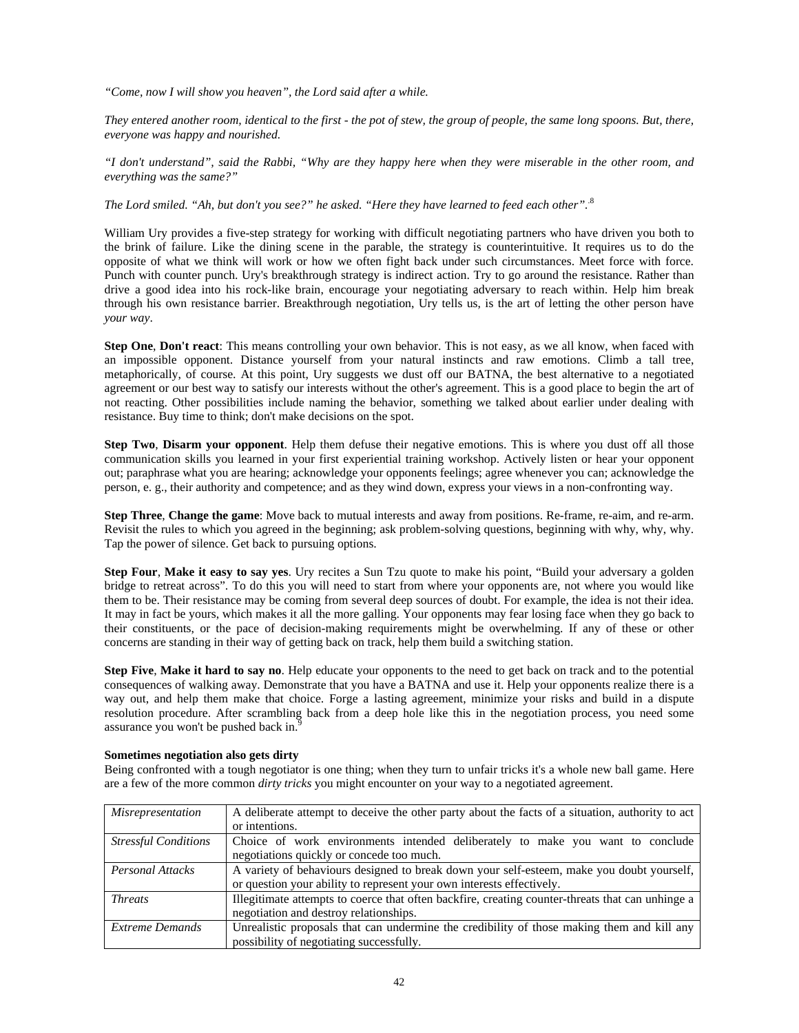*"Come, now I will show you heaven", the Lord said after a while.*

*They entered another room, identical to the first - the pot of stew, the group of people, the same long spoons. But, there, everyone was happy and nourished.*

*"I don't understand", said the Rabbi, "Why are they happy here when they were miserable in the other room, and everything was the same?"*

*The Lord smiled. "Ah, but don't you see?" he asked. "Here they have learned to feed each other".*[8]

William Ury provides a five-step strategy for working with difficult negotiating partners who have driven you both to the brink of failure. Like the dining scene in the parable, the strategy is counterintuitive. It requires us to do the opposite of what we think will work or how we often fight back under such circumstances. Meet force with force. Punch with counter punch. Ury's breakthrough strategy is indirect action. Try to go around the resistance. Rather than drive a good idea into his rock-like brain, encourage your negotiating adversary to reach within. Help him break through his own resistance barrier. Breakthrough negotiation, Ury tells us, is the art of letting the other person have *your way*.

**Step One**, **Don't react**: This means controlling your own behavior. This is not easy, as we all know, when faced with an impossible opponent. Distance yourself from your natural instincts and raw emotions. Climb a tall tree, metaphorically, of course. At this point, Ury suggests we dust off our BATNA, the best alternative to a negotiated agreement or our best way to satisfy our interests without the other's agreement. This is a good place to begin the art of not reacting. Other possibilities include naming the behavior, something we talked about earlier under dealing with resistance. Buy time to think; don't make decisions on the spot.

**Step Two**, **Disarm your opponent**. Help them defuse their negative emotions. This is where you dust off all those communication skills you learned in your first experiential training workshop. Actively listen or hear your opponent out; paraphrase what you are hearing; acknowledge your opponents feelings; agree whenever you can; acknowledge the person, e. g., their authority and competence; and as they wind down, express your views in a non-confronting way.

**Step Three**, **Change the game**: Move back to mutual interests and away from positions. Re-frame, re-aim, and re-arm. Revisit the rules to which you agreed in the beginning; ask problem-solving questions, beginning with why, why, why. Tap the power of silence. Get back to pursuing options.

**Step Four**, **Make it easy to say yes**. Ury recites a Sun Tzu quote to make his point, "Build your adversary a golden bridge to retreat across". To do this you will need to start from where your opponents are, not where you would like them to be. Their resistance may be coming from several deep sources of doubt. For example, the idea is not their idea. It may in fact be yours, which makes it all the more galling. Your opponents may fear losing face when they go back to their constituents, or the pace of decision-making requirements might be overwhelming. If any of these or other concerns are standing in their way of getting back on track, help them build a switching station.

**Step Five**, **Make it hard to say no**. Help educate your opponents to the need to get back on track and to the potential consequences of walking away. Demonstrate that you have a BATNA and use it. Help your opponents realize there is a way out, and help them make that choice. Forge a lasting agreement, minimize your risks and build in a dispute resolution procedure. After scrambling back from a deep hole like this in the negotiation process, you need some assurance you won't be pushed back in.[9]

**Sometimes negotiation also gets dirty**

Being confronted with a tough negotiator is one thing; when they turn to unfair tricks it's a whole new ball game. Here are a few of the more common *dirty tricks* you might encounter on your way to a negotiated agreement.

| | |
|---|---|
| *Misrepresentation* | A deliberate attempt to deceive the other party about the facts of a situation, authority to act or intentions. |
| *Stressful Conditions* | Choice of work environments intended deliberately to make you want to conclude negotiations quickly or concede too much. |
| *Personal Attacks* | A variety of behaviours designed to break down your self-esteem, make you doubt yourself, or question your ability to represent your own interests effectively. |
| *Threats* | Illegitimate attempts to coerce that often backfire, creating counter-threats that can unhinge a negotiation and destroy relationships. |
| *Extreme Demands* | Unrealistic proposals that can undermine the credibility of those making them and kill any possibility of negotiating successfully. |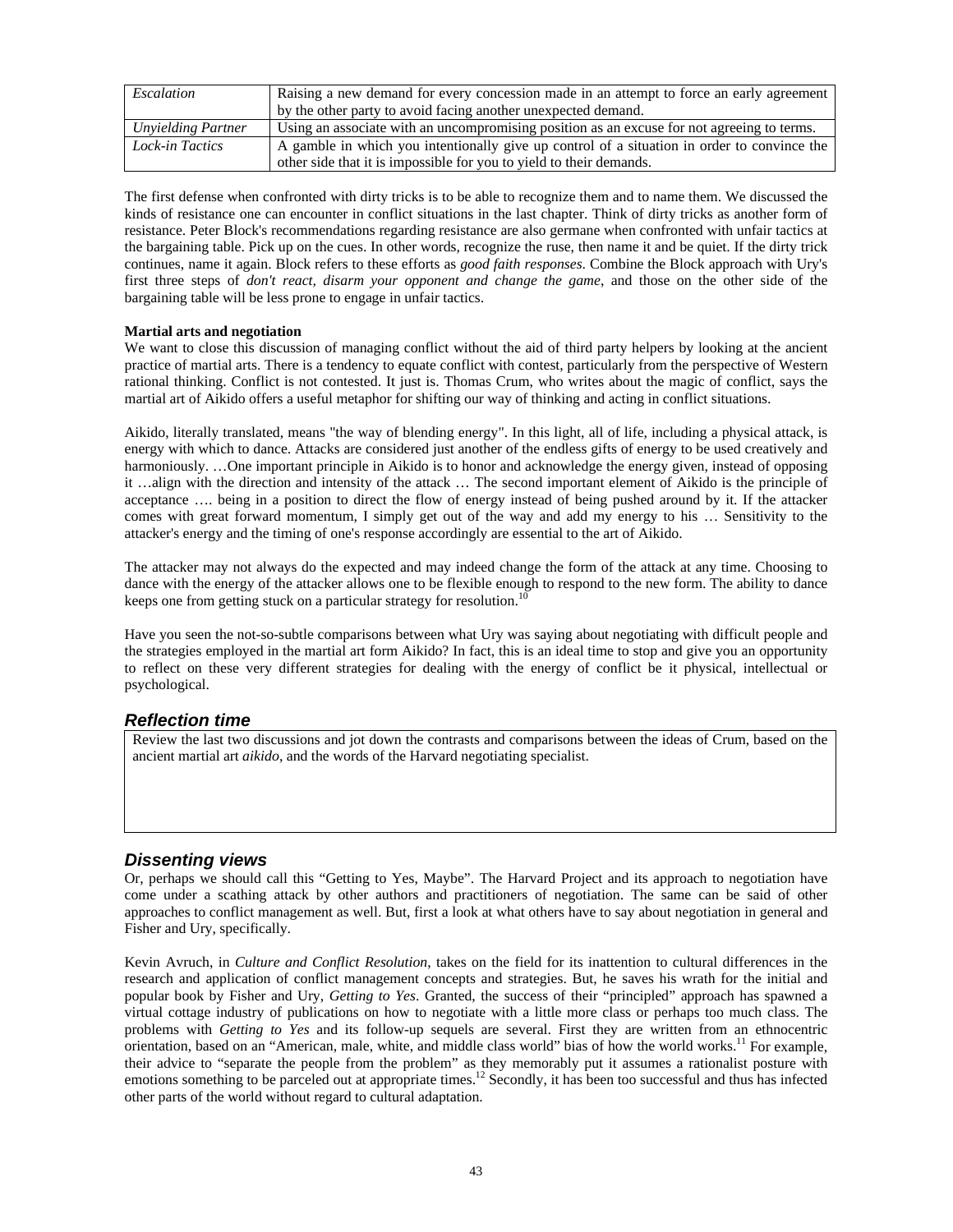| *Escalation* | Raising a new demand for every concession made in an attempt to force an early agreement by the other party to avoid facing another unexpected demand. |
|---|---|
| *Unyielding Partner* | Using an associate with an uncompromising position as an excuse for not agreeing to terms. |
| *Lock-in Tactics* | A gamble in which you intentionally give up control of a situation in order to convince the other side that it is impossible for you to yield to their demands. |

The first defense when confronted with dirty tricks is to be able to recognize them and to name them. We discussed the kinds of resistance one can encounter in conflict situations in the last chapter. Think of dirty tricks as another form of resistance. Peter Block's recommendations regarding resistance are also germane when confronted with unfair tactics at the bargaining table. Pick up on the cues. In other words, recognize the ruse, then name it and be quiet. If the dirty trick continues, name it again. Block refers to these efforts as *good faith responses*. Combine the Block approach with Ury's first three steps of *don't react, disarm your opponent and change the game*, and those on the other side of the bargaining table will be less prone to engage in unfair tactics.

**Martial arts and negotiation**

We want to close this discussion of managing conflict without the aid of third party helpers by looking at the ancient practice of martial arts. There is a tendency to equate conflict with contest, particularly from the perspective of Western rational thinking. Conflict is not contested. It just is. Thomas Crum, who writes about the magic of conflict, says the martial art of Aikido offers a useful metaphor for shifting our way of thinking and acting in conflict situations.

Aikido, literally translated, means "the way of blending energy". In this light, all of life, including a physical attack, is energy with which to dance. Attacks are considered just another of the endless gifts of energy to be used creatively and harmoniously. …One important principle in Aikido is to honor and acknowledge the energy given, instead of opposing it …align with the direction and intensity of the attack … The second important element of Aikido is the principle of acceptance …. being in a position to direct the flow of energy instead of being pushed around by it. If the attacker comes with great forward momentum, I simply get out of the way and add my energy to his … Sensitivity to the attacker's energy and the timing of one's response accordingly are essential to the art of Aikido.

The attacker may not always do the expected and may indeed change the form of the attack at any time. Choosing to dance with the energy of the attacker allows one to be flexible enough to respond to the new form. The ability to dance keeps one from getting stuck on a particular strategy for resolution.[10]

Have you seen the not-so-subtle comparisons between what Ury was saying about negotiating with difficult people and the strategies employed in the martial art form Aikido? In fact, this is an ideal time to stop and give you an opportunity to reflect on these very different strategies for dealing with the energy of conflict be it physical, intellectual or psychological.

## *Reflection time*

Review the last two discussions and jot down the contrasts and comparisons between the ideas of Crum, based on the ancient martial art *aikido*, and the words of the Harvard negotiating specialist.

## *Dissenting views*

Or, perhaps we should call this "Getting to Yes, Maybe". The Harvard Project and its approach to negotiation have come under a scathing attack by other authors and practitioners of negotiation. The same can be said of other approaches to conflict management as well. But, first a look at what others have to say about negotiation in general and Fisher and Ury, specifically.

Kevin Avruch, in *Culture and Conflict Resolution*, takes on the field for its inattention to cultural differences in the research and application of conflict management concepts and strategies. But, he saves his wrath for the initial and popular book by Fisher and Ury, *Getting to Yes*. Granted, the success of their "principled" approach has spawned a virtual cottage industry of publications on how to negotiate with a little more class or perhaps too much class. The problems with *Getting to Yes* and its follow-up sequels are several. First they are written from an ethnocentric orientation, based on an "American, male, white, and middle class world" bias of how the world works.[11] For example, their advice to "separate the people from the problem" as they memorably put it assumes a rationalist posture with emotions something to be parceled out at appropriate times.[12] Secondly, it has been too successful and thus has infected other parts of the world without regard to cultural adaptation.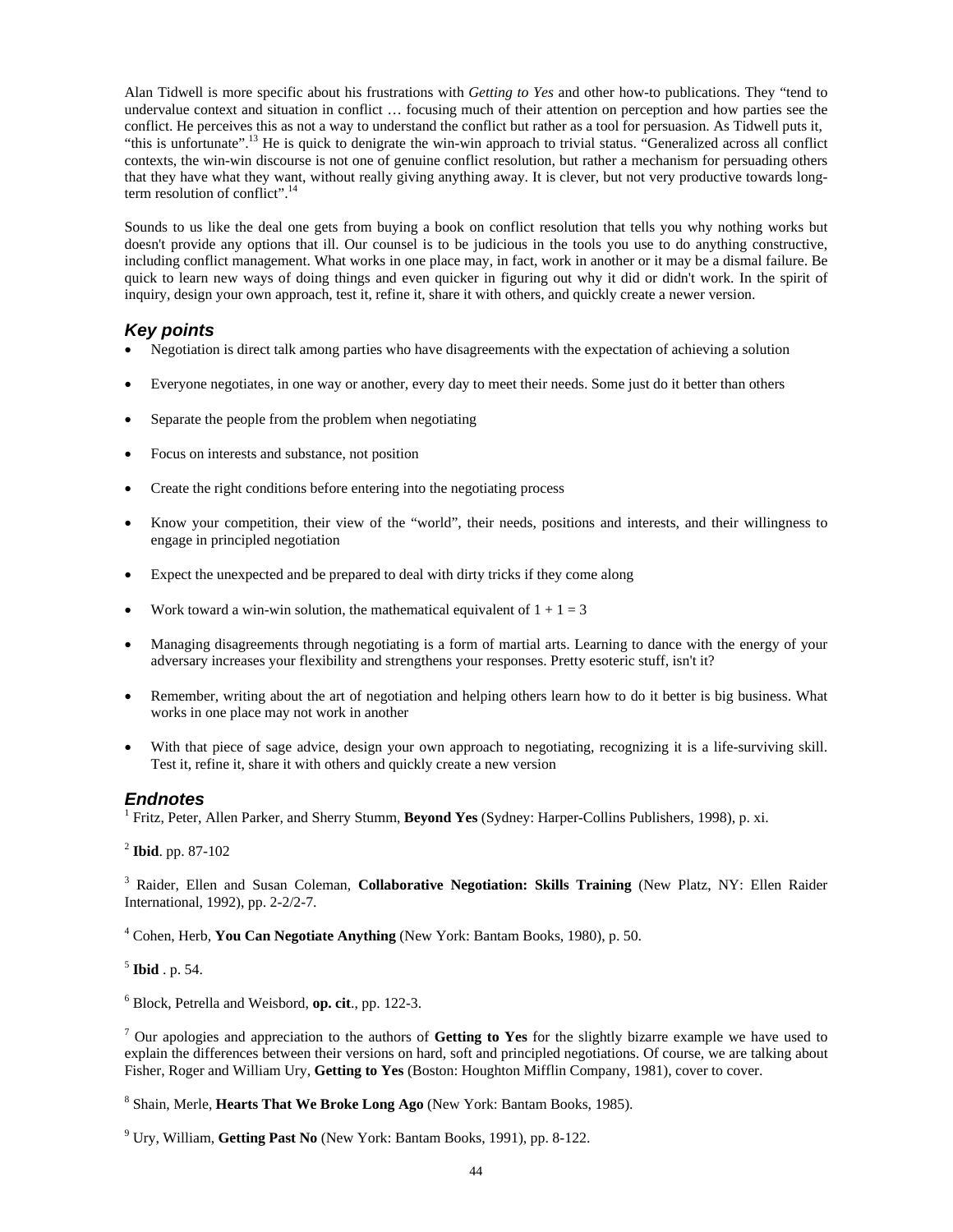Alan Tidwell is more specific about his frustrations with *Getting to Yes* and other how-to publications. They "tend to undervalue context and situation in conflict … focusing much of their attention on perception and how parties see the conflict. He perceives this as not a way to understand the conflict but rather as a tool for persuasion. As Tidwell puts it, "this is unfortunate".[13] He is quick to denigrate the win-win approach to trivial status. "Generalized across all conflict contexts, the win-win discourse is not one of genuine conflict resolution, but rather a mechanism for persuading others that they have what they want, without really giving anything away. It is clever, but not very productive towards long-term resolution of conflict".[14]

Sounds to us like the deal one gets from buying a book on conflict resolution that tells you why nothing works but doesn't provide any options that ill. Our counsel is to be judicious in the tools you use to do anything constructive, including conflict management. What works in one place may, in fact, work in another or it may be a dismal failure. Be quick to learn new ways of doing things and even quicker in figuring out why it did or didn't work. In the spirit of inquiry, design your own approach, test it, refine it, share it with others, and quickly create a newer version.

## *Key points*

- Negotiation is direct talk among parties who have disagreements with the expectation of achieving a solution
- Everyone negotiates, in one way or another, every day to meet their needs. Some just do it better than others
- Separate the people from the problem when negotiating
- Focus on interests and substance, not position
- Create the right conditions before entering into the negotiating process
- Know your competition, their view of the "world", their needs, positions and interests, and their willingness to engage in principled negotiation
- Expect the unexpected and be prepared to deal with dirty tricks if they come along
- Work toward a win-win solution, the mathematical equivalent of $1 + 1 = 3$
- Managing disagreements through negotiating is a form of martial arts. Learning to dance with the energy of your adversary increases your flexibility and strengthens your responses. Pretty esoteric stuff, isn't it?
- Remember, writing about the art of negotiation and helping others learn how to do it better is big business. What works in one place may not work in another
- With that piece of sage advice, design your own approach to negotiating, recognizing it is a life-surviving skill. Test it, refine it, share it with others and quickly create a new version

## *Endnotes*

[1] Fritz, Peter, Allen Parker, and Sherry Stumm, **Beyond Yes** (Sydney: Harper-Collins Publishers, 1998), p. xi.

[2] **Ibid**. pp. 87-102

[3] Raider, Ellen and Susan Coleman, **Collaborative Negotiation: Skills Training** (New Platz, NY: Ellen Raider International, 1992), pp. 2-2/2-7.

[4] Cohen, Herb, **You Can Negotiate Anything** (New York: Bantam Books, 1980), p. 50.

[5] **Ibid** . p. 54.

[6] Block, Petrella and Weisbord, **op. cit**., pp. 122-3.

[7] Our apologies and appreciation to the authors of **Getting to Yes** for the slightly bizarre example we have used to explain the differences between their versions on hard, soft and principled negotiations. Of course, we are talking about Fisher, Roger and William Ury, **Getting to Yes** (Boston: Houghton Mifflin Company, 1981), cover to cover.

[8] Shain, Merle, **Hearts That We Broke Long Ago** (New York: Bantam Books, 1985).

[9] Ury, William, **Getting Past No** (New York: Bantam Books, 1991), pp. 8-122.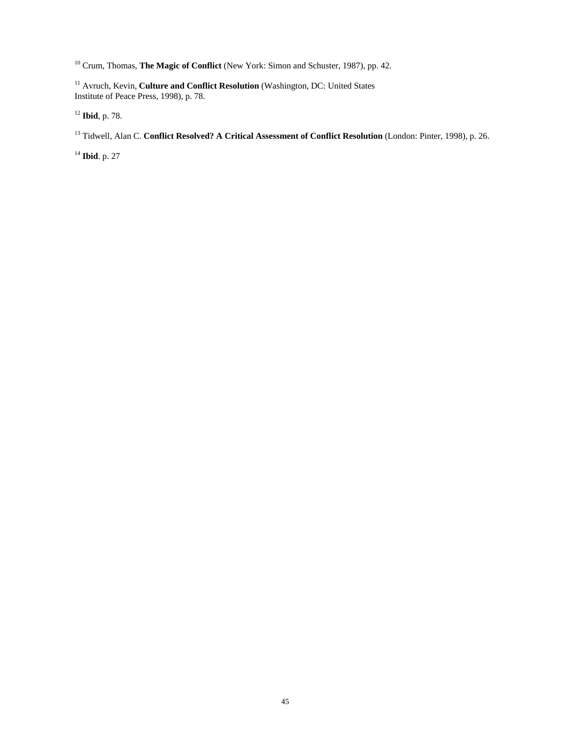[10] Crum, Thomas, **The Magic of Conflict** (New York: Simon and Schuster, 1987), pp. 42.

[11] Avruch, Kevin, **Culture and Conflict Resolution** (Washington, DC: United States Institute of Peace Press, 1998), p. 78.

[12] **Ibid**, p. 78.

[13] Tidwell, Alan C. **Conflict Resolved? A Critical Assessment of Conflict Resolution** (London: Pinter, 1998), p. 26.

[14] **Ibid**. p. 27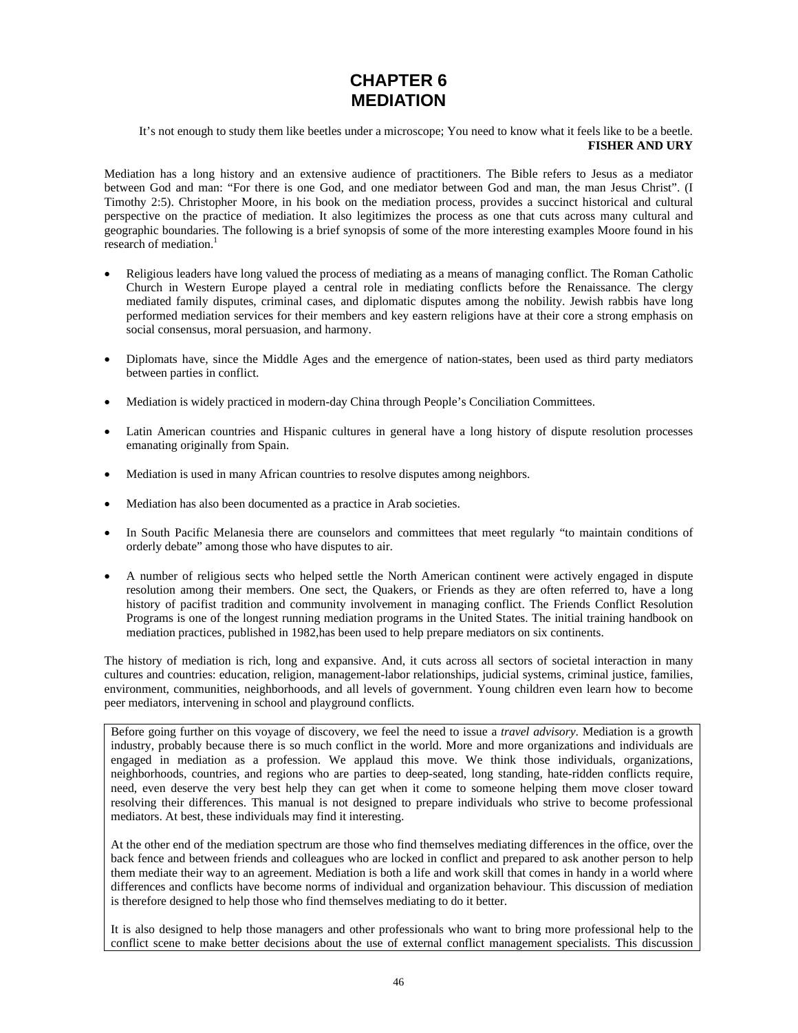# CHAPTER 6
# MEDIATION

> It's not enough to study them like beetles under a microscope; You need to know what it feels like to be a beetle.
> **FISHER AND URY**

Mediation has a long history and an extensive audience of practitioners. The Bible refers to Jesus as a mediator between God and man: "For there is one God, and one mediator between God and man, the man Jesus Christ". (I Timothy 2:5). Christopher Moore, in his book on the mediation process, provides a succinct historical and cultural perspective on the practice of mediation. It also legitimizes the process as one that cuts across many cultural and geographic boundaries. The following is a brief synopsis of some of the more interesting examples Moore found in his research of mediation.[1]

- Religious leaders have long valued the process of mediating as a means of managing conflict. The Roman Catholic Church in Western Europe played a central role in mediating conflicts before the Renaissance. The clergy mediated family disputes, criminal cases, and diplomatic disputes among the nobility. Jewish rabbis have long performed mediation services for their members and key eastern religions have at their core a strong emphasis on social consensus, moral persuasion, and harmony.

- Diplomats have, since the Middle Ages and the emergence of nation-states, been used as third party mediators between parties in conflict.

- Mediation is widely practiced in modern-day China through People's Conciliation Committees.

- Latin American countries and Hispanic cultures in general have a long history of dispute resolution processes emanating originally from Spain.

- Mediation is used in many African countries to resolve disputes among neighbors.

- Mediation has also been documented as a practice in Arab societies.

- In South Pacific Melanesia there are counselors and committees that meet regularly "to maintain conditions of orderly debate" among those who have disputes to air.

- A number of religious sects who helped settle the North American continent were actively engaged in dispute resolution among their members. One sect, the Quakers, or Friends as they are often referred to, have a long history of pacifist tradition and community involvement in managing conflict. The Friends Conflict Resolution Programs is one of the longest running mediation programs in the United States. The initial training handbook on mediation practices, published in 1982,has been used to help prepare mediators on six continents.

The history of mediation is rich, long and expansive. And, it cuts across all sectors of societal interaction in many cultures and countries: education, religion, management-labor relationships, judicial systems, criminal justice, families, environment, communities, neighborhoods, and all levels of government. Young children even learn how to become peer mediators, intervening in school and playground conflicts.

Before going further on this voyage of discovery, we feel the need to issue a *travel advisory*. Mediation is a growth industry, probably because there is so much conflict in the world. More and more organizations and individuals are engaged in mediation as a profession. We applaud this move. We think those individuals, organizations, neighborhoods, countries, and regions who are parties to deep-seated, long standing, hate-ridden conflicts require, need, even deserve the very best help they can get when it come to someone helping them move closer toward resolving their differences. This manual is not designed to prepare individuals who strive to become professional mediators. At best, these individuals may find it interesting.

At the other end of the mediation spectrum are those who find themselves mediating differences in the office, over the back fence and between friends and colleagues who are locked in conflict and prepared to ask another person to help them mediate their way to an agreement. Mediation is both a life and work skill that comes in handy in a world where differences and conflicts have become norms of individual and organization behaviour. This discussion of mediation is therefore designed to help those who find themselves mediating to do it better.

It is also designed to help those managers and other professionals who want to bring more professional help to the conflict scene to make better decisions about the use of external conflict management specialists. This discussion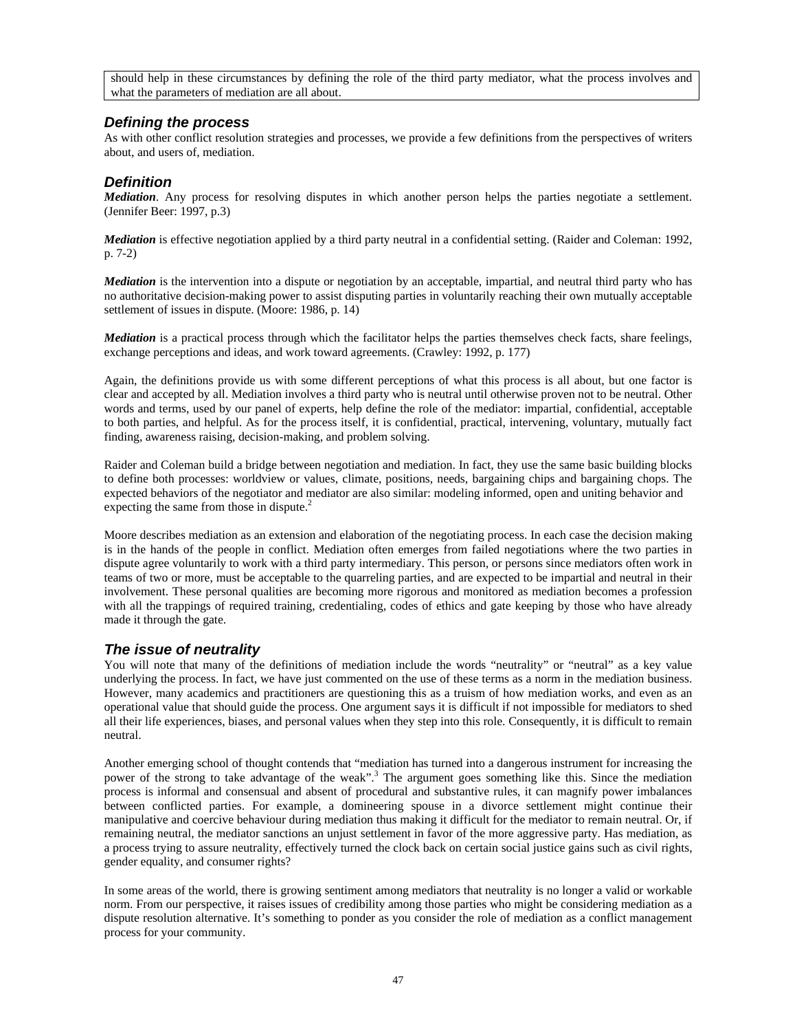should help in these circumstances by defining the role of the third party mediator, what the process involves and what the parameters of mediation are all about.

### *Defining the process*

As with other conflict resolution strategies and processes, we provide a few definitions from the perspectives of writers about, and users of, mediation.

### *Definition*

***Mediation***. Any process for resolving disputes in which another person helps the parties negotiate a settlement. (Jennifer Beer: 1997, p.3)

***Mediation*** is effective negotiation applied by a third party neutral in a confidential setting. (Raider and Coleman: 1992, p. 7-2)

***Mediation*** is the intervention into a dispute or negotiation by an acceptable, impartial, and neutral third party who has no authoritative decision-making power to assist disputing parties in voluntarily reaching their own mutually acceptable settlement of issues in dispute. (Moore: 1986, p. 14)

***Mediation*** is a practical process through which the facilitator helps the parties themselves check facts, share feelings, exchange perceptions and ideas, and work toward agreements. (Crawley: 1992, p. 177)

Again, the definitions provide us with some different perceptions of what this process is all about, but one factor is clear and accepted by all. Mediation involves a third party who is neutral until otherwise proven not to be neutral. Other words and terms, used by our panel of experts, help define the role of the mediator: impartial, confidential, acceptable to both parties, and helpful. As for the process itself, it is confidential, practical, intervening, voluntary, mutually fact finding, awareness raising, decision-making, and problem solving.

Raider and Coleman build a bridge between negotiation and mediation. In fact, they use the same basic building blocks to define both processes: worldview or values, climate, positions, needs, bargaining chips and bargaining chops. The expected behaviors of the negotiator and mediator are also similar: modeling informed, open and uniting behavior and expecting the same from those in dispute.[2]

Moore describes mediation as an extension and elaboration of the negotiating process. In each case the decision making is in the hands of the people in conflict. Mediation often emerges from failed negotiations where the two parties in dispute agree voluntarily to work with a third party intermediary. This person, or persons since mediators often work in teams of two or more, must be acceptable to the quarreling parties, and are expected to be impartial and neutral in their involvement. These personal qualities are becoming more rigorous and monitored as mediation becomes a profession with all the trappings of required training, credentialing, codes of ethics and gate keeping by those who have already made it through the gate.

### *The issue of neutrality*

You will note that many of the definitions of mediation include the words "neutrality" or "neutral" as a key value underlying the process. In fact, we have just commented on the use of these terms as a norm in the mediation business. However, many academics and practitioners are questioning this as a truism of how mediation works, and even as an operational value that should guide the process. One argument says it is difficult if not impossible for mediators to shed all their life experiences, biases, and personal values when they step into this role. Consequently, it is difficult to remain neutral.

Another emerging school of thought contends that "mediation has turned into a dangerous instrument for increasing the power of the strong to take advantage of the weak".[3] The argument goes something like this. Since the mediation process is informal and consensual and absent of procedural and substantive rules, it can magnify power imbalances between conflicted parties. For example, a domineering spouse in a divorce settlement might continue their manipulative and coercive behaviour during mediation thus making it difficult for the mediator to remain neutral. Or, if remaining neutral, the mediator sanctions an unjust settlement in favor of the more aggressive party. Has mediation, as a process trying to assure neutrality, effectively turned the clock back on certain social justice gains such as civil rights, gender equality, and consumer rights?

In some areas of the world, there is growing sentiment among mediators that neutrality is no longer a valid or workable norm. From our perspective, it raises issues of credibility among those parties who might be considering mediation as a dispute resolution alternative. It's something to ponder as you consider the role of mediation as a conflict management process for your community.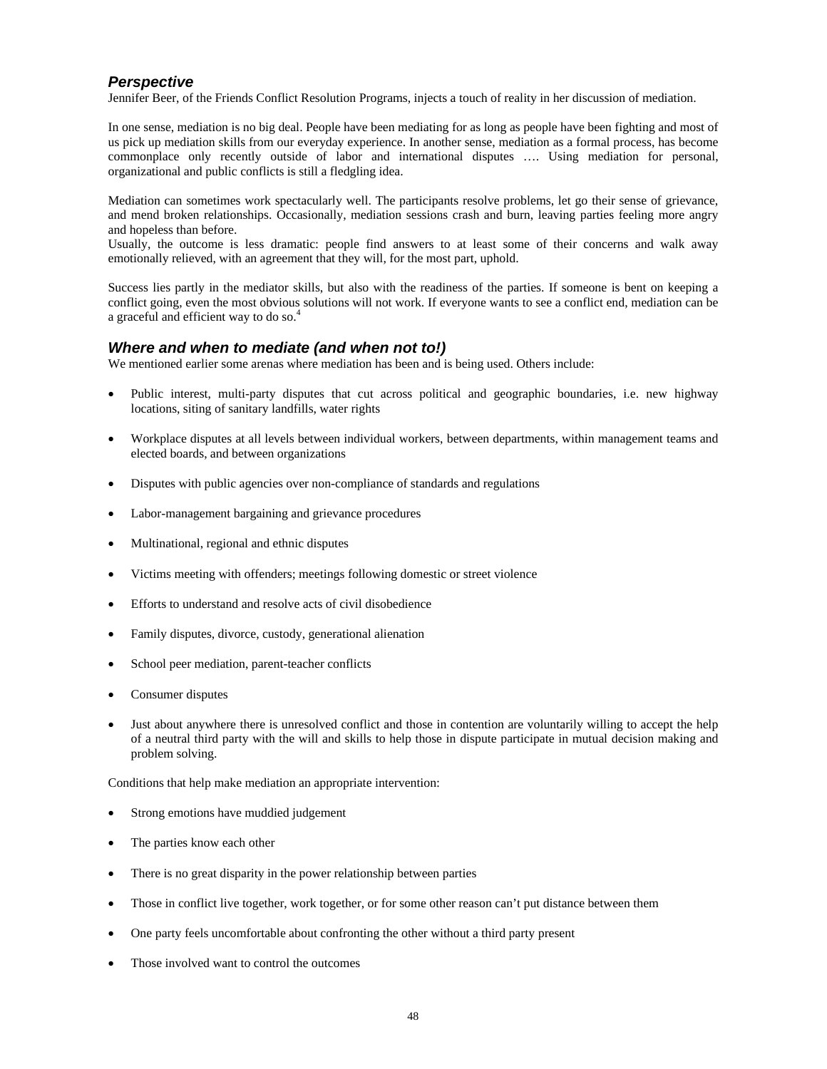### *Perspective*

Jennifer Beer, of the Friends Conflict Resolution Programs, injects a touch of reality in her discussion of mediation.

In one sense, mediation is no big deal. People have been mediating for as long as people have been fighting and most of us pick up mediation skills from our everyday experience. In another sense, mediation as a formal process, has become commonplace only recently outside of labor and international disputes …. Using mediation for personal, organizational and public conflicts is still a fledgling idea.

Mediation can sometimes work spectacularly well. The participants resolve problems, let go their sense of grievance, and mend broken relationships. Occasionally, mediation sessions crash and burn, leaving parties feeling more angry and hopeless than before.
Usually, the outcome is less dramatic: people find answers to at least some of their concerns and walk away emotionally relieved, with an agreement that they will, for the most part, uphold.

Success lies partly in the mediator skills, but also with the readiness of the parties. If someone is bent on keeping a conflict going, even the most obvious solutions will not work. If everyone wants to see a conflict end, mediation can be a graceful and efficient way to do so.[4]

### *Where and when to mediate (and when not to!)*

We mentioned earlier some arenas where mediation has been and is being used. Others include:

- Public interest, multi-party disputes that cut across political and geographic boundaries, i.e. new highway locations, siting of sanitary landfills, water rights
- Workplace disputes at all levels between individual workers, between departments, within management teams and elected boards, and between organizations
- Disputes with public agencies over non-compliance of standards and regulations
- Labor-management bargaining and grievance procedures
- Multinational, regional and ethnic disputes
- Victims meeting with offenders; meetings following domestic or street violence
- Efforts to understand and resolve acts of civil disobedience
- Family disputes, divorce, custody, generational alienation
- School peer mediation, parent-teacher conflicts
- Consumer disputes
- Just about anywhere there is unresolved conflict and those in contention are voluntarily willing to accept the help of a neutral third party with the will and skills to help those in dispute participate in mutual decision making and problem solving.

Conditions that help make mediation an appropriate intervention:

- Strong emotions have muddied judgement
- The parties know each other
- There is no great disparity in the power relationship between parties
- Those in conflict live together, work together, or for some other reason can't put distance between them
- One party feels uncomfortable about confronting the other without a third party present
- Those involved want to control the outcomes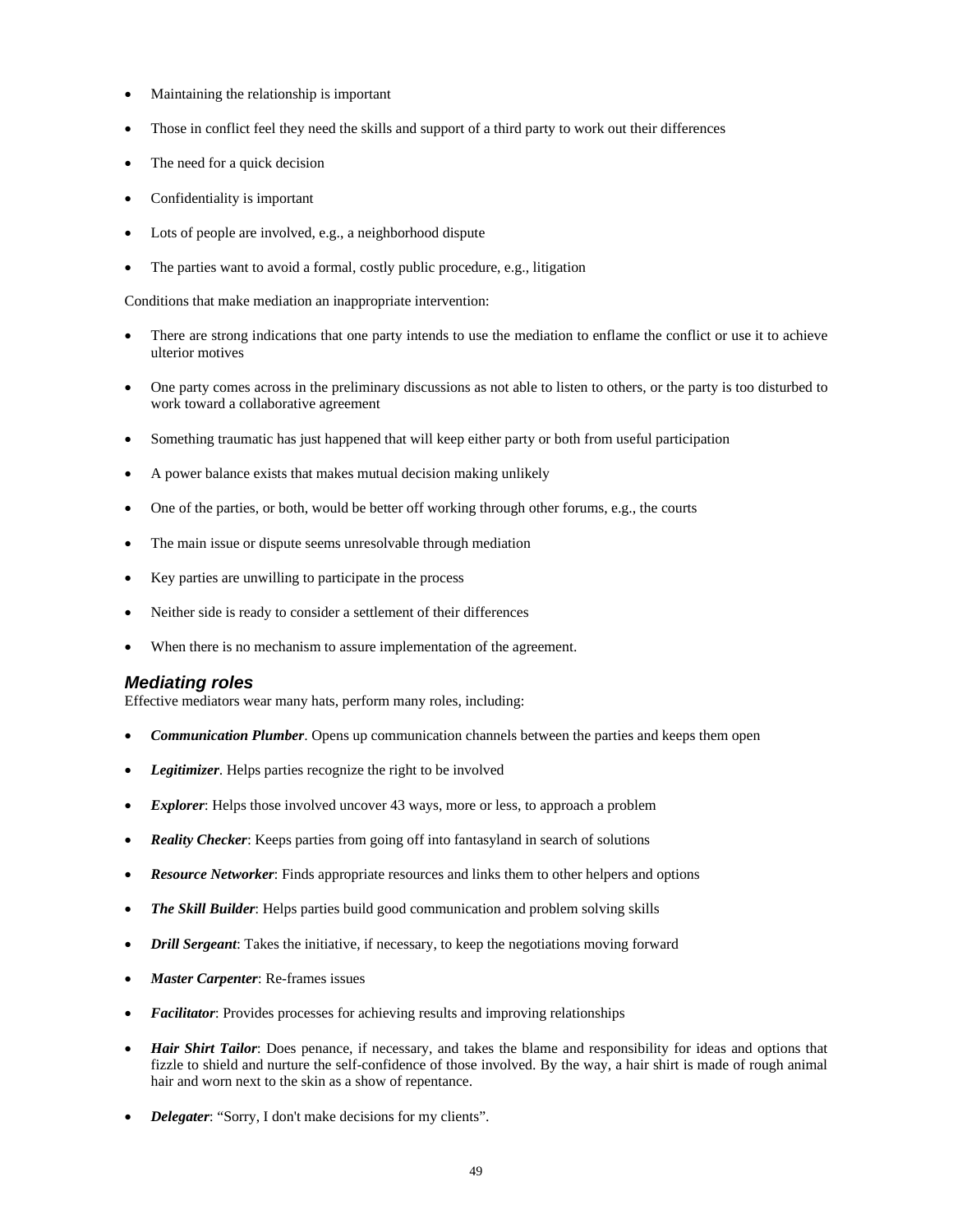- Maintaining the relationship is important
- Those in conflict feel they need the skills and support of a third party to work out their differences
- The need for a quick decision
- Confidentiality is important
- Lots of people are involved, e.g., a neighborhood dispute
- The parties want to avoid a formal, costly public procedure, e.g., litigation

Conditions that make mediation an inappropriate intervention:

- There are strong indications that one party intends to use the mediation to enflame the conflict or use it to achieve ulterior motives
- One party comes across in the preliminary discussions as not able to listen to others, or the party is too disturbed to work toward a collaborative agreement
- Something traumatic has just happened that will keep either party or both from useful participation
- A power balance exists that makes mutual decision making unlikely
- One of the parties, or both, would be better off working through other forums, e.g., the courts
- The main issue or dispute seems unresolvable through mediation
- Key parties are unwilling to participate in the process
- Neither side is ready to consider a settlement of their differences
- When there is no mechanism to assure implementation of the agreement.

### Mediating roles

Effective mediators wear many hats, perform many roles, including:

- ***Communication Plumber***. Opens up communication channels between the parties and keeps them open
- ***Legitimizer***. Helps parties recognize the right to be involved
- ***Explorer***: Helps those involved uncover 43 ways, more or less, to approach a problem
- ***Reality Checker***: Keeps parties from going off into fantasyland in search of solutions
- ***Resource Networker***: Finds appropriate resources and links them to other helpers and options
- ***The Skill Builder***: Helps parties build good communication and problem solving skills
- ***Drill Sergeant***: Takes the initiative, if necessary, to keep the negotiations moving forward
- ***Master Carpenter***: Re-frames issues
- ***Facilitator***: Provides processes for achieving results and improving relationships
- ***Hair Shirt Tailor***: Does penance, if necessary, and takes the blame and responsibility for ideas and options that fizzle to shield and nurture the self-confidence of those involved. By the way, a hair shirt is made of rough animal hair and worn next to the skin as a show of repentance.
- ***Delegater***: "Sorry, I don't make decisions for my clients".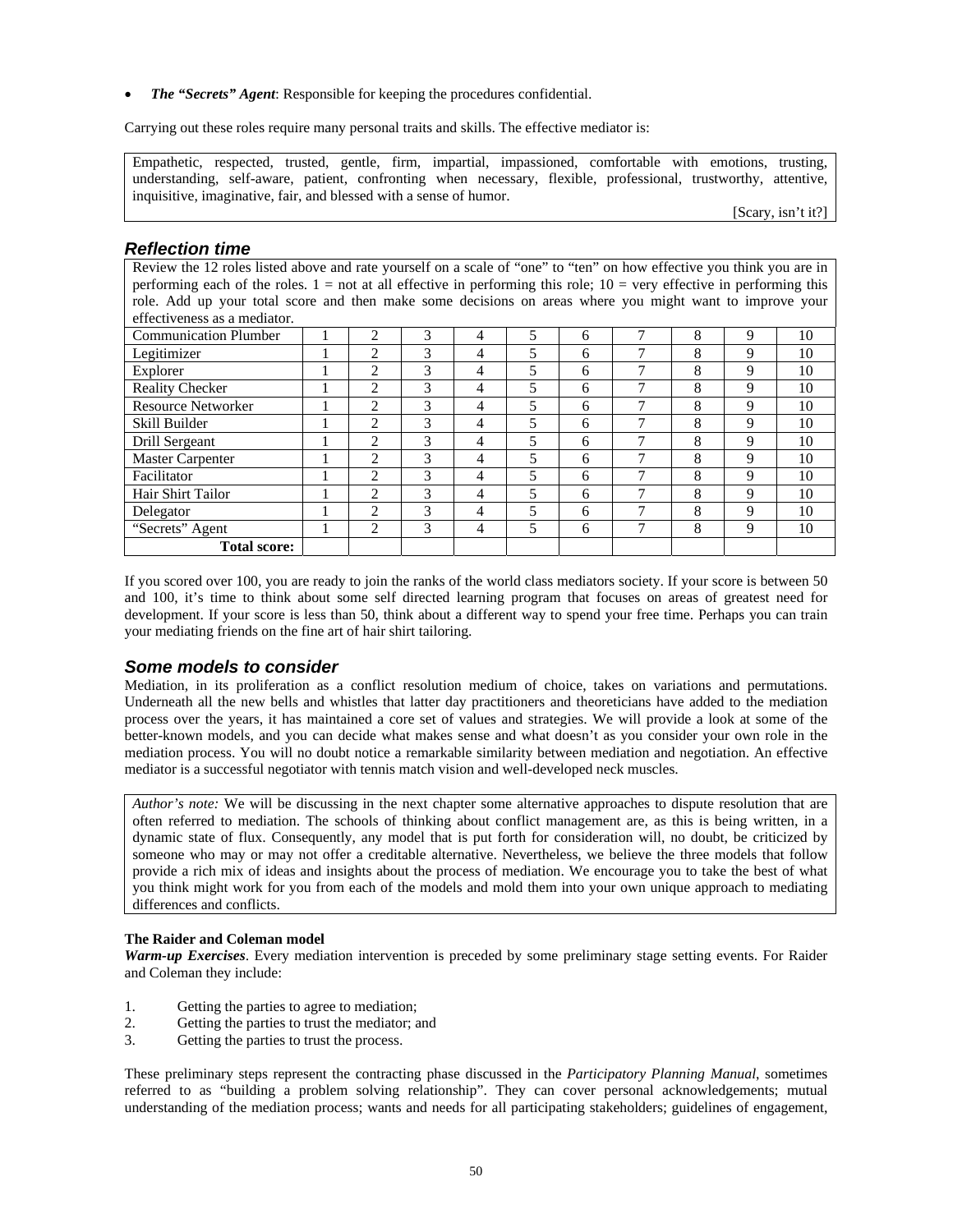- ***The "Secrets" Agent***: Responsible for keeping the procedures confidential.

Carrying out these roles require many personal traits and skills. The effective mediator is:

> Empathetic, respected, trusted, gentle, firm, impartial, impassioned, comfortable with emotions, trusting, understanding, self-aware, patient, confronting when necessary, flexible, professional, trustworthy, attentive, inquisitive, imaginative, fair, and blessed with a sense of humor.
>
> [Scary, isn't it?]

## *Reflection time*

Review the 12 roles listed above and rate yourself on a scale of "one" to "ten" on how effective you think you are in performing each of the roles. 1 = not at all effective in performing this role; 10 = very effective in performing this role. Add up your total score and then make some decisions on areas where you might want to improve your effectiveness as a mediator.

| Role | | | | | | | | | | |
|---|---|---|---|---|---|---|---|---|---|---|
| Communication Plumber | 1 | 2 | 3 | 4 | 5 | 6 | 7 | 8 | 9 | 10 |
| Legitimizer | 1 | 2 | 3 | 4 | 5 | 6 | 7 | 8 | 9 | 10 |
| Explorer | 1 | 2 | 3 | 4 | 5 | 6 | 7 | 8 | 9 | 10 |
| Reality Checker | 1 | 2 | 3 | 4 | 5 | 6 | 7 | 8 | 9 | 10 |
| Resource Networker | 1 | 2 | 3 | 4 | 5 | 6 | 7 | 8 | 9 | 10 |
| Skill Builder | 1 | 2 | 3 | 4 | 5 | 6 | 7 | 8 | 9 | 10 |
| Drill Sergeant | 1 | 2 | 3 | 4 | 5 | 6 | 7 | 8 | 9 | 10 |
| Master Carpenter | 1 | 2 | 3 | 4 | 5 | 6 | 7 | 8 | 9 | 10 |
| Facilitator | 1 | 2 | 3 | 4 | 5 | 6 | 7 | 8 | 9 | 10 |
| Hair Shirt Tailor | 1 | 2 | 3 | 4 | 5 | 6 | 7 | 8 | 9 | 10 |
| Delegator | 1 | 2 | 3 | 4 | 5 | 6 | 7 | 8 | 9 | 10 |
| "Secrets" Agent | 1 | 2 | 3 | 4 | 5 | 6 | 7 | 8 | 9 | 10 |
| **Total score:** | | | | | | | | | | |

If you scored over 100, you are ready to join the ranks of the world class mediators society. If your score is between 50 and 100, it's time to think about some self directed learning program that focuses on areas of greatest need for development. If your score is less than 50, think about a different way to spend your free time. Perhaps you can train your mediating friends on the fine art of hair shirt tailoring.

## *Some models to consider*

Mediation, in its proliferation as a conflict resolution medium of choice, takes on variations and permutations. Underneath all the new bells and whistles that latter day practitioners and theoreticians have added to the mediation process over the years, it has maintained a core set of values and strategies. We will provide a look at some of the better-known models, and you can decide what makes sense and what doesn't as you consider your own role in the mediation process. You will no doubt notice a remarkable similarity between mediation and negotiation. An effective mediator is a successful negotiator with tennis match vision and well-developed neck muscles.

> *Author's note:* We will be discussing in the next chapter some alternative approaches to dispute resolution that are often referred to mediation. The schools of thinking about conflict management are, as this is being written, in a dynamic state of flux. Consequently, any model that is put forth for consideration will, no doubt, be criticized by someone who may or may not offer a creditable alternative. Nevertheless, we believe the three models that follow provide a rich mix of ideas and insights about the process of mediation. We encourage you to take the best of what you think might work for you from each of the models and mold them into your own unique approach to mediating differences and conflicts.

### The Raider and Coleman model

***Warm-up Exercises***. Every mediation intervention is preceded by some preliminary stage setting events. For Raider and Coleman they include:

1. Getting the parties to agree to mediation;
2. Getting the parties to trust the mediator; and
3. Getting the parties to trust the process.

These preliminary steps represent the contracting phase discussed in the *Participatory Planning Manual*, sometimes referred to as "building a problem solving relationship". They can cover personal acknowledgements; mutual understanding of the mediation process; wants and needs for all participating stakeholders; guidelines of engagement,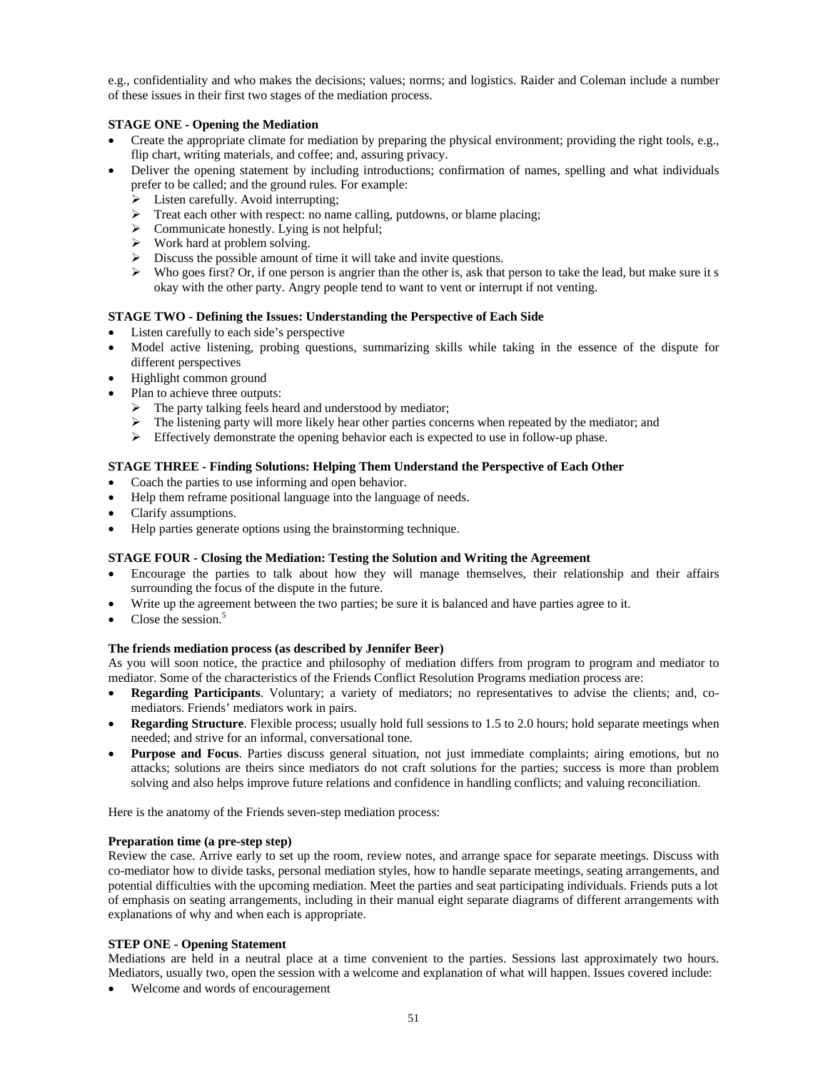e.g., confidentiality and who makes the decisions; values; norms; and logistics. Raider and Coleman include a number of these issues in their first two stages of the mediation process.

**STAGE ONE - Opening the Mediation**

- Create the appropriate climate for mediation by preparing the physical environment; providing the right tools, e.g., flip chart, writing materials, and coffee; and, assuring privacy.
- Deliver the opening statement by including introductions; confirmation of names, spelling and what individuals prefer to be called; and the ground rules. For example:
  - Listen carefully. Avoid interrupting;
  - Treat each other with respect: no name calling, putdowns, or blame placing;
  - Communicate honestly. Lying is not helpful;
  - Work hard at problem solving.
  - Discuss the possible amount of time it will take and invite questions.
  - Who goes first? Or, if one person is angrier than the other is, ask that person to take the lead, but make sure it s okay with the other party. Angry people tend to want to vent or interrupt if not venting.

**STAGE TWO - Defining the Issues: Understanding the Perspective of Each Side**

- Listen carefully to each side's perspective
- Model active listening, probing questions, summarizing skills while taking in the essence of the dispute for different perspectives
- Highlight common ground
- Plan to achieve three outputs:
  - The party talking feels heard and understood by mediator;
  - The listening party will more likely hear other parties concerns when repeated by the mediator; and
  - Effectively demonstrate the opening behavior each is expected to use in follow-up phase.

**STAGE THREE - Finding Solutions: Helping Them Understand the Perspective of Each Other**

- Coach the parties to use informing and open behavior.
- Help them reframe positional language into the language of needs.
- Clarify assumptions.
- Help parties generate options using the brainstorming technique.

**STAGE FOUR - Closing the Mediation: Testing the Solution and Writing the Agreement**

- Encourage the parties to talk about how they will manage themselves, their relationship and their affairs surrounding the focus of the dispute in the future.
- Write up the agreement between the two parties; be sure it is balanced and have parties agree to it.
- Close the session.[5]

**The friends mediation process (as described by Jennifer Beer)**

As you will soon notice, the practice and philosophy of mediation differs from program to program and mediator to mediator. Some of the characteristics of the Friends Conflict Resolution Programs mediation process are:

- **Regarding Participants**. Voluntary; a variety of mediators; no representatives to advise the clients; and, co-mediators. Friends' mediators work in pairs.
- **Regarding Structure**. Flexible process; usually hold full sessions to 1.5 to 2.0 hours; hold separate meetings when needed; and strive for an informal, conversational tone.
- **Purpose and Focus**. Parties discuss general situation, not just immediate complaints; airing emotions, but no attacks; solutions are theirs since mediators do not craft solutions for the parties; success is more than problem solving and also helps improve future relations and confidence in handling conflicts; and valuing reconciliation.

Here is the anatomy of the Friends seven-step mediation process:

**Preparation time (a pre-step step)**

Review the case. Arrive early to set up the room, review notes, and arrange space for separate meetings. Discuss with co-mediator how to divide tasks, personal mediation styles, how to handle separate meetings, seating arrangements, and potential difficulties with the upcoming mediation. Meet the parties and seat participating individuals. Friends puts a lot of emphasis on seating arrangements, including in their manual eight separate diagrams of different arrangements with explanations of why and when each is appropriate.

**STEP ONE - Opening Statement**

Mediations are held in a neutral place at a time convenient to the parties. Sessions last approximately two hours. Mediators, usually two, open the session with a welcome and explanation of what will happen. Issues covered include:

- Welcome and words of encouragement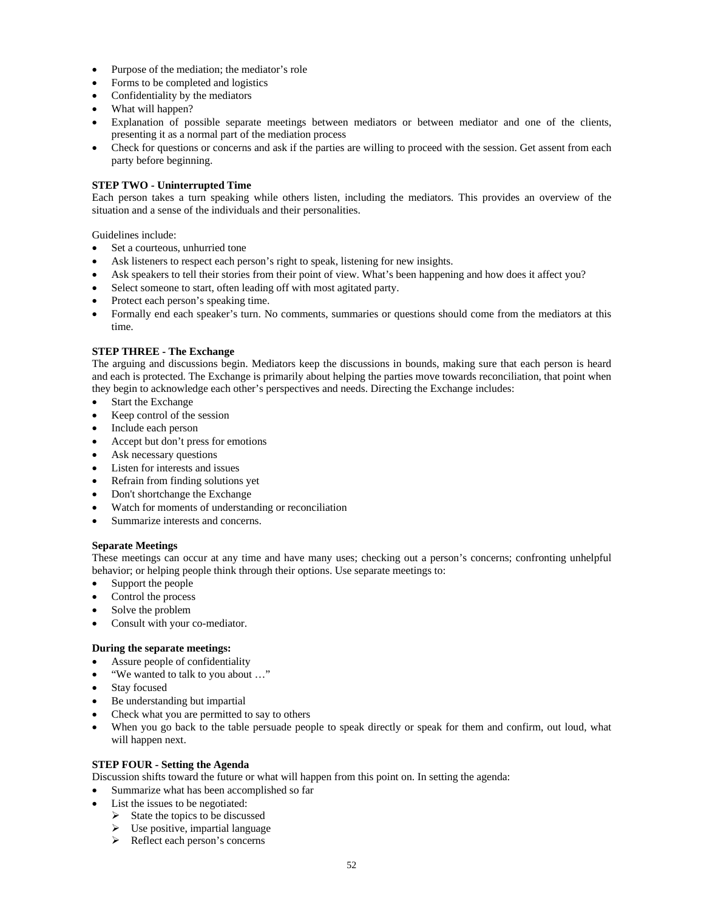- Purpose of the mediation; the mediator's role
- Forms to be completed and logistics
- Confidentiality by the mediators
- What will happen?
- Explanation of possible separate meetings between mediators or between mediator and one of the clients, presenting it as a normal part of the mediation process
- Check for questions or concerns and ask if the parties are willing to proceed with the session. Get assent from each party before beginning.

**STEP TWO - Uninterrupted Time**

Each person takes a turn speaking while others listen, including the mediators. This provides an overview of the situation and a sense of the individuals and their personalities.

Guidelines include:

- Set a courteous, unhurried tone
- Ask listeners to respect each person's right to speak, listening for new insights.
- Ask speakers to tell their stories from their point of view. What's been happening and how does it affect you?
- Select someone to start, often leading off with most agitated party.
- Protect each person's speaking time.
- Formally end each speaker's turn. No comments, summaries or questions should come from the mediators at this time.

**STEP THREE - The Exchange**

The arguing and discussions begin. Mediators keep the discussions in bounds, making sure that each person is heard and each is protected. The Exchange is primarily about helping the parties move towards reconciliation, that point when they begin to acknowledge each other's perspectives and needs. Directing the Exchange includes:

- Start the Exchange
- Keep control of the session
- Include each person
- Accept but don't press for emotions
- Ask necessary questions
- Listen for interests and issues
- Refrain from finding solutions yet
- Don't shortchange the Exchange
- Watch for moments of understanding or reconciliation
- Summarize interests and concerns.

**Separate Meetings**

These meetings can occur at any time and have many uses; checking out a person's concerns; confronting unhelpful behavior; or helping people think through their options. Use separate meetings to:

- Support the people
- Control the process
- Solve the problem
- Consult with your co-mediator.

**During the separate meetings:**

- Assure people of confidentiality
- "We wanted to talk to you about …"
- Stay focused
- Be understanding but impartial
- Check what you are permitted to say to others
- When you go back to the table persuade people to speak directly or speak for them and confirm, out loud, what will happen next.

**STEP FOUR - Setting the Agenda**

Discussion shifts toward the future or what will happen from this point on. In setting the agenda:

- Summarize what has been accomplished so far
- List the issues to be negotiated:
  - State the topics to be discussed
  - Use positive, impartial language
  - Reflect each person's concerns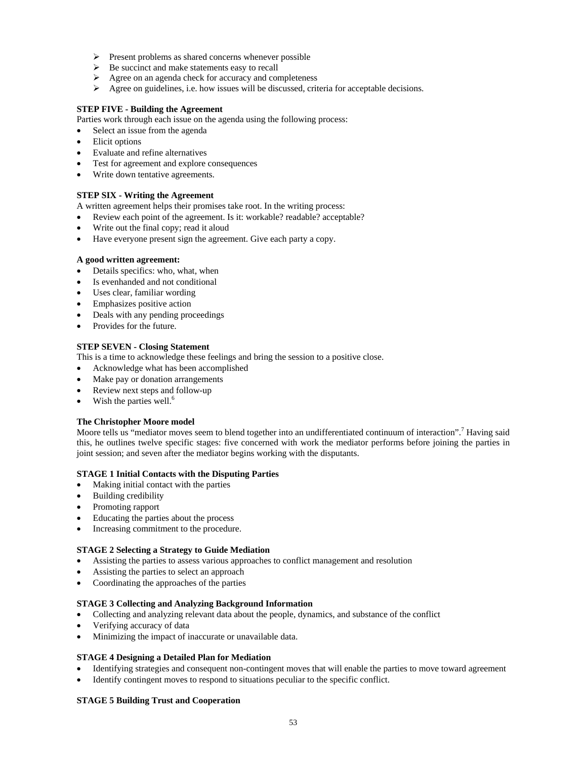- Present problems as shared concerns whenever possible
- Be succinct and make statements easy to recall
- Agree on an agenda check for accuracy and completeness
- Agree on guidelines, i.e. how issues will be discussed, criteria for acceptable decisions.

**STEP FIVE - Building the Agreement**

Parties work through each issue on the agenda using the following process:

- Select an issue from the agenda
- Elicit options
- Evaluate and refine alternatives
- Test for agreement and explore consequences
- Write down tentative agreements.

**STEP SIX - Writing the Agreement**

A written agreement helps their promises take root. In the writing process:

- Review each point of the agreement. Is it: workable? readable? acceptable?
- Write out the final copy; read it aloud
- Have everyone present sign the agreement. Give each party a copy.

**A good written agreement:**

- Details specifics: who, what, when
- Is evenhanded and not conditional
- Uses clear, familiar wording
- Emphasizes positive action
- Deals with any pending proceedings
- Provides for the future.

**STEP SEVEN - Closing Statement**

This is a time to acknowledge these feelings and bring the session to a positive close.

- Acknowledge what has been accomplished
- Make pay or donation arrangements
- Review next steps and follow-up
- Wish the parties well.[6]

**The Christopher Moore model**

Moore tells us "mediator moves seem to blend together into an undifferentiated continuum of interaction".[7] Having said this, he outlines twelve specific stages: five concerned with work the mediator performs before joining the parties in joint session; and seven after the mediator begins working with the disputants.

**STAGE 1 Initial Contacts with the Disputing Parties**

- Making initial contact with the parties
- Building credibility
- Promoting rapport
- Educating the parties about the process
- Increasing commitment to the procedure.

**STAGE 2 Selecting a Strategy to Guide Mediation**

- Assisting the parties to assess various approaches to conflict management and resolution
- Assisting the parties to select an approach
- Coordinating the approaches of the parties

**STAGE 3 Collecting and Analyzing Background Information**

- Collecting and analyzing relevant data about the people, dynamics, and substance of the conflict
- Verifying accuracy of data
- Minimizing the impact of inaccurate or unavailable data.

**STAGE 4 Designing a Detailed Plan for Mediation**

- Identifying strategies and consequent non-contingent moves that will enable the parties to move toward agreement
- Identify contingent moves to respond to situations peculiar to the specific conflict.

**STAGE 5 Building Trust and Cooperation**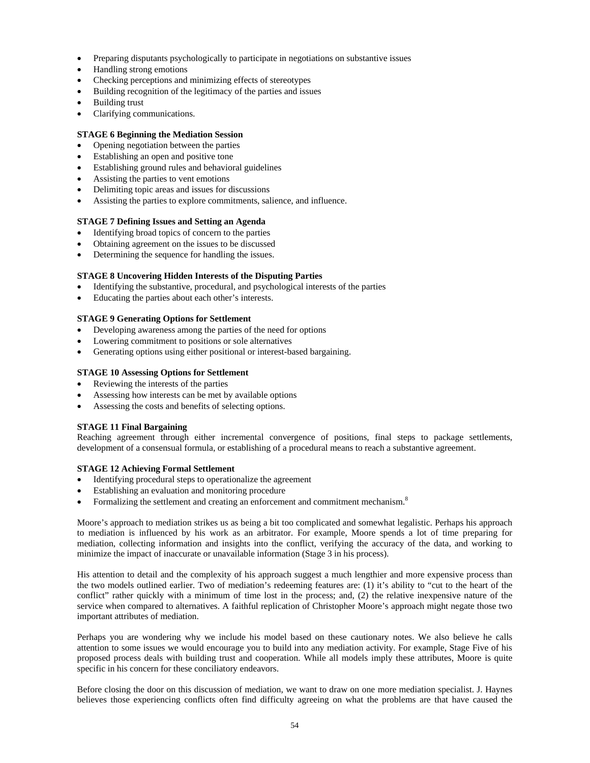- Preparing disputants psychologically to participate in negotiations on substantive issues
- Handling strong emotions
- Checking perceptions and minimizing effects of stereotypes
- Building recognition of the legitimacy of the parties and issues
- Building trust
- Clarifying communications.

**STAGE 6 Beginning the Mediation Session**

- Opening negotiation between the parties
- Establishing an open and positive tone
- Establishing ground rules and behavioral guidelines
- Assisting the parties to vent emotions
- Delimiting topic areas and issues for discussions
- Assisting the parties to explore commitments, salience, and influence.

**STAGE 7 Defining Issues and Setting an Agenda**

- Identifying broad topics of concern to the parties
- Obtaining agreement on the issues to be discussed
- Determining the sequence for handling the issues.

**STAGE 8 Uncovering Hidden Interests of the Disputing Parties**

- Identifying the substantive, procedural, and psychological interests of the parties
- Educating the parties about each other's interests.

**STAGE 9 Generating Options for Settlement**

- Developing awareness among the parties of the need for options
- Lowering commitment to positions or sole alternatives
- Generating options using either positional or interest-based bargaining.

**STAGE 10 Assessing Options for Settlement**

- Reviewing the interests of the parties
- Assessing how interests can be met by available options
- Assessing the costs and benefits of selecting options.

**STAGE 11 Final Bargaining**

Reaching agreement through either incremental convergence of positions, final steps to package settlements, development of a consensual formula, or establishing of a procedural means to reach a substantive agreement.

**STAGE 12 Achieving Formal Settlement**

- Identifying procedural steps to operationalize the agreement
- Establishing an evaluation and monitoring procedure
- Formalizing the settlement and creating an enforcement and commitment mechanism.[8]

Moore's approach to mediation strikes us as being a bit too complicated and somewhat legalistic. Perhaps his approach to mediation is influenced by his work as an arbitrator. For example, Moore spends a lot of time preparing for mediation, collecting information and insights into the conflict, verifying the accuracy of the data, and working to minimize the impact of inaccurate or unavailable information (Stage 3 in his process).

His attention to detail and the complexity of his approach suggest a much lengthier and more expensive process than the two models outlined earlier. Two of mediation's redeeming features are: (1) it's ability to "cut to the heart of the conflict" rather quickly with a minimum of time lost in the process; and, (2) the relative inexpensive nature of the service when compared to alternatives. A faithful replication of Christopher Moore's approach might negate those two important attributes of mediation.

Perhaps you are wondering why we include his model based on these cautionary notes. We also believe he calls attention to some issues we would encourage you to build into any mediation activity. For example, Stage Five of his proposed process deals with building trust and cooperation. While all models imply these attributes, Moore is quite specific in his concern for these conciliatory endeavors.

Before closing the door on this discussion of mediation, we want to draw on one more mediation specialist. J. Haynes believes those experiencing conflicts often find difficulty agreeing on what the problems are that have caused the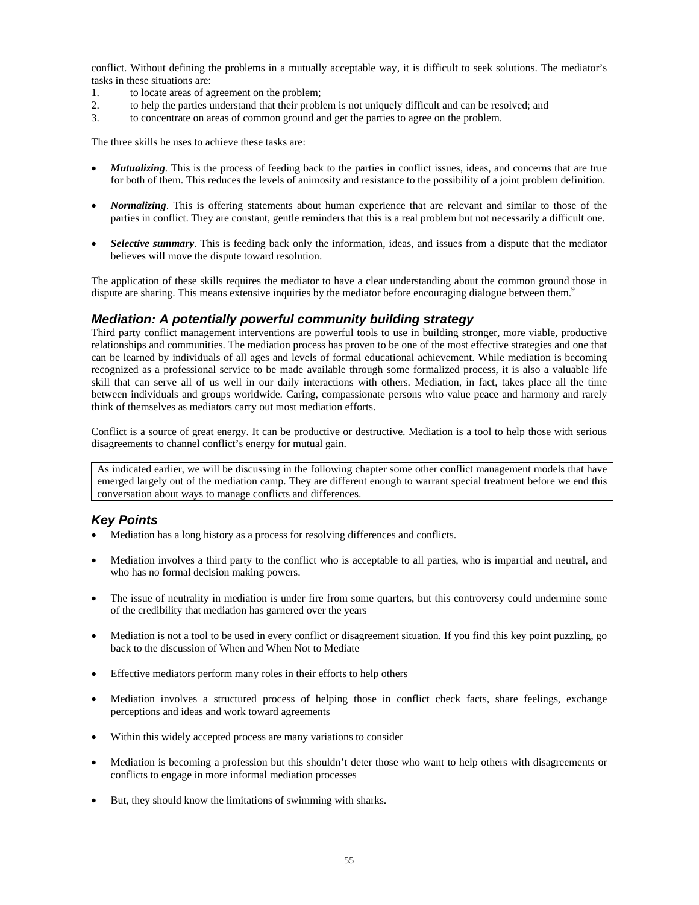conflict. Without defining the problems in a mutually acceptable way, it is difficult to seek solutions. The mediator's tasks in these situations are:

1. to locate areas of agreement on the problem;
2. to help the parties understand that their problem is not uniquely difficult and can be resolved; and
3. to concentrate on areas of common ground and get the parties to agree on the problem.

The three skills he uses to achieve these tasks are:

- ***Mutualizing***. This is the process of feeding back to the parties in conflict issues, ideas, and concerns that are true for both of them. This reduces the levels of animosity and resistance to the possibility of a joint problem definition.

- ***Normalizing***. This is offering statements about human experience that are relevant and similar to those of the parties in conflict. They are constant, gentle reminders that this is a real problem but not necessarily a difficult one.

- ***Selective summary***. This is feeding back only the information, ideas, and issues from a dispute that the mediator believes will move the dispute toward resolution.

The application of these skills requires the mediator to have a clear understanding about the common ground those in dispute are sharing. This means extensive inquiries by the mediator before encouraging dialogue between them.[9]

## Mediation: A potentially powerful community building strategy

Third party conflict management interventions are powerful tools to use in building stronger, more viable, productive relationships and communities. The mediation process has proven to be one of the most effective strategies and one that can be learned by individuals of all ages and levels of formal educational achievement. While mediation is becoming recognized as a professional service to be made available through some formalized process, it is also a valuable life skill that can serve all of us well in our daily interactions with others. Mediation, in fact, takes place all the time between individuals and groups worldwide. Caring, compassionate persons who value peace and harmony and rarely think of themselves as mediators carry out most mediation efforts.

Conflict is a source of great energy. It can be productive or destructive. Mediation is a tool to help those with serious disagreements to channel conflict's energy for mutual gain.

As indicated earlier, we will be discussing in the following chapter some other conflict management models that have emerged largely out of the mediation camp. They are different enough to warrant special treatment before we end this conversation about ways to manage conflicts and differences.

## Key Points

- Mediation has a long history as a process for resolving differences and conflicts.

- Mediation involves a third party to the conflict who is acceptable to all parties, who is impartial and neutral, and who has no formal decision making powers.

- The issue of neutrality in mediation is under fire from some quarters, but this controversy could undermine some of the credibility that mediation has garnered over the years

- Mediation is not a tool to be used in every conflict or disagreement situation. If you find this key point puzzling, go back to the discussion of When and When Not to Mediate

- Effective mediators perform many roles in their efforts to help others

- Mediation involves a structured process of helping those in conflict check facts, share feelings, exchange perceptions and ideas and work toward agreements

- Within this widely accepted process are many variations to consider

- Mediation is becoming a profession but this shouldn't deter those who want to help others with disagreements or conflicts to engage in more informal mediation processes

- But, they should know the limitations of swimming with sharks.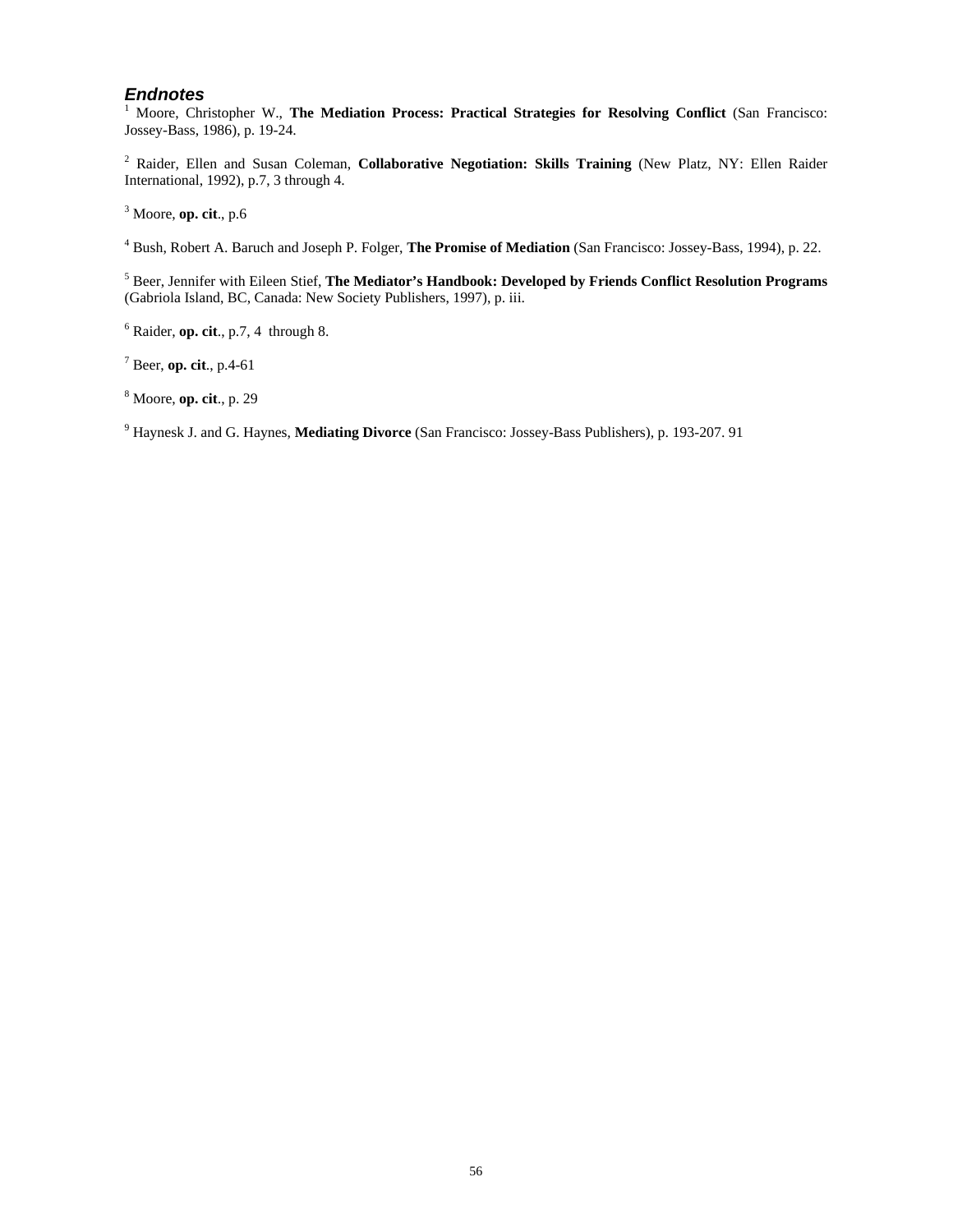## *Endnotes*

[1] Moore, Christopher W., **The Mediation Process: Practical Strategies for Resolving Conflict** (San Francisco: Jossey-Bass, 1986), p. 19-24.

[2] Raider, Ellen and Susan Coleman, **Collaborative Negotiation: Skills Training** (New Platz, NY: Ellen Raider International, 1992), p.7, 3 through 4.

[3] Moore, **op. cit**., p.6

[4] Bush, Robert A. Baruch and Joseph P. Folger, **The Promise of Mediation** (San Francisco: Jossey-Bass, 1994), p. 22.

[5] Beer, Jennifer with Eileen Stief, **The Mediator's Handbook: Developed by Friends Conflict Resolution Programs** (Gabriola Island, BC, Canada: New Society Publishers, 1997), p. iii.

[6] Raider, **op. cit**., p.7, 4 through 8.

[7] Beer, **op. cit**., p.4-61

[8] Moore, **op. cit**., p. 29

[9] Haynesk J. and G. Haynes, **Mediating Divorce** (San Francisco: Jossey-Bass Publishers), p. 193-207. 91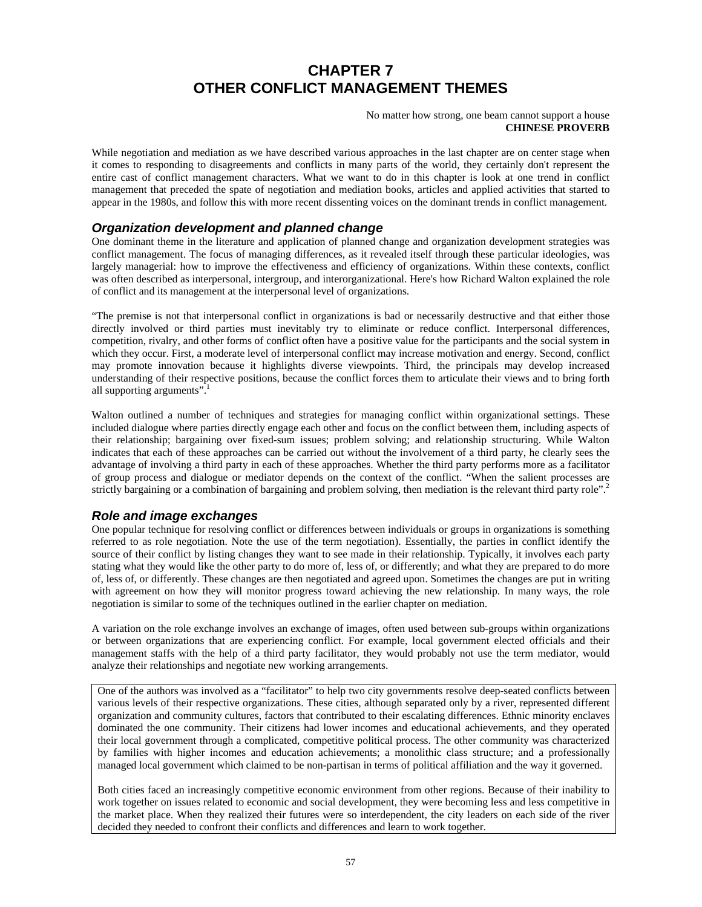# CHAPTER 7
# OTHER CONFLICT MANAGEMENT THEMES

No matter how strong, one beam cannot support a house
**CHINESE PROVERB**

While negotiation and mediation as we have described various approaches in the last chapter are on center stage when it comes to responding to disagreements and conflicts in many parts of the world, they certainly don't represent the entire cast of conflict management characters. What we want to do in this chapter is look at one trend in conflict management that preceded the spate of negotiation and mediation books, articles and applied activities that started to appear in the 1980s, and follow this with more recent dissenting voices on the dominant trends in conflict management.

## *Organization development and planned change*

One dominant theme in the literature and application of planned change and organization development strategies was conflict management. The focus of managing differences, as it revealed itself through these particular ideologies, was largely managerial: how to improve the effectiveness and efficiency of organizations. Within these contexts, conflict was often described as interpersonal, intergroup, and interorganizational. Here's how Richard Walton explained the role of conflict and its management at the interpersonal level of organizations.

"The premise is not that interpersonal conflict in organizations is bad or necessarily destructive and that either those directly involved or third parties must inevitably try to eliminate or reduce conflict. Interpersonal differences, competition, rivalry, and other forms of conflict often have a positive value for the participants and the social system in which they occur. First, a moderate level of interpersonal conflict may increase motivation and energy. Second, conflict may promote innovation because it highlights diverse viewpoints. Third, the principals may develop increased understanding of their respective positions, because the conflict forces them to articulate their views and to bring forth all supporting arguments".[1]

Walton outlined a number of techniques and strategies for managing conflict within organizational settings. These included dialogue where parties directly engage each other and focus on the conflict between them, including aspects of their relationship; bargaining over fixed-sum issues; problem solving; and relationship structuring. While Walton indicates that each of these approaches can be carried out without the involvement of a third party, he clearly sees the advantage of involving a third party in each of these approaches. Whether the third party performs more as a facilitator of group process and dialogue or mediator depends on the context of the conflict. "When the salient processes are strictly bargaining or a combination of bargaining and problem solving, then mediation is the relevant third party role".[2]

## *Role and image exchanges*

One popular technique for resolving conflict or differences between individuals or groups in organizations is something referred to as role negotiation. Note the use of the term negotiation). Essentially, the parties in conflict identify the source of their conflict by listing changes they want to see made in their relationship. Typically, it involves each party stating what they would like the other party to do more of, less of, or differently; and what they are prepared to do more of, less of, or differently. These changes are then negotiated and agreed upon. Sometimes the changes are put in writing with agreement on how they will monitor progress toward achieving the new relationship. In many ways, the role negotiation is similar to some of the techniques outlined in the earlier chapter on mediation.

A variation on the role exchange involves an exchange of images, often used between sub-groups within organizations or between organizations that are experiencing conflict. For example, local government elected officials and their management staffs with the help of a third party facilitator, they would probably not use the term mediator, would analyze their relationships and negotiate new working arrangements.

> One of the authors was involved as a "facilitator" to help two city governments resolve deep-seated conflicts between various levels of their respective organizations. These cities, although separated only by a river, represented different organization and community cultures, factors that contributed to their escalating differences. Ethnic minority enclaves dominated the one community. Their citizens had lower incomes and educational achievements, and they operated their local government through a complicated, competitive political process. The other community was characterized by families with higher incomes and education achievements; a monolithic class structure; and a professionally managed local government which claimed to be non-partisan in terms of political affiliation and the way it governed.
>
> Both cities faced an increasingly competitive economic environment from other regions. Because of their inability to work together on issues related to economic and social development, they were becoming less and less competitive in the market place. When they realized their futures were so interdependent, the city leaders on each side of the river decided they needed to confront their conflicts and differences and learn to work together.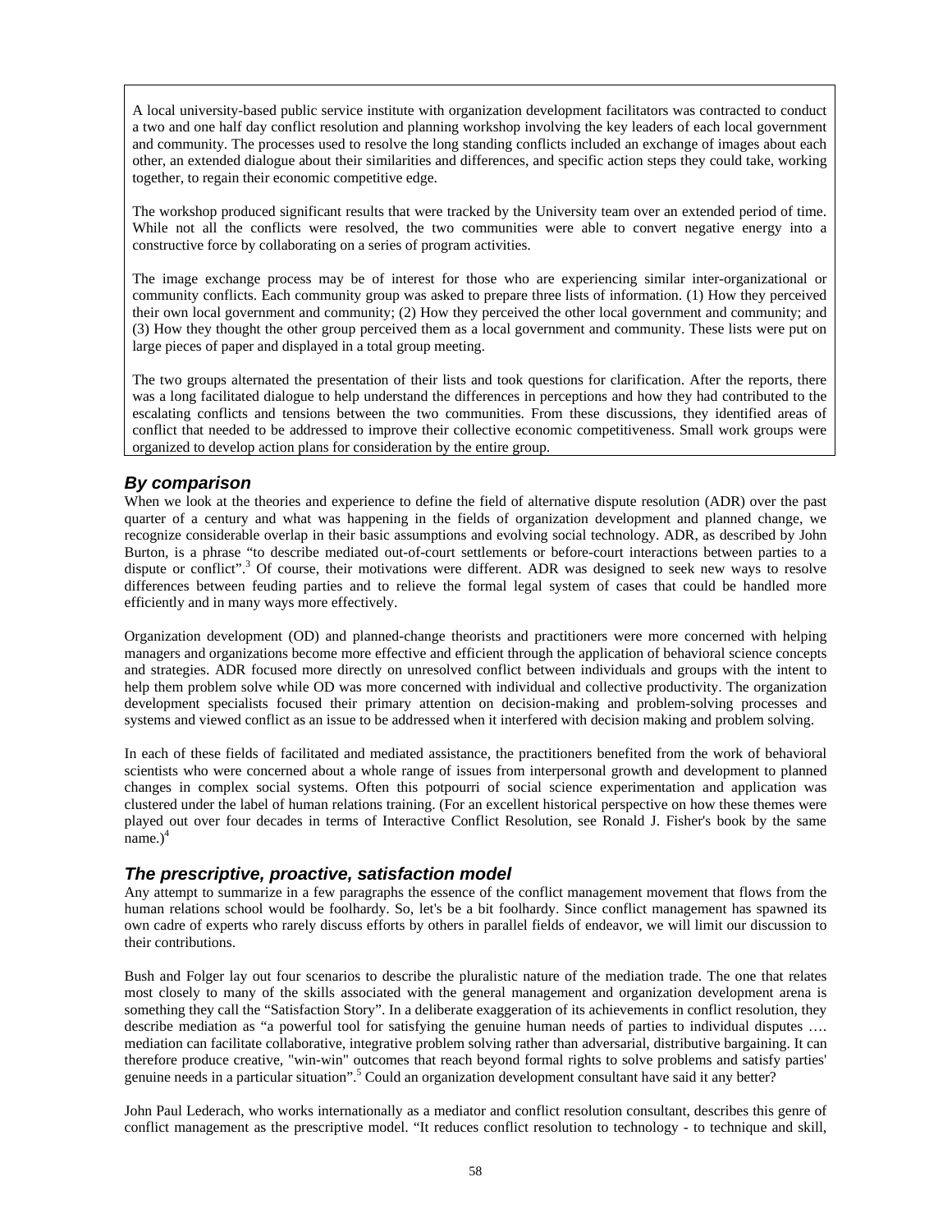A local university-based public service institute with organization development facilitators was contracted to conduct a two and one half day conflict resolution and planning workshop involving the key leaders of each local government and community. The processes used to resolve the long standing conflicts included an exchange of images about each other, an extended dialogue about their similarities and differences, and specific action steps they could take, working together, to regain their economic competitive edge.

The workshop produced significant results that were tracked by the University team over an extended period of time. While not all the conflicts were resolved, the two communities were able to convert negative energy into a constructive force by collaborating on a series of program activities.

The image exchange process may be of interest for those who are experiencing similar inter-organizational or community conflicts. Each community group was asked to prepare three lists of information. (1) How they perceived their own local government and community; (2) How they perceived the other local government and community; and (3) How they thought the other group perceived them as a local government and community. These lists were put on large pieces of paper and displayed in a total group meeting.

The two groups alternated the presentation of their lists and took questions for clarification. After the reports, there was a long facilitated dialogue to help understand the differences in perceptions and how they had contributed to the escalating conflicts and tensions between the two communities. From these discussions, they identified areas of conflict that needed to be addressed to improve their collective economic competitiveness. Small work groups were organized to develop action plans for consideration by the entire group.

## *By comparison*

When we look at the theories and experience to define the field of alternative dispute resolution (ADR) over the past quarter of a century and what was happening in the fields of organization development and planned change, we recognize considerable overlap in their basic assumptions and evolving social technology. ADR, as described by John Burton, is a phrase "to describe mediated out-of-court settlements or before-court interactions between parties to a dispute or conflict".[3] Of course, their motivations were different. ADR was designed to seek new ways to resolve differences between feuding parties and to relieve the formal legal system of cases that could be handled more efficiently and in many ways more effectively.

Organization development (OD) and planned-change theorists and practitioners were more concerned with helping managers and organizations become more effective and efficient through the application of behavioral science concepts and strategies. ADR focused more directly on unresolved conflict between individuals and groups with the intent to help them problem solve while OD was more concerned with individual and collective productivity. The organization development specialists focused their primary attention on decision-making and problem-solving processes and systems and viewed conflict as an issue to be addressed when it interfered with decision making and problem solving.

In each of these fields of facilitated and mediated assistance, the practitioners benefited from the work of behavioral scientists who were concerned about a whole range of issues from interpersonal growth and development to planned changes in complex social systems. Often this potpourri of social science experimentation and application was clustered under the label of human relations training. (For an excellent historical perspective on how these themes were played out over four decades in terms of Interactive Conflict Resolution, see Ronald J. Fisher's book by the same name.)[4]

## *The prescriptive, proactive, satisfaction model*

Any attempt to summarize in a few paragraphs the essence of the conflict management movement that flows from the human relations school would be foolhardy. So, let's be a bit foolhardy. Since conflict management has spawned its own cadre of experts who rarely discuss efforts by others in parallel fields of endeavor, we will limit our discussion to their contributions.

Bush and Folger lay out four scenarios to describe the pluralistic nature of the mediation trade. The one that relates most closely to many of the skills associated with the general management and organization development arena is something they call the "Satisfaction Story". In a deliberate exaggeration of its achievements in conflict resolution, they describe mediation as "a powerful tool for satisfying the genuine human needs of parties to individual disputes …. mediation can facilitate collaborative, integrative problem solving rather than adversarial, distributive bargaining. It can therefore produce creative, "win-win" outcomes that reach beyond formal rights to solve problems and satisfy parties' genuine needs in a particular situation".[5] Could an organization development consultant have said it any better?

John Paul Lederach, who works internationally as a mediator and conflict resolution consultant, describes this genre of conflict management as the prescriptive model. "It reduces conflict resolution to technology - to technique and skill,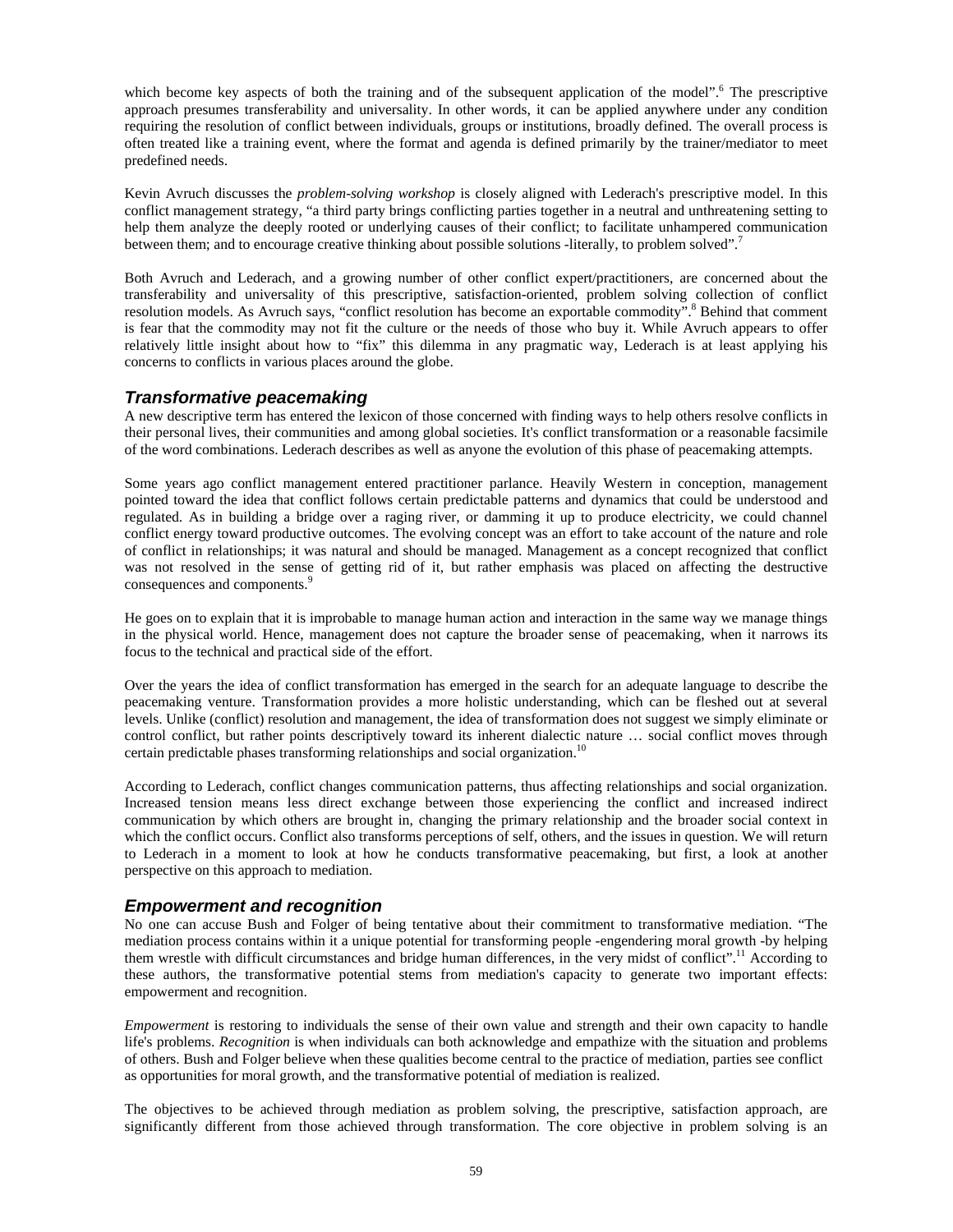which become key aspects of both the training and of the subsequent application of the model".[6] The prescriptive approach presumes transferability and universality. In other words, it can be applied anywhere under any condition requiring the resolution of conflict between individuals, groups or institutions, broadly defined. The overall process is often treated like a training event, where the format and agenda is defined primarily by the trainer/mediator to meet predefined needs.

Kevin Avruch discusses the *problem-solving workshop* is closely aligned with Lederach's prescriptive model. In this conflict management strategy, "a third party brings conflicting parties together in a neutral and unthreatening setting to help them analyze the deeply rooted or underlying causes of their conflict; to facilitate unhampered communication between them; and to encourage creative thinking about possible solutions -literally, to problem solved".[7]

Both Avruch and Lederach, and a growing number of other conflict expert/practitioners, are concerned about the transferability and universality of this prescriptive, satisfaction-oriented, problem solving collection of conflict resolution models. As Avruch says, "conflict resolution has become an exportable commodity".[8] Behind that comment is fear that the commodity may not fit the culture or the needs of those who buy it. While Avruch appears to offer relatively little insight about how to "fix" this dilemma in any pragmatic way, Lederach is at least applying his concerns to conflicts in various places around the globe.

## *Transformative peacemaking*

A new descriptive term has entered the lexicon of those concerned with finding ways to help others resolve conflicts in their personal lives, their communities and among global societies. It's conflict transformation or a reasonable facsimile of the word combinations. Lederach describes as well as anyone the evolution of this phase of peacemaking attempts.

Some years ago conflict management entered practitioner parlance. Heavily Western in conception, management pointed toward the idea that conflict follows certain predictable patterns and dynamics that could be understood and regulated. As in building a bridge over a raging river, or damming it up to produce electricity, we could channel conflict energy toward productive outcomes. The evolving concept was an effort to take account of the nature and role of conflict in relationships; it was natural and should be managed. Management as a concept recognized that conflict was not resolved in the sense of getting rid of it, but rather emphasis was placed on affecting the destructive consequences and components.[9]

He goes on to explain that it is improbable to manage human action and interaction in the same way we manage things in the physical world. Hence, management does not capture the broader sense of peacemaking, when it narrows its focus to the technical and practical side of the effort.

Over the years the idea of conflict transformation has emerged in the search for an adequate language to describe the peacemaking venture. Transformation provides a more holistic understanding, which can be fleshed out at several levels. Unlike (conflict) resolution and management, the idea of transformation does not suggest we simply eliminate or control conflict, but rather points descriptively toward its inherent dialectic nature … social conflict moves through certain predictable phases transforming relationships and social organization.[10]

According to Lederach, conflict changes communication patterns, thus affecting relationships and social organization. Increased tension means less direct exchange between those experiencing the conflict and increased indirect communication by which others are brought in, changing the primary relationship and the broader social context in which the conflict occurs. Conflict also transforms perceptions of self, others, and the issues in question. We will return to Lederach in a moment to look at how he conducts transformative peacemaking, but first, a look at another perspective on this approach to mediation.

## *Empowerment and recognition*

No one can accuse Bush and Folger of being tentative about their commitment to transformative mediation. "The mediation process contains within it a unique potential for transforming people -engendering moral growth -by helping them wrestle with difficult circumstances and bridge human differences, in the very midst of conflict".[11] According to these authors, the transformative potential stems from mediation's capacity to generate two important effects: empowerment and recognition.

*Empowerment* is restoring to individuals the sense of their own value and strength and their own capacity to handle life's problems. *Recognition* is when individuals can both acknowledge and empathize with the situation and problems of others. Bush and Folger believe when these qualities become central to the practice of mediation, parties see conflict as opportunities for moral growth, and the transformative potential of mediation is realized.

The objectives to be achieved through mediation as problem solving, the prescriptive, satisfaction approach, are significantly different from those achieved through transformation. The core objective in problem solving is an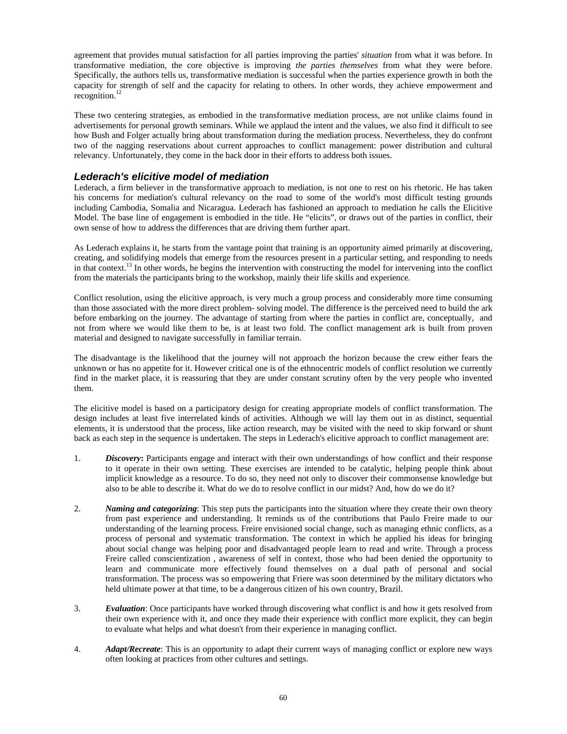agreement that provides mutual satisfaction for all parties improving the parties' *situation* from what it was before. In transformative mediation, the core objective is improving *the parties themselves* from what they were before. Specifically, the authors tells us, transformative mediation is successful when the parties experience growth in both the capacity for strength of self and the capacity for relating to others. In other words, they achieve empowerment and recognition.[12]

These two centering strategies, as embodied in the transformative mediation process, are not unlike claims found in advertisements for personal growth seminars. While we applaud the intent and the values, we also find it difficult to see how Bush and Folger actually bring about transformation during the mediation process. Nevertheless, they do confront two of the nagging reservations about current approaches to conflict management: power distribution and cultural relevancy. Unfortunately, they come in the back door in their efforts to address both issues.

### *Lederach's elicitive model of mediation*

Lederach, a firm believer in the transformative approach to mediation, is not one to rest on his rhetoric. He has taken his concerns for mediation's cultural relevancy on the road to some of the world's most difficult testing grounds including Cambodia, Somalia and Nicaragua. Lederach has fashioned an approach to mediation he calls the Elicitive Model. The base line of engagement is embodied in the title. He "elicits", or draws out of the parties in conflict, their own sense of how to address the differences that are driving them further apart.

As Lederach explains it, he starts from the vantage point that training is an opportunity aimed primarily at discovering, creating, and solidifying models that emerge from the resources present in a particular setting, and responding to needs in that context.[13] In other words, he begins the intervention with constructing the model for intervening into the conflict from the materials the participants bring to the workshop, mainly their life skills and experience.

Conflict resolution, using the elicitive approach, is very much a group process and considerably more time consuming than those associated with the more direct problem- solving model. The difference is the perceived need to build the ark before embarking on the journey. The advantage of starting from where the parties in conflict are, conceptually, and not from where we would like them to be, is at least two fold. The conflict management ark is built from proven material and designed to navigate successfully in familiar terrain.

The disadvantage is the likelihood that the journey will not approach the horizon because the crew either fears the unknown or has no appetite for it. However critical one is of the ethnocentric models of conflict resolution we currently find in the market place, it is reassuring that they are under constant scrutiny often by the very people who invented them.

The elicitive model is based on a participatory design for creating appropriate models of conflict transformation. The design includes at least five interrelated kinds of activities. Although we will lay them out in as distinct, sequential elements, it is understood that the process, like action research, may be visited with the need to skip forward or shunt back as each step in the sequence is undertaken. The steps in Lederach's elicitive approach to conflict management are:

1. ***Discovery*:** Participants engage and interact with their own understandings of how conflict and their response to it operate in their own setting. These exercises are intended to be catalytic, helping people think about implicit knowledge as a resource. To do so, they need not only to discover their commonsense knowledge but also to be able to describe it. What do we do to resolve conflict in our midst? And, how do we do it?

2. ***Naming and categorizing***: This step puts the participants into the situation where they create their own theory from past experience and understanding. It reminds us of the contributions that Paulo Freire made to our understanding of the learning process. Freire envisioned social change, such as managing ethnic conflicts, as a process of personal and systematic transformation. The context in which he applied his ideas for bringing about social change was helping poor and disadvantaged people learn to read and write. Through a process Freire called conscientization , awareness of self in context, those who had been denied the opportunity to learn and communicate more effectively found themselves on a dual path of personal and social transformation. The process was so empowering that Friere was soon determined by the military dictators who held ultimate power at that time, to be a dangerous citizen of his own country, Brazil.

3. ***Evaluation***: Once participants have worked through discovering what conflict is and how it gets resolved from their own experience with it, and once they made their experience with conflict more explicit, they can begin to evaluate what helps and what doesn't from their experience in managing conflict.

4. ***Adapt/Recreate***: This is an opportunity to adapt their current ways of managing conflict or explore new ways often looking at practices from other cultures and settings.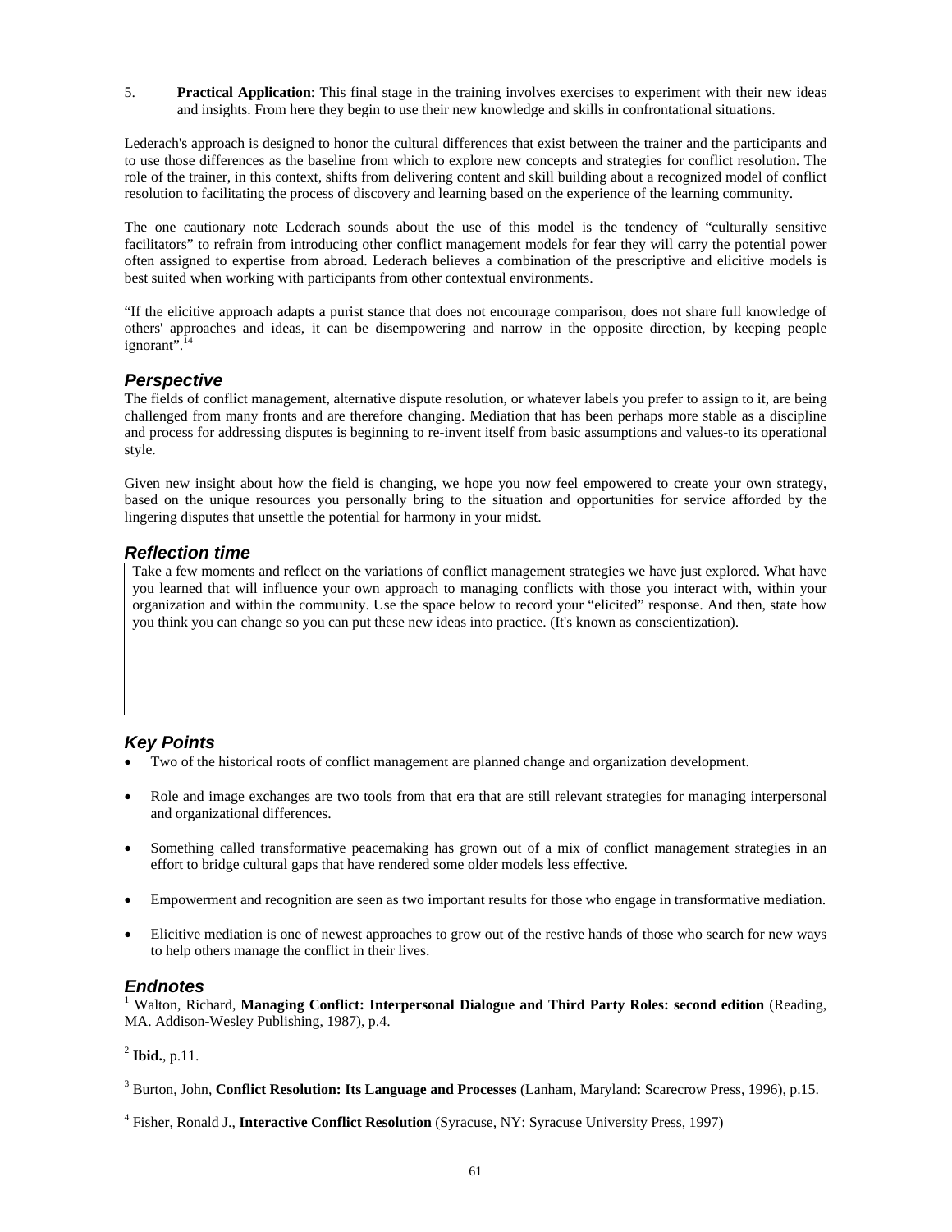5. **Practical Application**: This final stage in the training involves exercises to experiment with their new ideas and insights. From here they begin to use their new knowledge and skills in confrontational situations.

Lederach's approach is designed to honor the cultural differences that exist between the trainer and the participants and to use those differences as the baseline from which to explore new concepts and strategies for conflict resolution. The role of the trainer, in this context, shifts from delivering content and skill building about a recognized model of conflict resolution to facilitating the process of discovery and learning based on the experience of the learning community.

The one cautionary note Lederach sounds about the use of this model is the tendency of "culturally sensitive facilitators" to refrain from introducing other conflict management models for fear they will carry the potential power often assigned to expertise from abroad. Lederach believes a combination of the prescriptive and elicitive models is best suited when working with participants from other contextual environments.

"If the elicitive approach adapts a purist stance that does not encourage comparison, does not share full knowledge of others' approaches and ideas, it can be disempowering and narrow in the opposite direction, by keeping people ignorant".[14]

## *Perspective*

The fields of conflict management, alternative dispute resolution, or whatever labels you prefer to assign to it, are being challenged from many fronts and are therefore changing. Mediation that has been perhaps more stable as a discipline and process for addressing disputes is beginning to re-invent itself from basic assumptions and values-to its operational style.

Given new insight about how the field is changing, we hope you now feel empowered to create your own strategy, based on the unique resources you personally bring to the situation and opportunities for service afforded by the lingering disputes that unsettle the potential for harmony in your midst.

## *Reflection time*

Take a few moments and reflect on the variations of conflict management strategies we have just explored. What have you learned that will influence your own approach to managing conflicts with those you interact with, within your organization and within the community. Use the space below to record your "elicited" response. And then, state how you think you can change so you can put these new ideas into practice. (It's known as conscientization).

## *Key Points*

- Two of the historical roots of conflict management are planned change and organization development.
- Role and image exchanges are two tools from that era that are still relevant strategies for managing interpersonal and organizational differences.
- Something called transformative peacemaking has grown out of a mix of conflict management strategies in an effort to bridge cultural gaps that have rendered some older models less effective.
- Empowerment and recognition are seen as two important results for those who engage in transformative mediation.
- Elicitive mediation is one of newest approaches to grow out of the restive hands of those who search for new ways to help others manage the conflict in their lives.

## *Endnotes*

[1] Walton, Richard, **Managing Conflict: Interpersonal Dialogue and Third Party Roles: second edition** (Reading, MA. Addison-Wesley Publishing, 1987), p.4.

[2] **Ibid.**, p.11.

[3] Burton, John, **Conflict Resolution: Its Language and Processes** (Lanham, Maryland: Scarecrow Press, 1996), p.15.

[4] Fisher, Ronald J., **Interactive Conflict Resolution** (Syracuse, NY: Syracuse University Press, 1997)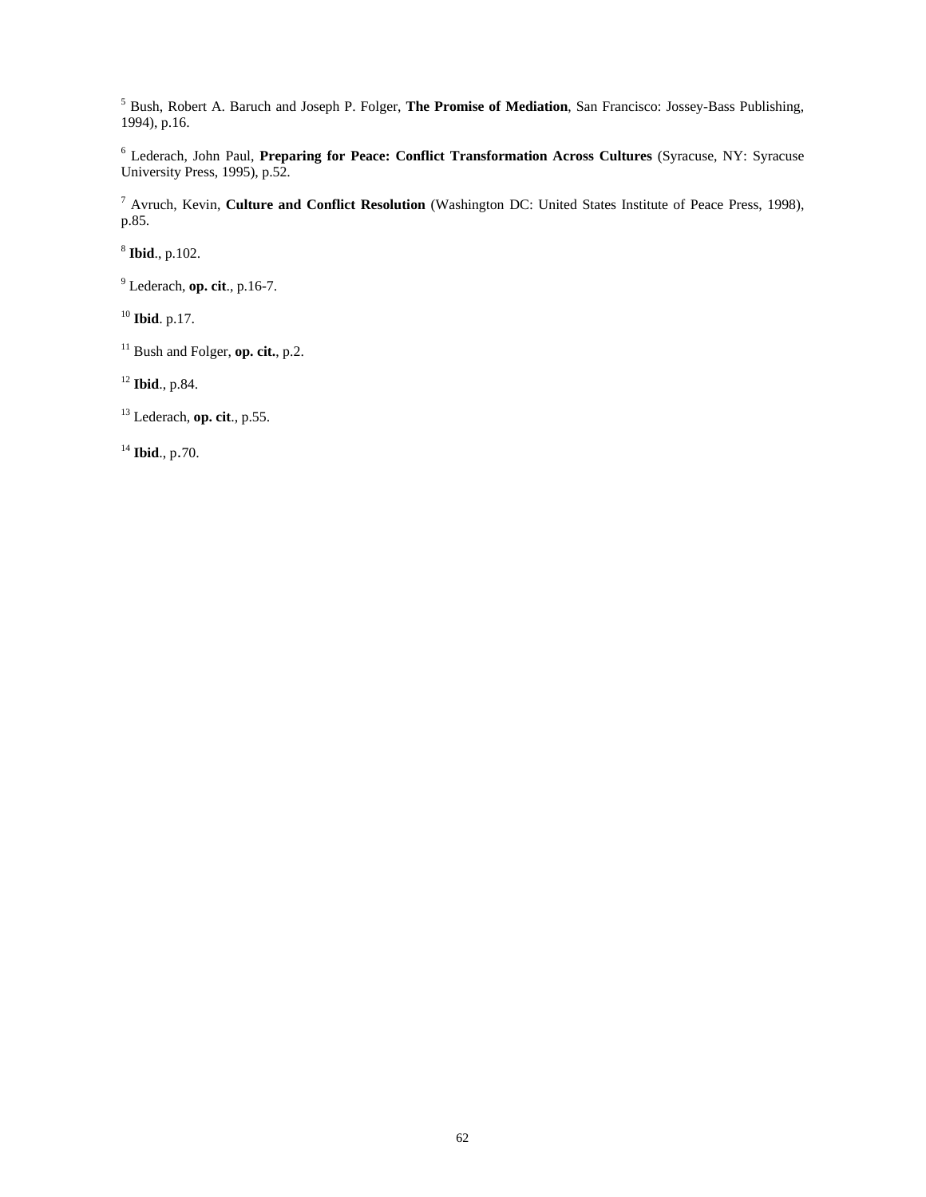[5] Bush, Robert A. Baruch and Joseph P. Folger, **The Promise of Mediation**, San Francisco: Jossey-Bass Publishing, 1994), p.16.

[6] Lederach, John Paul, **Preparing for Peace: Conflict Transformation Across Cultures** (Syracuse, NY: Syracuse University Press, 1995), p.52.

[7] Avruch, Kevin, **Culture and Conflict Resolution** (Washington DC: United States Institute of Peace Press, 1998), p.85.

[8] **Ibid**., p.102.

[9] Lederach, **op. cit**., p.16-7.

[10] **Ibid**. p.17.

[11] Bush and Folger, **op. cit.**, p.2.

[12] **Ibid**., p.84.

[13] Lederach, **op. cit**., p.55.

[14] **Ibid**., p.70.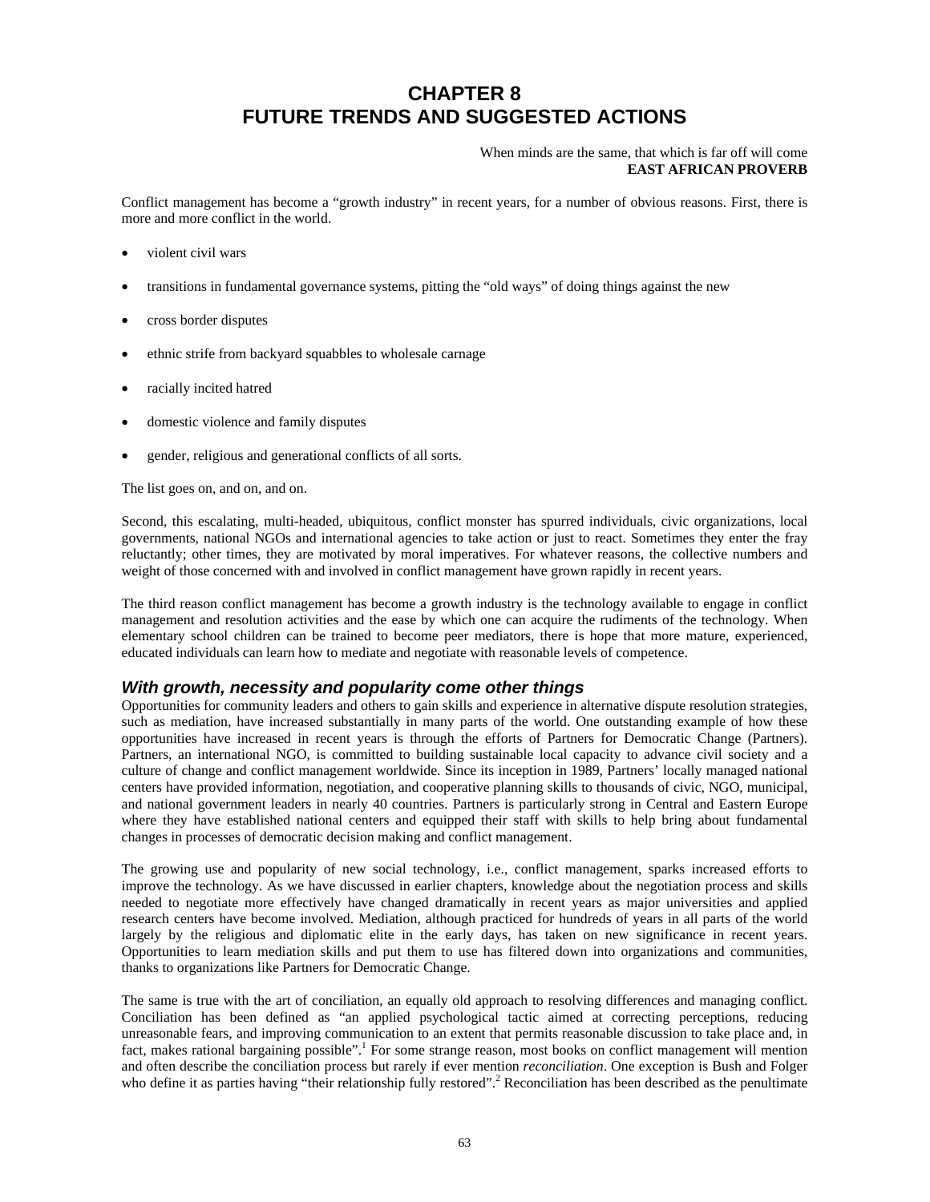# CHAPTER 8
# FUTURE TRENDS AND SUGGESTED ACTIONS

When minds are the same, that which is far off will come
**EAST AFRICAN PROVERB**

Conflict management has become a "growth industry" in recent years, for a number of obvious reasons. First, there is more and more conflict in the world.

- violent civil wars
- transitions in fundamental governance systems, pitting the "old ways" of doing things against the new
- cross border disputes
- ethnic strife from backyard squabbles to wholesale carnage
- racially incited hatred
- domestic violence and family disputes
- gender, religious and generational conflicts of all sorts.

The list goes on, and on, and on.

Second, this escalating, multi-headed, ubiquitous, conflict monster has spurred individuals, civic organizations, local governments, national NGOs and international agencies to take action or just to react. Sometimes they enter the fray reluctantly; other times, they are motivated by moral imperatives. For whatever reasons, the collective numbers and weight of those concerned with and involved in conflict management have grown rapidly in recent years.

The third reason conflict management has become a growth industry is the technology available to engage in conflict management and resolution activities and the ease by which one can acquire the rudiments of the technology. When elementary school children can be trained to become peer mediators, there is hope that more mature, experienced, educated individuals can learn how to mediate and negotiate with reasonable levels of competence.

### *With growth, necessity and popularity come other things*

Opportunities for community leaders and others to gain skills and experience in alternative dispute resolution strategies, such as mediation, have increased substantially in many parts of the world. One outstanding example of how these opportunities have increased in recent years is through the efforts of Partners for Democratic Change (Partners). Partners, an international NGO, is committed to building sustainable local capacity to advance civil society and a culture of change and conflict management worldwide. Since its inception in 1989, Partners' locally managed national centers have provided information, negotiation, and cooperative planning skills to thousands of civic, NGO, municipal, and national government leaders in nearly 40 countries. Partners is particularly strong in Central and Eastern Europe where they have established national centers and equipped their staff with skills to help bring about fundamental changes in processes of democratic decision making and conflict management.

The growing use and popularity of new social technology, i.e., conflict management, sparks increased efforts to improve the technology. As we have discussed in earlier chapters, knowledge about the negotiation process and skills needed to negotiate more effectively have changed dramatically in recent years as major universities and applied research centers have become involved. Mediation, although practiced for hundreds of years in all parts of the world largely by the religious and diplomatic elite in the early days, has taken on new significance in recent years. Opportunities to learn mediation skills and put them to use has filtered down into organizations and communities, thanks to organizations like Partners for Democratic Change.

The same is true with the art of conciliation, an equally old approach to resolving differences and managing conflict. Conciliation has been defined as "an applied psychological tactic aimed at correcting perceptions, reducing unreasonable fears, and improving communication to an extent that permits reasonable discussion to take place and, in fact, makes rational bargaining possible".[1] For some strange reason, most books on conflict management will mention and often describe the conciliation process but rarely if ever mention *reconciliation*. One exception is Bush and Folger who define it as parties having "their relationship fully restored".[2] Reconciliation has been described as the penultimate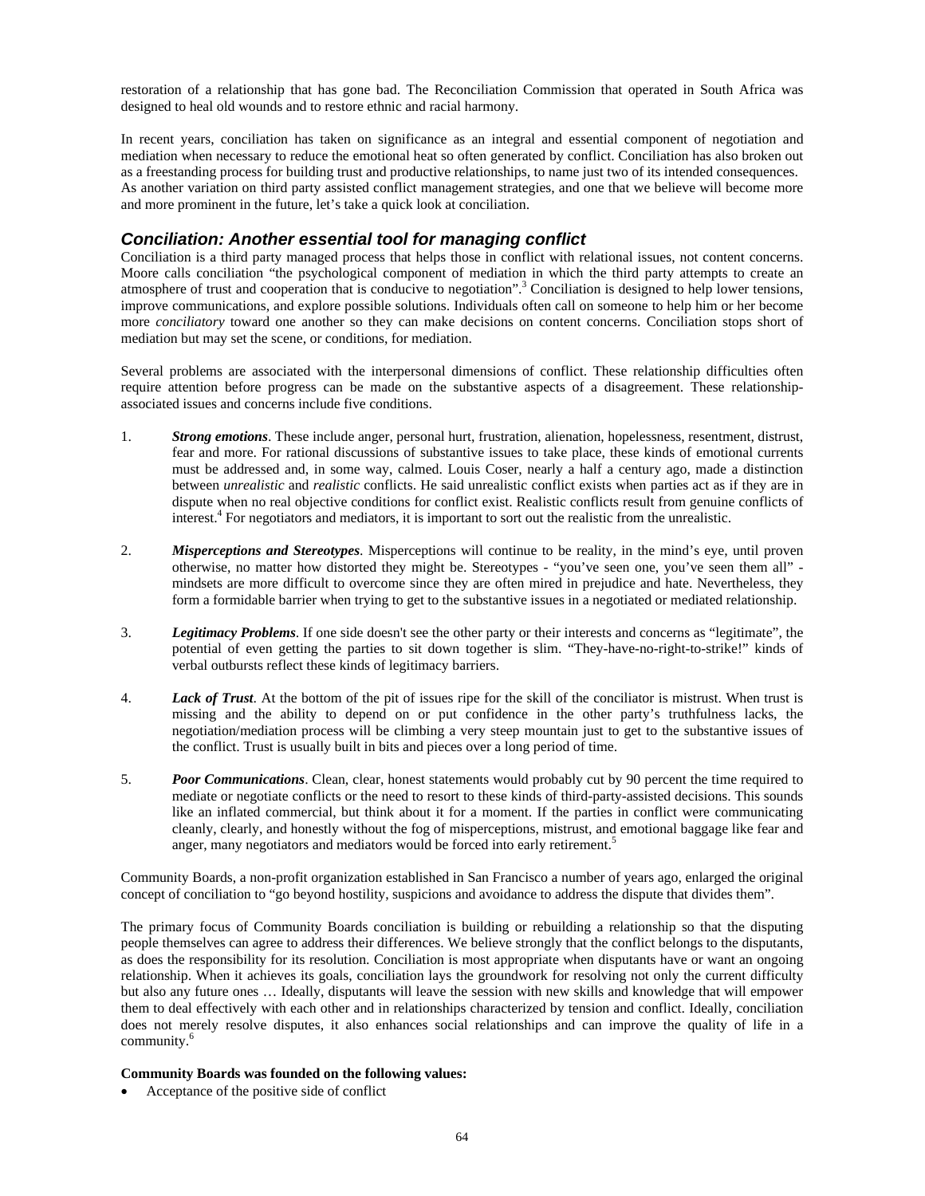restoration of a relationship that has gone bad. The Reconciliation Commission that operated in South Africa was designed to heal old wounds and to restore ethnic and racial harmony.

In recent years, conciliation has taken on significance as an integral and essential component of negotiation and mediation when necessary to reduce the emotional heat so often generated by conflict. Conciliation has also broken out as a freestanding process for building trust and productive relationships, to name just two of its intended consequences. As another variation on third party assisted conflict management strategies, and one that we believe will become more and more prominent in the future, let's take a quick look at conciliation.

### *Conciliation: Another essential tool for managing conflict*

Conciliation is a third party managed process that helps those in conflict with relational issues, not content concerns. Moore calls conciliation "the psychological component of mediation in which the third party attempts to create an atmosphere of trust and cooperation that is conducive to negotiation".[3] Conciliation is designed to help lower tensions, improve communications, and explore possible solutions. Individuals often call on someone to help him or her become more *conciliatory* toward one another so they can make decisions on content concerns. Conciliation stops short of mediation but may set the scene, or conditions, for mediation.

Several problems are associated with the interpersonal dimensions of conflict. These relationship difficulties often require attention before progress can be made on the substantive aspects of a disagreement. These relationship-associated issues and concerns include five conditions.

1. ***Strong emotions***. These include anger, personal hurt, frustration, alienation, hopelessness, resentment, distrust, fear and more. For rational discussions of substantive issues to take place, these kinds of emotional currents must be addressed and, in some way, calmed. Louis Coser, nearly a half a century ago, made a distinction between *unrealistic* and *realistic* conflicts. He said unrealistic conflict exists when parties act as if they are in dispute when no real objective conditions for conflict exist. Realistic conflicts result from genuine conflicts of interest.[4] For negotiators and mediators, it is important to sort out the realistic from the unrealistic.

2. ***Misperceptions and Stereotypes***. Misperceptions will continue to be reality, in the mind's eye, until proven otherwise, no matter how distorted they might be. Stereotypes - "you've seen one, you've seen them all" - mindsets are more difficult to overcome since they are often mired in prejudice and hate. Nevertheless, they form a formidable barrier when trying to get to the substantive issues in a negotiated or mediated relationship.

3. ***Legitimacy Problems***. If one side doesn't see the other party or their interests and concerns as "legitimate", the potential of even getting the parties to sit down together is slim. "They-have-no-right-to-strike!" kinds of verbal outbursts reflect these kinds of legitimacy barriers.

4. ***Lack of Trust***. At the bottom of the pit of issues ripe for the skill of the conciliator is mistrust. When trust is missing and the ability to depend on or put confidence in the other party's truthfulness lacks, the negotiation/mediation process will be climbing a very steep mountain just to get to the substantive issues of the conflict. Trust is usually built in bits and pieces over a long period of time.

5. ***Poor Communications***. Clean, clear, honest statements would probably cut by 90 percent the time required to mediate or negotiate conflicts or the need to resort to these kinds of third-party-assisted decisions. This sounds like an inflated commercial, but think about it for a moment. If the parties in conflict were communicating cleanly, clearly, and honestly without the fog of misperceptions, mistrust, and emotional baggage like fear and anger, many negotiators and mediators would be forced into early retirement.[5]

Community Boards, a non-profit organization established in San Francisco a number of years ago, enlarged the original concept of conciliation to "go beyond hostility, suspicions and avoidance to address the dispute that divides them".

The primary focus of Community Boards conciliation is building or rebuilding a relationship so that the disputing people themselves can agree to address their differences. We believe strongly that the conflict belongs to the disputants, as does the responsibility for its resolution. Conciliation is most appropriate when disputants have or want an ongoing relationship. When it achieves its goals, conciliation lays the groundwork for resolving not only the current difficulty but also any future ones … Ideally, disputants will leave the session with new skills and knowledge that will empower them to deal effectively with each other and in relationships characterized by tension and conflict. Ideally, conciliation does not merely resolve disputes, it also enhances social relationships and can improve the quality of life in a community.[6]

**Community Boards was founded on the following values:**

- Acceptance of the positive side of conflict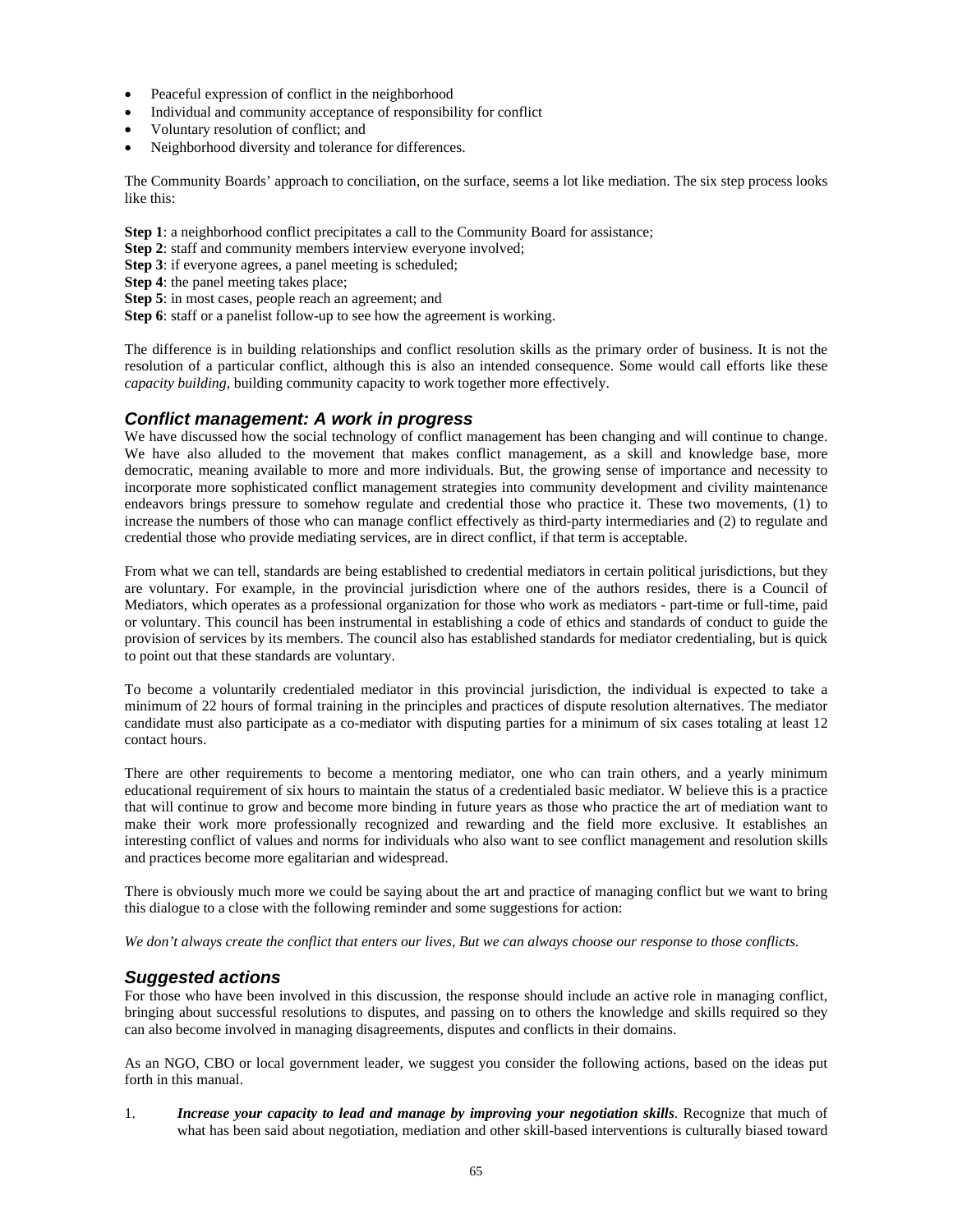- Peaceful expression of conflict in the neighborhood
- Individual and community acceptance of responsibility for conflict
- Voluntary resolution of conflict; and
- Neighborhood diversity and tolerance for differences.

The Community Boards' approach to conciliation, on the surface, seems a lot like mediation. The six step process looks like this:

**Step 1**: a neighborhood conflict precipitates a call to the Community Board for assistance;
**Step 2**: staff and community members interview everyone involved;
**Step 3**: if everyone agrees, a panel meeting is scheduled;
**Step 4**: the panel meeting takes place;
**Step 5**: in most cases, people reach an agreement; and
**Step 6**: staff or a panelist follow-up to see how the agreement is working.

The difference is in building relationships and conflict resolution skills as the primary order of business. It is not the resolution of a particular conflict, although this is also an intended consequence. Some would call efforts like these *capacity building*, building community capacity to work together more effectively.

## Conflict management: A work in progress

We have discussed how the social technology of conflict management has been changing and will continue to change. We have also alluded to the movement that makes conflict management, as a skill and knowledge base, more democratic, meaning available to more and more individuals. But, the growing sense of importance and necessity to incorporate more sophisticated conflict management strategies into community development and civility maintenance endeavors brings pressure to somehow regulate and credential those who practice it. These two movements, (1) to increase the numbers of those who can manage conflict effectively as third-party intermediaries and (2) to regulate and credential those who provide mediating services, are in direct conflict, if that term is acceptable.

From what we can tell, standards are being established to credential mediators in certain political jurisdictions, but they are voluntary. For example, in the provincial jurisdiction where one of the authors resides, there is a Council of Mediators, which operates as a professional organization for those who work as mediators - part-time or full-time, paid or voluntary. This council has been instrumental in establishing a code of ethics and standards of conduct to guide the provision of services by its members. The council also has established standards for mediator credentialing, but is quick to point out that these standards are voluntary.

To become a voluntarily credentialed mediator in this provincial jurisdiction, the individual is expected to take a minimum of 22 hours of formal training in the principles and practices of dispute resolution alternatives. The mediator candidate must also participate as a co-mediator with disputing parties for a minimum of six cases totaling at least 12 contact hours.

There are other requirements to become a mentoring mediator, one who can train others, and a yearly minimum educational requirement of six hours to maintain the status of a credentialed basic mediator. W believe this is a practice that will continue to grow and become more binding in future years as those who practice the art of mediation want to make their work more professionally recognized and rewarding and the field more exclusive. It establishes an interesting conflict of values and norms for individuals who also want to see conflict management and resolution skills and practices become more egalitarian and widespread.

There is obviously much more we could be saying about the art and practice of managing conflict but we want to bring this dialogue to a close with the following reminder and some suggestions for action:

*We don't always create the conflict that enters our lives, But we can always choose our response to those conflicts.*

## Suggested actions

For those who have been involved in this discussion, the response should include an active role in managing conflict, bringing about successful resolutions to disputes, and passing on to others the knowledge and skills required so they can also become involved in managing disagreements, disputes and conflicts in their domains.

As an NGO, CBO or local government leader, we suggest you consider the following actions, based on the ideas put forth in this manual.

1. ***Increase your capacity to lead and manage by improving your negotiation skills***. Recognize that much of what has been said about negotiation, mediation and other skill-based interventions is culturally biased toward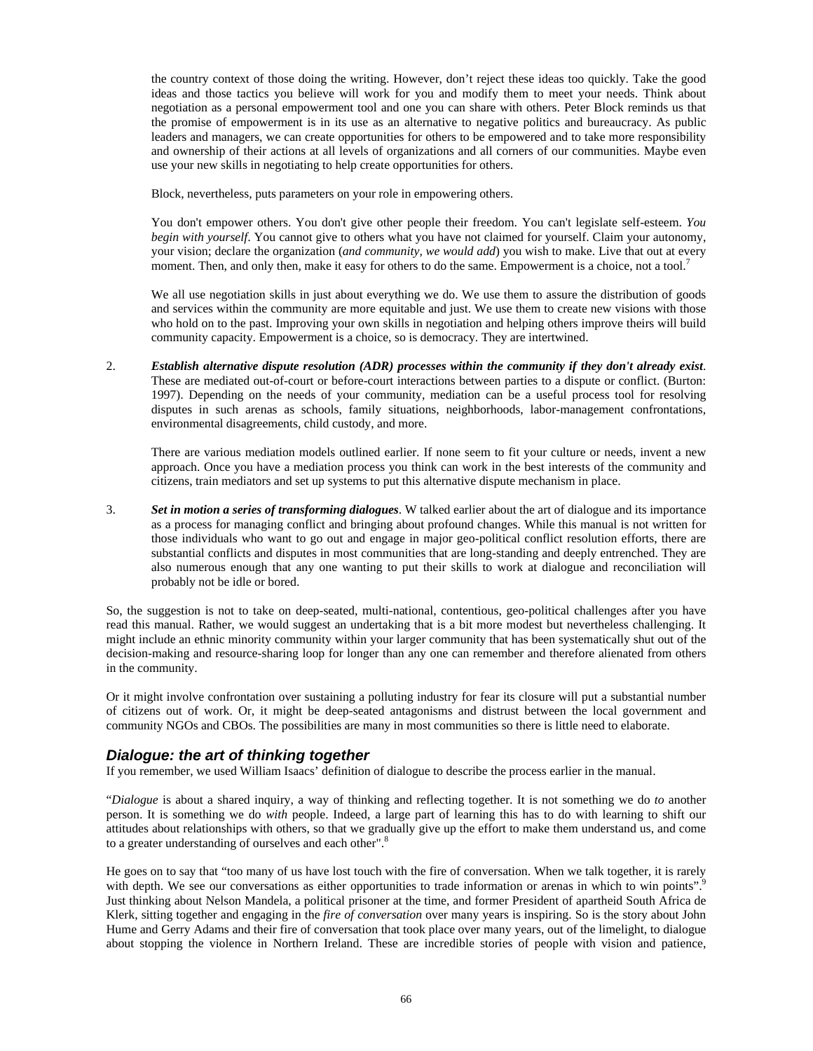the country context of those doing the writing. However, don't reject these ideas too quickly. Take the good ideas and those tactics you believe will work for you and modify them to meet your needs. Think about negotiation as a personal empowerment tool and one you can share with others. Peter Block reminds us that the promise of empowerment is in its use as an alternative to negative politics and bureaucracy. As public leaders and managers, we can create opportunities for others to be empowered and to take more responsibility and ownership of their actions at all levels of organizations and all corners of our communities. Maybe even use your new skills in negotiating to help create opportunities for others.

Block, nevertheless, puts parameters on your role in empowering others.

> You don't empower others. You don't give other people their freedom. You can't legislate self-esteem. *You begin with yourself*. You cannot give to others what you have not claimed for yourself. Claim your autonomy, your vision; declare the organization (*and community, we would add*) you wish to make. Live that out at every moment. Then, and only then, make it easy for others to do the same. Empowerment is a choice, not a tool.[7]

We all use negotiation skills in just about everything we do. We use them to assure the distribution of goods and services within the community are more equitable and just. We use them to create new visions with those who hold on to the past. Improving your own skills in negotiation and helping others improve theirs will build community capacity. Empowerment is a choice, so is democracy. They are intertwined.

2. ***Establish alternative dispute resolution (ADR) processes within the community if they don't already exist***. These are mediated out-of-court or before-court interactions between parties to a dispute or conflict. (Burton: 1997). Depending on the needs of your community, mediation can be a useful process tool for resolving disputes in such arenas as schools, family situations, neighborhoods, labor-management confrontations, environmental disagreements, child custody, and more.

   There are various mediation models outlined earlier. If none seem to fit your culture or needs, invent a new approach. Once you have a mediation process you think can work in the best interests of the community and citizens, train mediators and set up systems to put this alternative dispute mechanism in place.

3. ***Set in motion a series of transforming dialogues***. W talked earlier about the art of dialogue and its importance as a process for managing conflict and bringing about profound changes. While this manual is not written for those individuals who want to go out and engage in major geo-political conflict resolution efforts, there are substantial conflicts and disputes in most communities that are long-standing and deeply entrenched. They are also numerous enough that any one wanting to put their skills to work at dialogue and reconciliation will probably not be idle or bored.

So, the suggestion is not to take on deep-seated, multi-national, contentious, geo-political challenges after you have read this manual. Rather, we would suggest an undertaking that is a bit more modest but nevertheless challenging. It might include an ethnic minority community within your larger community that has been systematically shut out of the decision-making and resource-sharing loop for longer than any one can remember and therefore alienated from others in the community.

Or it might involve confrontation over sustaining a polluting industry for fear its closure will put a substantial number of citizens out of work. Or, it might be deep-seated antagonisms and distrust between the local government and community NGOs and CBOs. The possibilities are many in most communities so there is little need to elaborate.

## *Dialogue: the art of thinking together*

If you remember, we used William Isaacs' definition of dialogue to describe the process earlier in the manual.

"*Dialogue* is about a shared inquiry, a way of thinking and reflecting together. It is not something we do *to* another person. It is something we do *with* people. Indeed, a large part of learning this has to do with learning to shift our attitudes about relationships with others, so that we gradually give up the effort to make them understand us, and come to a greater understanding of ourselves and each other".[8]

He goes on to say that "too many of us have lost touch with the fire of conversation. When we talk together, it is rarely with depth. We see our conversations as either opportunities to trade information or arenas in which to win points".[9] Just thinking about Nelson Mandela, a political prisoner at the time, and former President of apartheid South Africa de Klerk, sitting together and engaging in the *fire of conversation* over many years is inspiring. So is the story about John Hume and Gerry Adams and their fire of conversation that took place over many years, out of the limelight, to dialogue about stopping the violence in Northern Ireland. These are incredible stories of people with vision and patience,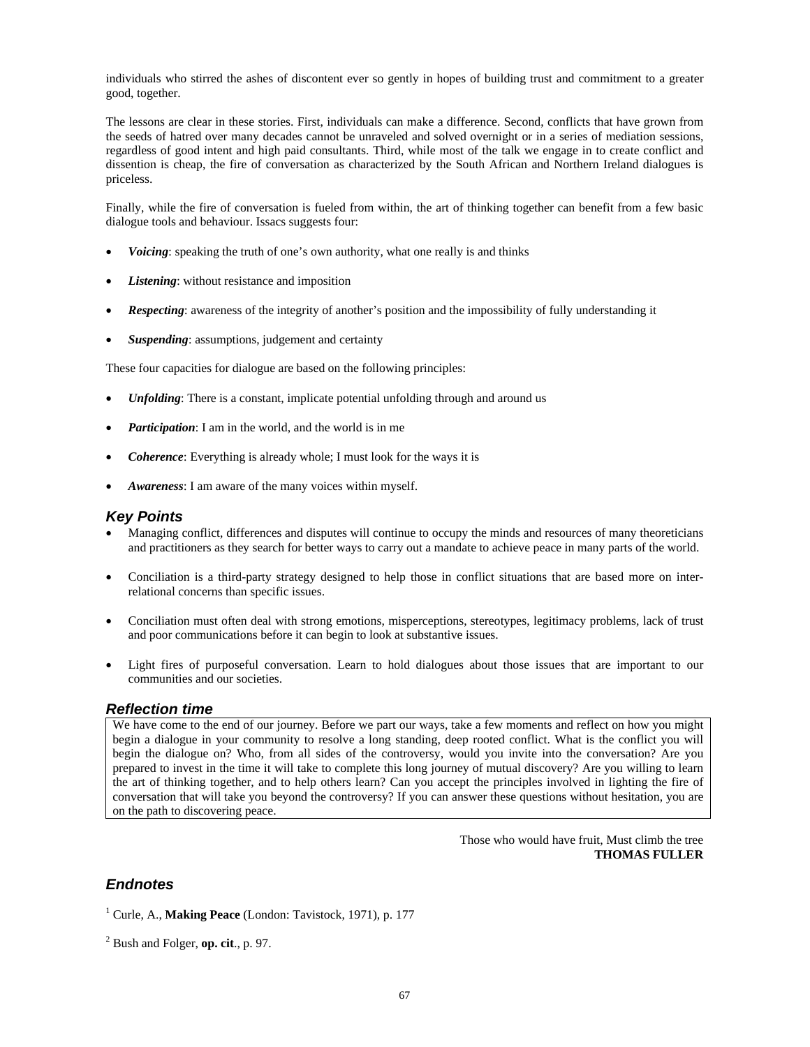individuals who stirred the ashes of discontent ever so gently in hopes of building trust and commitment to a greater good, together.

The lessons are clear in these stories. First, individuals can make a difference. Second, conflicts that have grown from the seeds of hatred over many decades cannot be unraveled and solved overnight or in a series of mediation sessions, regardless of good intent and high paid consultants. Third, while most of the talk we engage in to create conflict and dissention is cheap, the fire of conversation as characterized by the South African and Northern Ireland dialogues is priceless.

Finally, while the fire of conversation is fueled from within, the art of thinking together can benefit from a few basic dialogue tools and behaviour. Issacs suggests four:

- ***Voicing***: speaking the truth of one's own authority, what one really is and thinks
- ***Listening***: without resistance and imposition
- ***Respecting***: awareness of the integrity of another's position and the impossibility of fully understanding it
- ***Suspending***: assumptions, judgement and certainty

These four capacities for dialogue are based on the following principles:

- ***Unfolding***: There is a constant, implicate potential unfolding through and around us
- ***Participation***: I am in the world, and the world is in me
- ***Coherence***: Everything is already whole; I must look for the ways it is
- ***Awareness***: I am aware of the many voices within myself.

## *Key Points*

- Managing conflict, differences and disputes will continue to occupy the minds and resources of many theoreticians and practitioners as they search for better ways to carry out a mandate to achieve peace in many parts of the world.
- Conciliation is a third-party strategy designed to help those in conflict situations that are based more on inter-relational concerns than specific issues.
- Conciliation must often deal with strong emotions, misperceptions, stereotypes, legitimacy problems, lack of trust and poor communications before it can begin to look at substantive issues.
- Light fires of purposeful conversation. Learn to hold dialogues about those issues that are important to our communities and our societies.

## *Reflection time*

We have come to the end of our journey. Before we part our ways, take a few moments and reflect on how you might begin a dialogue in your community to resolve a long standing, deep rooted conflict. What is the conflict you will begin the dialogue on? Who, from all sides of the controversy, would you invite into the conversation? Are you prepared to invest in the time it will take to complete this long journey of mutual discovery? Are you willing to learn the art of thinking together, and to help others learn? Can you accept the principles involved in lighting the fire of conversation that will take you beyond the controversy? If you can answer these questions without hesitation, you are on the path to discovering peace.

Those who would have fruit, Must climb the tree
**THOMAS FULLER**

## *Endnotes*

[1] Curle, A., **Making Peace** (London: Tavistock, 1971), p. 177

[2] Bush and Folger, **op. cit**., p. 97.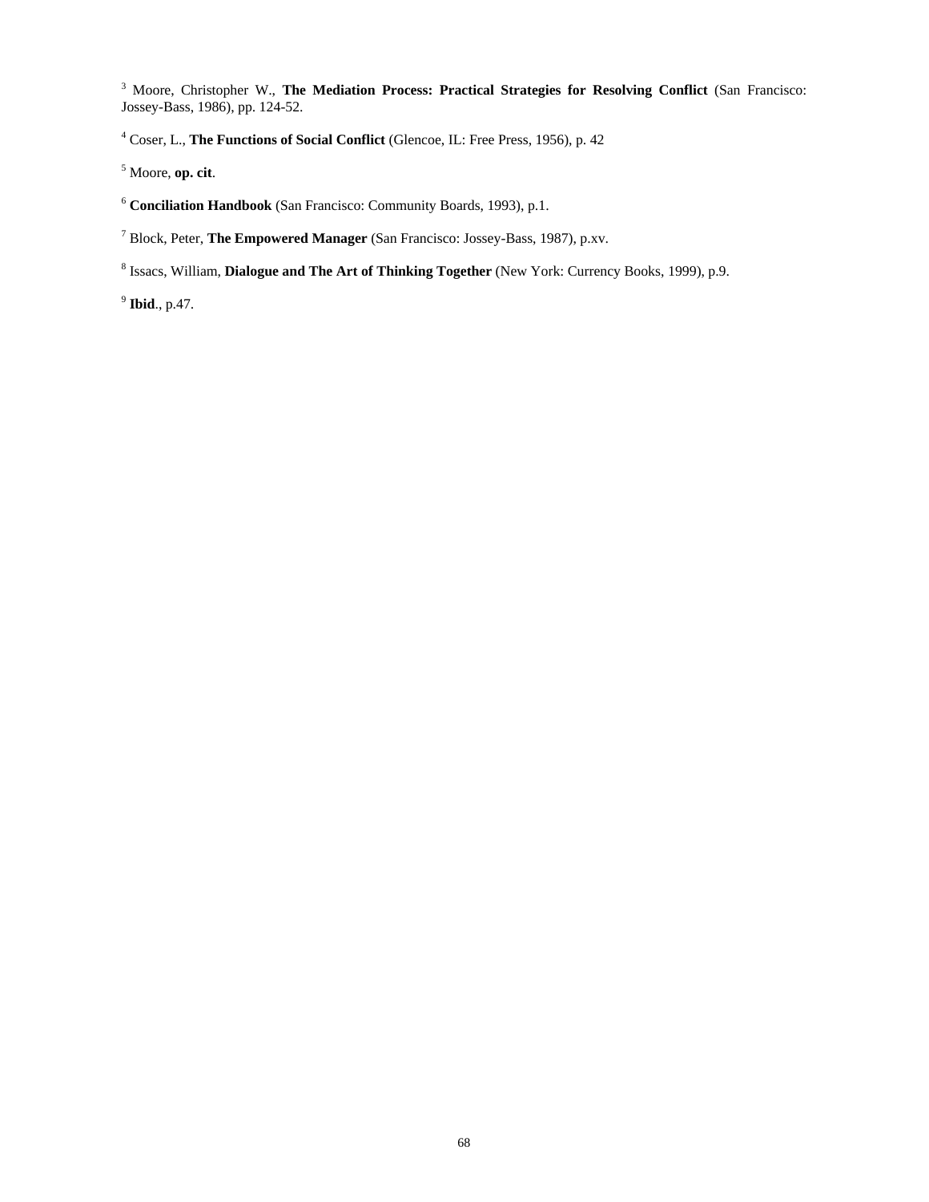[3] Moore, Christopher W., **The Mediation Process: Practical Strategies for Resolving Conflict** (San Francisco: Jossey-Bass, 1986), pp. 124-52.

[4] Coser, L., **The Functions of Social Conflict** (Glencoe, IL: Free Press, 1956), p. 42

[5] Moore, **op. cit**.

[6] **Conciliation Handbook** (San Francisco: Community Boards, 1993), p.1.

[7] Block, Peter, **The Empowered Manager** (San Francisco: Jossey-Bass, 1987), p.xv.

[8] Issacs, William, **Dialogue and The Art of Thinking Together** (New York: Currency Books, 1999), p.9.

[9] **Ibid**., p.47.